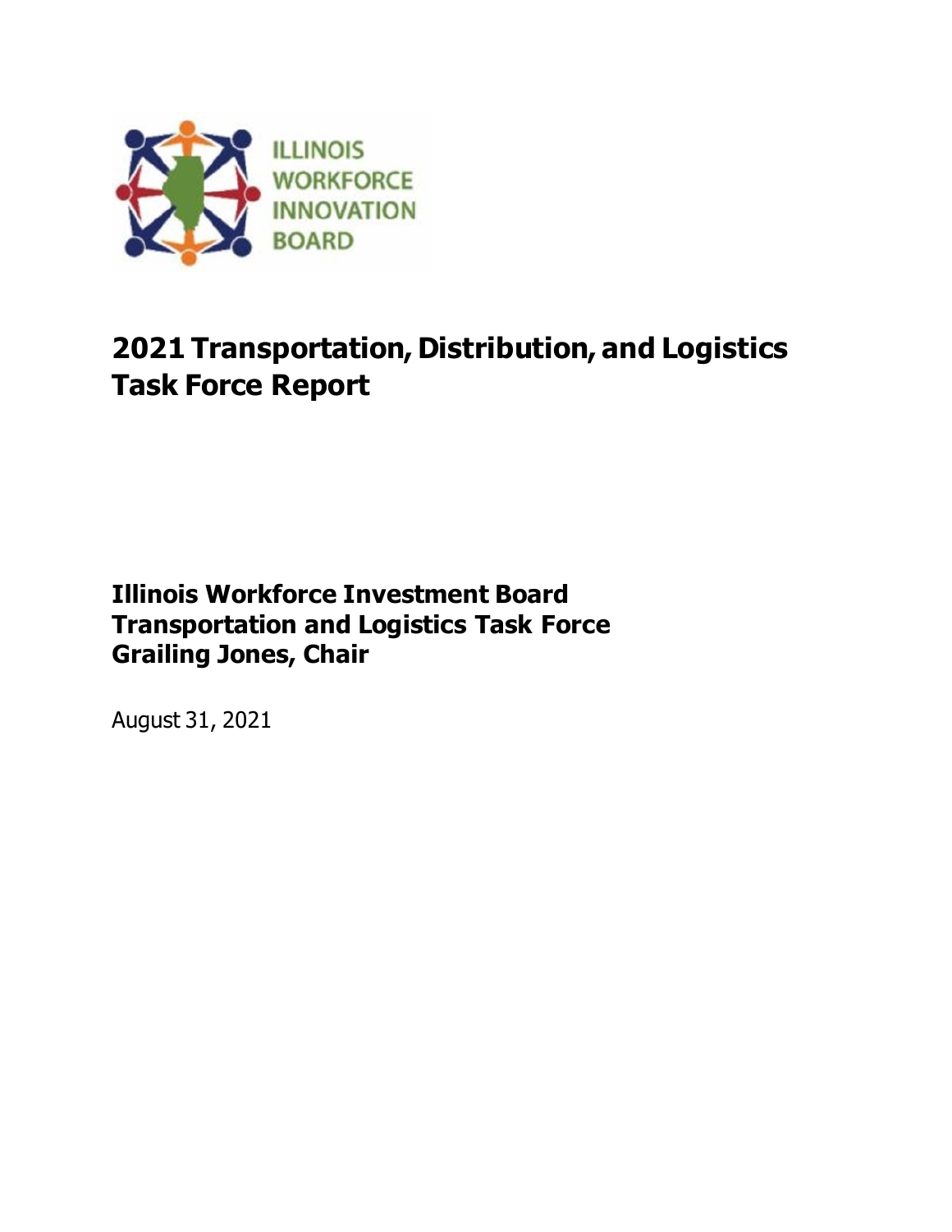ILLINOIS WORKFORCE INNOVATION BOARD

# 2021 Transportation, Distribution, and Logistics Task Force Report

**Illinois Workforce Investment Board**
**Transportation and Logistics Task Force**
**Grailing Jones, Chair**

August 31, 2021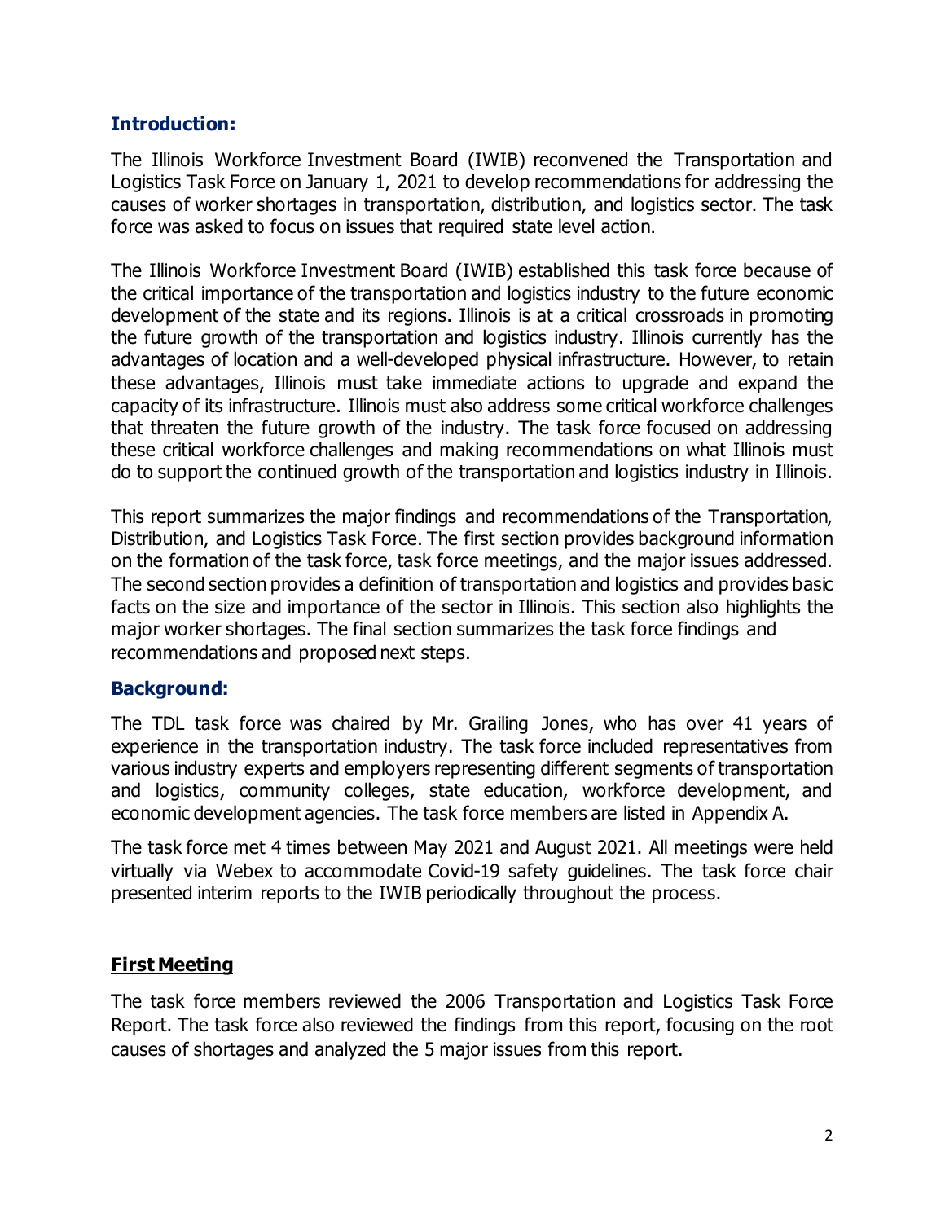## Introduction:

The Illinois Workforce Investment Board (IWIB) reconvened the Transportation and Logistics Task Force on January 1, 2021 to develop recommendations for addressing the causes of worker shortages in transportation, distribution, and logistics sector. The task force was asked to focus on issues that required state level action.

The Illinois Workforce Investment Board (IWIB) established this task force because of the critical importance of the transportation and logistics industry to the future economic development of the state and its regions. Illinois is at a critical crossroads in promoting the future growth of the transportation and logistics industry. Illinois currently has the advantages of location and a well-developed physical infrastructure. However, to retain these advantages, Illinois must take immediate actions to upgrade and expand the capacity of its infrastructure. Illinois must also address some critical workforce challenges that threaten the future growth of the industry. The task force focused on addressing these critical workforce challenges and making recommendations on what Illinois must do to support the continued growth of the transportation and logistics industry in Illinois.

This report summarizes the major findings and recommendations of the Transportation, Distribution, and Logistics Task Force. The first section provides background information on the formation of the task force, task force meetings, and the major issues addressed. The second section provides a definition of transportation and logistics and provides basic facts on the size and importance of the sector in Illinois. This section also highlights the major worker shortages. The final section summarizes the task force findings and recommendations and proposed next steps.

## Background:

The TDL task force was chaired by Mr. Grailing Jones, who has over 41 years of experience in the transportation industry. The task force included representatives from various industry experts and employers representing different segments of transportation and logistics, community colleges, state education, workforce development, and economic development agencies. The task force members are listed in Appendix A.

The task force met 4 times between May 2021 and August 2021. All meetings were held virtually via Webex to accommodate Covid-19 safety guidelines. The task force chair presented interim reports to the IWIB periodically throughout the process.

### First Meeting

The task force members reviewed the 2006 Transportation and Logistics Task Force Report. The task force also reviewed the findings from this report, focusing on the root causes of shortages and analyzed the 5 major issues from this report.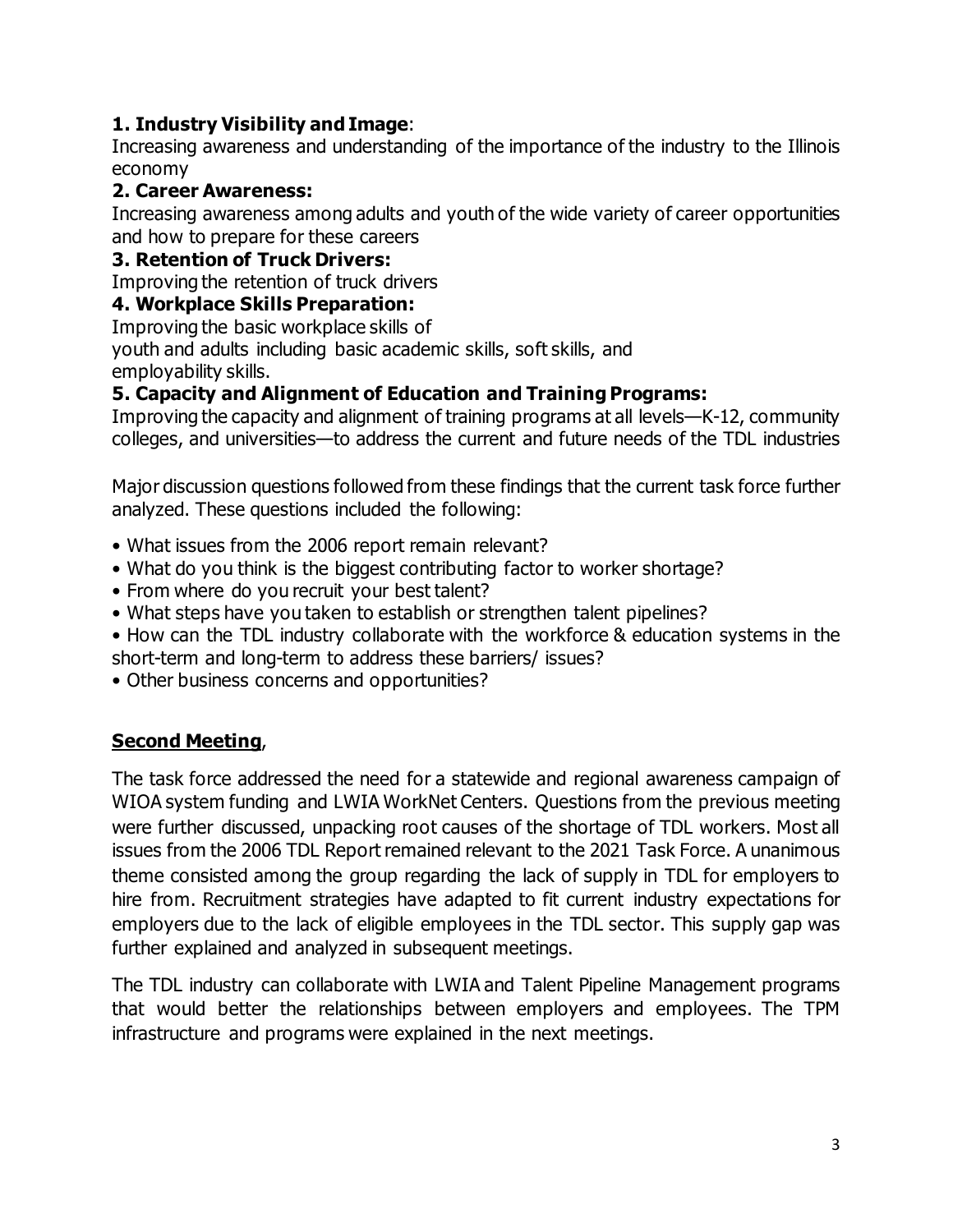**1. Industry Visibility and Image**:
Increasing awareness and understanding of the importance of the industry to the Illinois economy

**2. Career Awareness:**
Increasing awareness among adults and youth of the wide variety of career opportunities and how to prepare for these careers

**3. Retention of Truck Drivers:**
Improving the retention of truck drivers

**4. Workplace Skills Preparation:**
Improving the basic workplace skills of youth and adults including basic academic skills, soft skills, and employability skills.

**5. Capacity and Alignment of Education and Training Programs:**
Improving the capacity and alignment of training programs at all levels—K-12, community colleges, and universities—to address the current and future needs of the TDL industries

Major discussion questions followed from these findings that the current task force further analyzed. These questions included the following:

- What issues from the 2006 report remain relevant?
- What do you think is the biggest contributing factor to worker shortage?
- From where do you recruit your best talent?
- What steps have you taken to establish or strengthen talent pipelines?
- How can the TDL industry collaborate with the workforce & education systems in the short-term and long-term to address these barriers/ issues?
- Other business concerns and opportunities?

**<u>Second Meeting</u>**,

The task force addressed the need for a statewide and regional awareness campaign of WIOA system funding and LWIA WorkNet Centers. Questions from the previous meeting were further discussed, unpacking root causes of the shortage of TDL workers. Most all issues from the 2006 TDL Report remained relevant to the 2021 Task Force. A unanimous theme consisted among the group regarding the lack of supply in TDL for employers to hire from. Recruitment strategies have adapted to fit current industry expectations for employers due to the lack of eligible employees in the TDL sector. This supply gap was further explained and analyzed in subsequent meetings.

The TDL industry can collaborate with LWIA and Talent Pipeline Management programs that would better the relationships between employers and employees. The TPM infrastructure and programs were explained in the next meetings.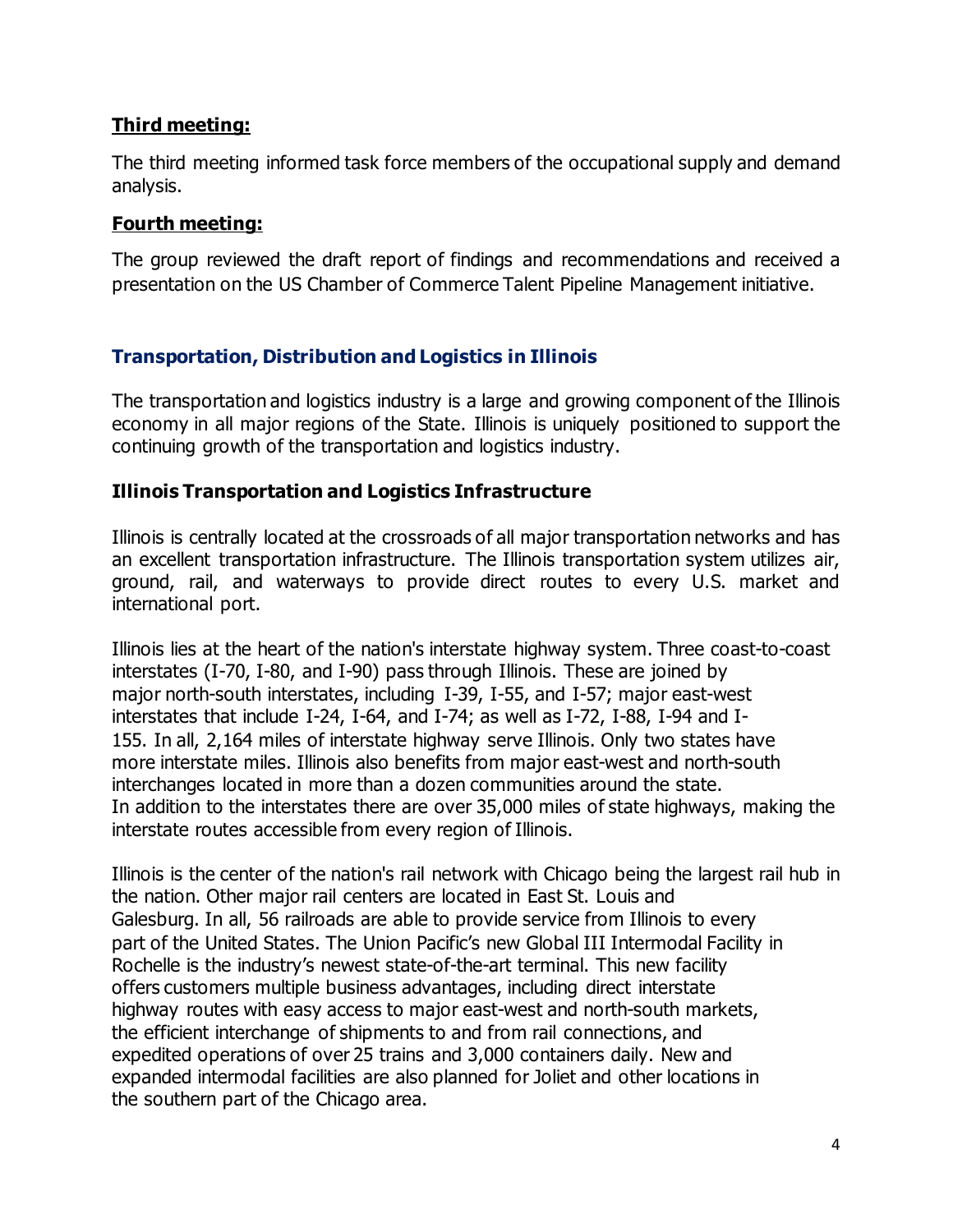**Third meeting:**

The third meeting informed task force members of the occupational supply and demand analysis.

**Fourth meeting:**

The group reviewed the draft report of findings and recommendations and received a presentation on the US Chamber of Commerce Talent Pipeline Management initiative.

## Transportation, Distribution and Logistics in Illinois

The transportation and logistics industry is a large and growing component of the Illinois economy in all major regions of the State. Illinois is uniquely positioned to support the continuing growth of the transportation and logistics industry.

### Illinois Transportation and Logistics Infrastructure

Illinois is centrally located at the crossroads of all major transportation networks and has an excellent transportation infrastructure. The Illinois transportation system utilizes air, ground, rail, and waterways to provide direct routes to every U.S. market and international port.

Illinois lies at the heart of the nation's interstate highway system. Three coast-to-coast interstates (I-70, I-80, and I-90) pass through Illinois. These are joined by major north-south interstates, including I-39, I-55, and I-57; major east-west interstates that include I-24, I-64, and I-74; as well as I-72, I-88, I-94 and I-155. In all, 2,164 miles of interstate highway serve Illinois. Only two states have more interstate miles. Illinois also benefits from major east-west and north-south interchanges located in more than a dozen communities around the state. In addition to the interstates there are over 35,000 miles of state highways, making the interstate routes accessible from every region of Illinois.

Illinois is the center of the nation's rail network with Chicago being the largest rail hub in the nation. Other major rail centers are located in East St. Louis and Galesburg. In all, 56 railroads are able to provide service from Illinois to every part of the United States. The Union Pacific's new Global III Intermodal Facility in Rochelle is the industry's newest state-of-the-art terminal. This new facility offers customers multiple business advantages, including direct interstate highway routes with easy access to major east-west and north-south markets, the efficient interchange of shipments to and from rail connections, and expedited operations of over 25 trains and 3,000 containers daily. New and expanded intermodal facilities are also planned for Joliet and other locations in the southern part of the Chicago area.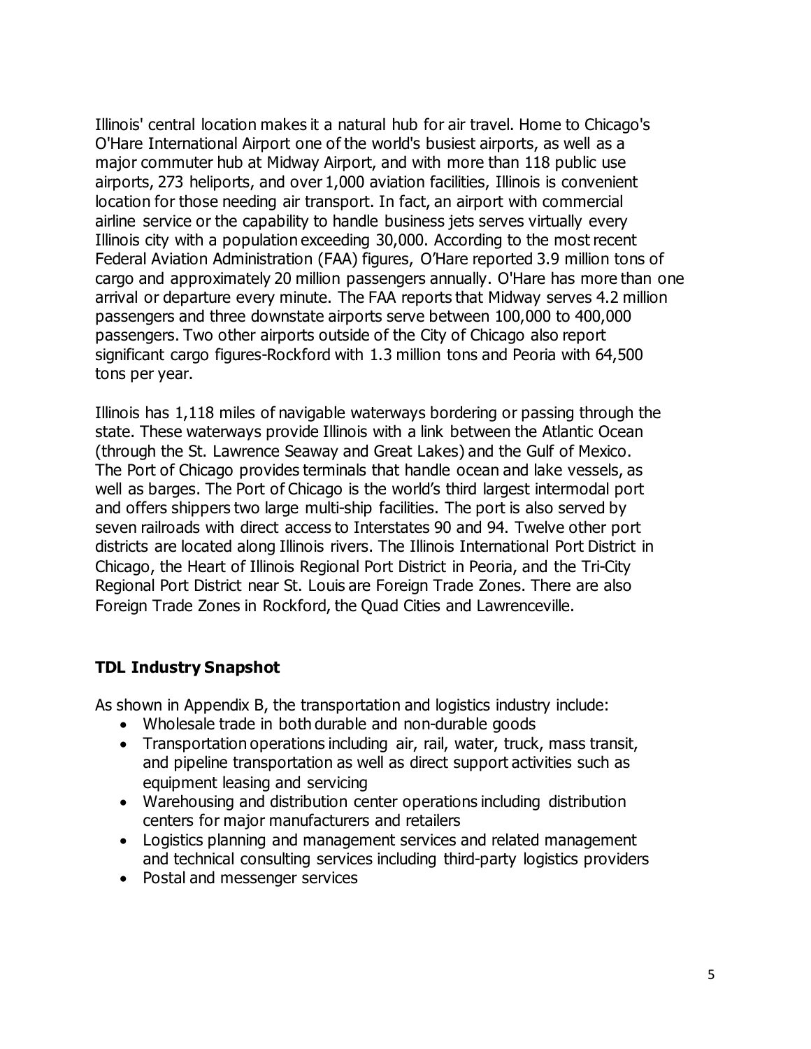Illinois' central location makes it a natural hub for air travel. Home to Chicago's O'Hare International Airport one of the world's busiest airports, as well as a major commuter hub at Midway Airport, and with more than 118 public use airports, 273 heliports, and over 1,000 aviation facilities, Illinois is convenient location for those needing air transport. In fact, an airport with commercial airline service or the capability to handle business jets serves virtually every Illinois city with a population exceeding 30,000. According to the most recent Federal Aviation Administration (FAA) figures, O'Hare reported 3.9 million tons of cargo and approximately 20 million passengers annually. O'Hare has more than one arrival or departure every minute. The FAA reports that Midway serves 4.2 million passengers and three downstate airports serve between 100,000 to 400,000 passengers. Two other airports outside of the City of Chicago also report significant cargo figures-Rockford with 1.3 million tons and Peoria with 64,500 tons per year.

Illinois has 1,118 miles of navigable waterways bordering or passing through the state. These waterways provide Illinois with a link between the Atlantic Ocean (through the St. Lawrence Seaway and Great Lakes) and the Gulf of Mexico. The Port of Chicago provides terminals that handle ocean and lake vessels, as well as barges. The Port of Chicago is the world's third largest intermodal port and offers shippers two large multi-ship facilities. The port is also served by seven railroads with direct access to Interstates 90 and 94. Twelve other port districts are located along Illinois rivers. The Illinois International Port District in Chicago, the Heart of Illinois Regional Port District in Peoria, and the Tri-City Regional Port District near St. Louis are Foreign Trade Zones. There are also Foreign Trade Zones in Rockford, the Quad Cities and Lawrenceville.

### TDL Industry Snapshot

As shown in Appendix B, the transportation and logistics industry include:

- Wholesale trade in both durable and non-durable goods
- Transportation operations including air, rail, water, truck, mass transit, and pipeline transportation as well as direct support activities such as equipment leasing and servicing
- Warehousing and distribution center operations including distribution centers for major manufacturers and retailers
- Logistics planning and management services and related management and technical consulting services including third-party logistics providers
- Postal and messenger services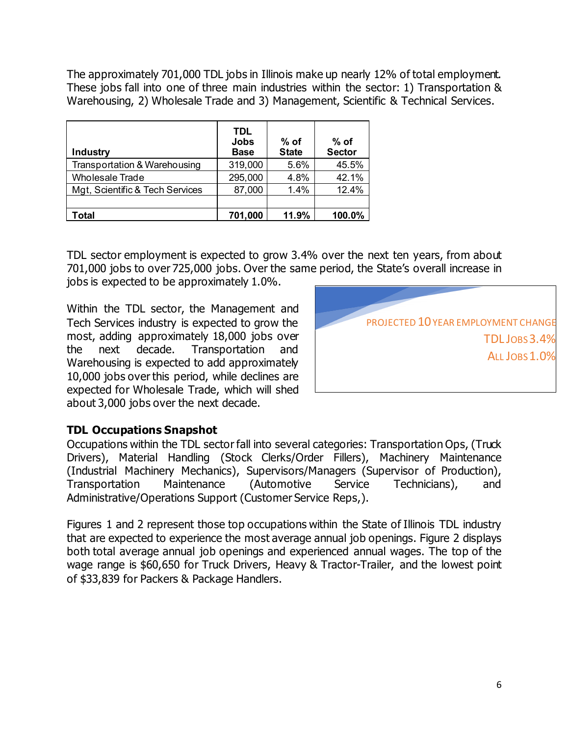The approximately 701,000 TDL jobs in Illinois make up nearly 12% of total employment. These jobs fall into one of three main industries within the sector: 1) Transportation & Warehousing, 2) Wholesale Trade and 3) Management, Scientific & Technical Services.

| Industry | TDL Jobs Base | % of State | % of Sector |
|---|---|---|---|
| Transportation & Warehousing | 319,000 | 5.6% | 45.5% |
| Wholesale Trade | 295,000 | 4.8% | 42.1% |
| Mgt, Scientific & Tech Services | 87,000 | 1.4% | 12.4% |
| | | | |
| **Total** | **701,000** | **11.9%** | **100.0%** |

TDL sector employment is expected to grow 3.4% over the next ten years, from about 701,000 jobs to over 725,000 jobs. Over the same period, the State's overall increase in jobs is expected to be approximately 1.0%.

Within the TDL sector, the Management and Tech Services industry is expected to grow the most, adding approximately 18,000 jobs over the next decade. Transportation and Warehousing is expected to add approximately 10,000 jobs over this period, while declines are expected for Wholesale Trade, which will shed about 3,000 jobs over the next decade.

PROJECTED 10 YEAR EMPLOYMENT CHANGE

TDL JOBS 3.4%

ALL JOBS 1.0%

### TDL Occupations Snapshot

Occupations within the TDL sector fall into several categories: Transportation Ops, (Truck Drivers), Material Handling (Stock Clerks/Order Fillers), Machinery Maintenance (Industrial Machinery Mechanics), Supervisors/Managers (Supervisor of Production), Transportation Maintenance (Automotive Service Technicians), and Administrative/Operations Support (Customer Service Reps,).

Figures 1 and 2 represent those top occupations within the State of Illinois TDL industry that are expected to experience the most average annual job openings. Figure 2 displays both total average annual job openings and experienced annual wages. The top of the wage range is $60,650 for Truck Drivers, Heavy & Tractor-Trailer, and the lowest point of $33,839 for Packers & Package Handlers.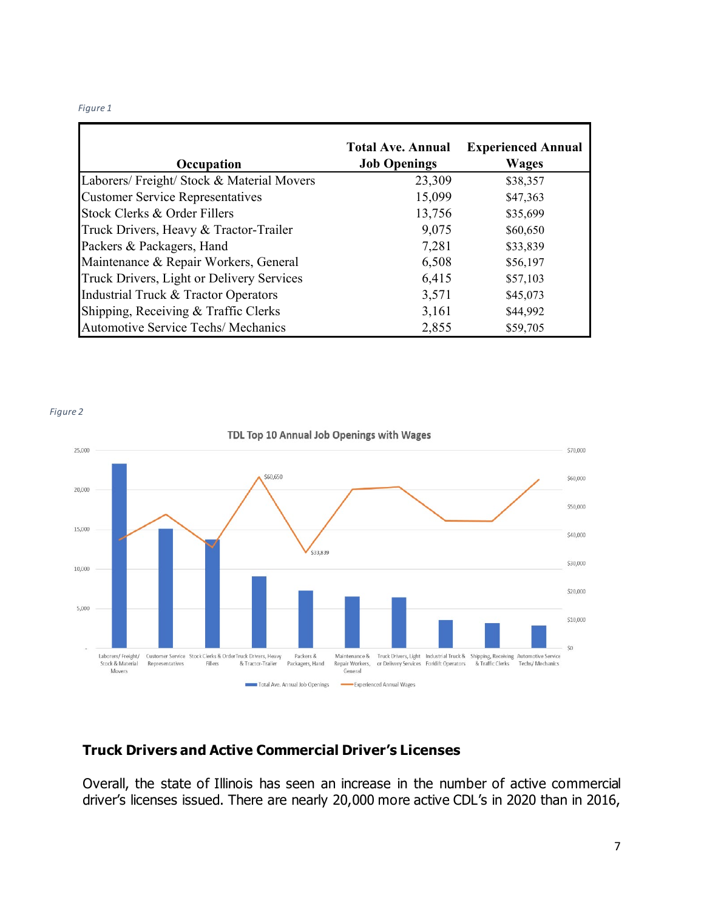*Figure 1*

| Occupation | Total Ave. Annual Job Openings | Experienced Annual Wages |
|---|---|---|
| Laborers/ Freight/ Stock & Material Movers | 23,309 | $38,357 |
| Customer Service Representatives | 15,099 | $47,363 |
| Stock Clerks & Order Fillers | 13,756 | $35,699 |
| Truck Drivers, Heavy & Tractor-Trailer | 9,075 | $60,650 |
| Packers & Packagers, Hand | 7,281 | $33,839 |
| Maintenance & Repair Workers, General | 6,508 | $56,197 |
| Truck Drivers, Light or Delivery Services | 6,415 | $57,103 |
| Industrial Truck & Tractor Operators | 3,571 | $45,073 |
| Shipping, Receiving & Traffic Clerks | 3,161 | $44,992 |
| Automotive Service Techs/ Mechanics | 2,855 | $59,705 |

*Figure 2*

TDL Top 10 Annual Job Openings with Wages

## Truck Drivers and Active Commercial Driver's Licenses

Overall, the state of Illinois has seen an increase in the number of active commercial driver's licenses issued. There are nearly 20,000 more active CDL's in 2020 than in 2016,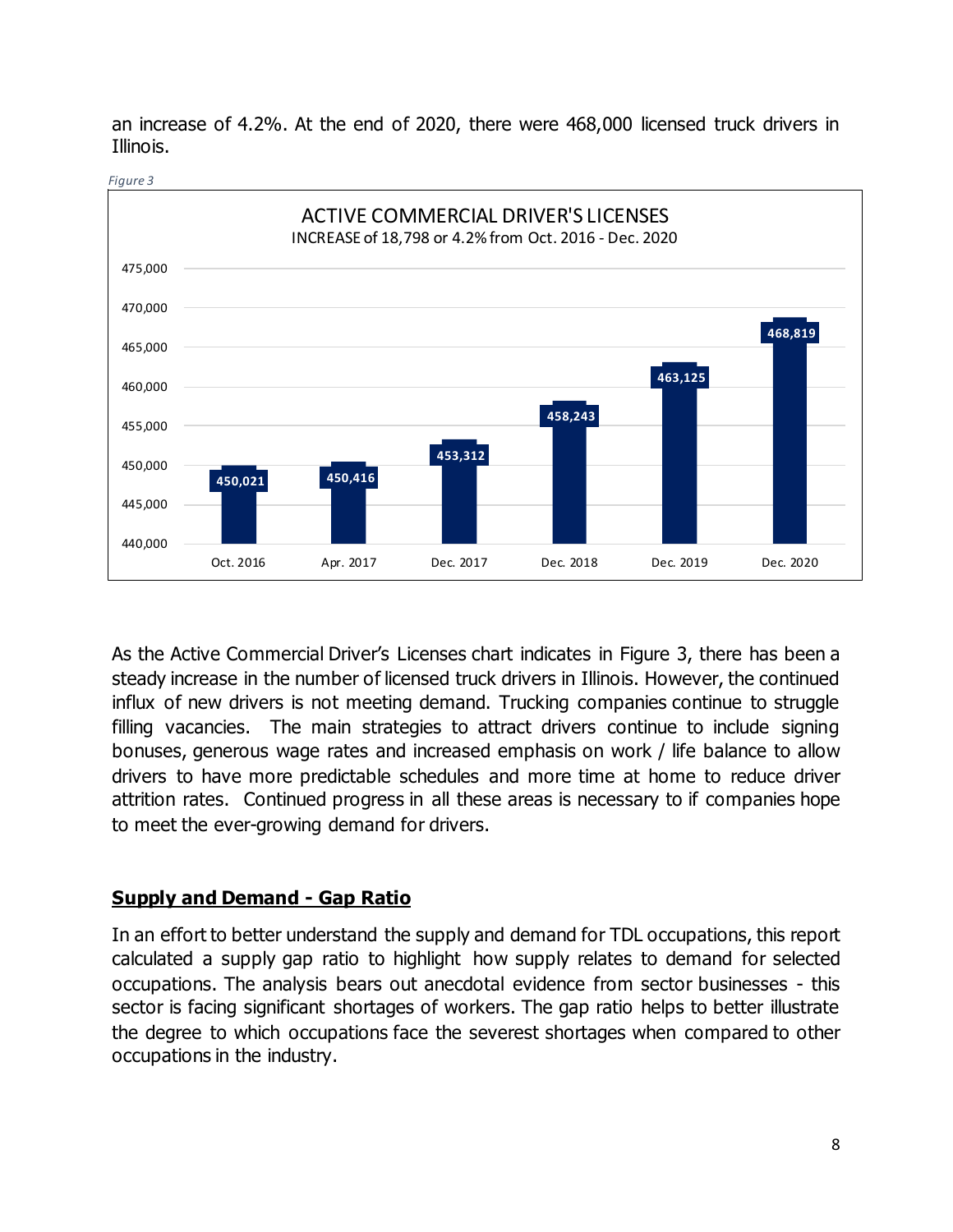an increase of 4.2%. At the end of 2020, there were 468,000 licensed truck drivers in Illinois.

*Figure 3*

**ACTIVE COMMERCIAL DRIVER'S LICENSES**
INCREASE of 18,798 or 4.2% from Oct. 2016 - Dec. 2020

| Date | Active Commercial Driver's Licenses |
|---|---|
| Oct. 2016 | 450,021 |
| Apr. 2017 | 450,416 |
| Dec. 2017 | 453,312 |
| Dec. 2018 | 458,243 |
| Dec. 2019 | 463,125 |
| Dec. 2020 | 468,819 |

As the Active Commercial Driver's Licenses chart indicates in Figure 3, there has been a steady increase in the number of licensed truck drivers in Illinois. However, the continued influx of new drivers is not meeting demand. Trucking companies continue to struggle filling vacancies. The main strategies to attract drivers continue to include signing bonuses, generous wage rates and increased emphasis on work / life balance to allow drivers to have more predictable schedules and more time at home to reduce driver attrition rates. Continued progress in all these areas is necessary to if companies hope to meet the ever-growing demand for drivers.

## Supply and Demand - Gap Ratio

In an effort to better understand the supply and demand for TDL occupations, this report calculated a supply gap ratio to highlight how supply relates to demand for selected occupations. The analysis bears out anecdotal evidence from sector businesses - this sector is facing significant shortages of workers. The gap ratio helps to better illustrate the degree to which occupations face the severest shortages when compared to other occupations in the industry.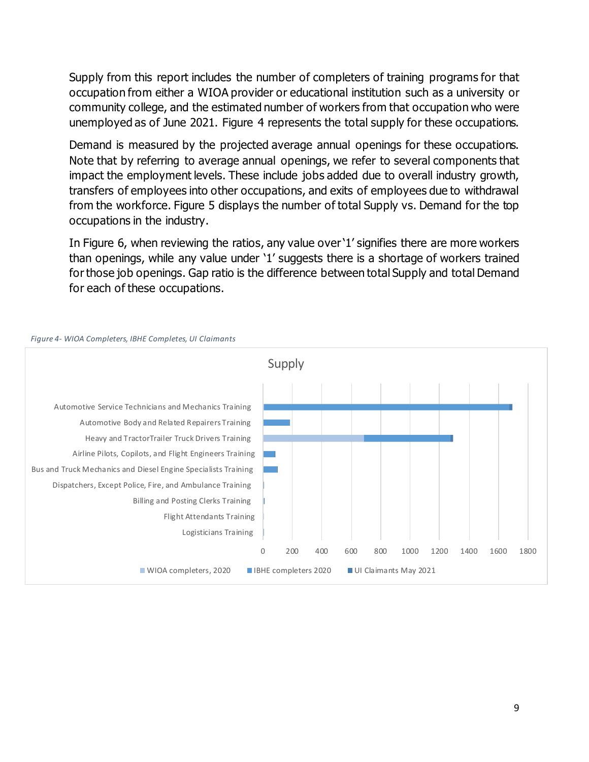Supply from this report includes the number of completers of training programs for that occupation from either a WIOA provider or educational institution such as a university or community college, and the estimated number of workers from that occupation who were unemployed as of June 2021. Figure 4 represents the total supply for these occupations.

Demand is measured by the projected average annual openings for these occupations. Note that by referring to average annual openings, we refer to several components that impact the employment levels. These include jobs added due to overall industry growth, transfers of employees into other occupations, and exits of employees due to withdrawal from the workforce. Figure 5 displays the number of total Supply vs. Demand for the top occupations in the industry.

In Figure 6, when reviewing the ratios, any value over '1' signifies there are more workers than openings, while any value under '1' suggests there is a shortage of workers trained for those job openings. Gap ratio is the difference between total Supply and total Demand for each of these occupations.

*Figure 4- WIOA Completers, IBHE Completes, UI Claimants*

Supply

- Automotive Service Technicians and Mechanics Training
- Automotive Body and Related Repairers Training
- Heavy and TractorTrailer Truck Drivers Training
- Airline Pilots, Copilots, and Flight Engineers Training
- Bus and Truck Mechanics and Diesel Engine Specialists Training
- Dispatchers, Except Police, Fire, and Ambulance Training
- Billing and Posting Clerks Training
- Flight Attendants Training
- Logisticians Training

0 200 400 600 800 1000 1200 1400 1600 1800

WIOA completers, 2020 | IBHE completers 2020 | UI Claimants May 2021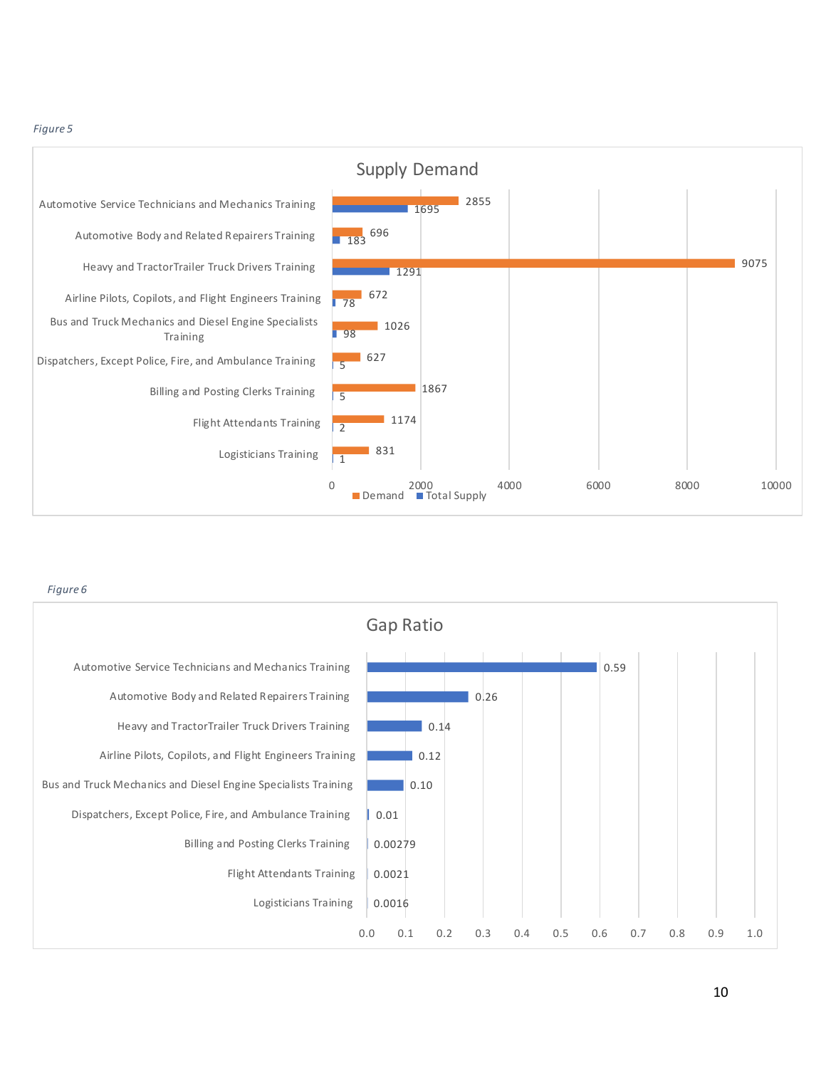*Figure 5*

**Supply Demand**

| Training | Demand | Total Supply |
| --- | --- | --- |
| Automotive Service Technicians and Mechanics Training | 2855 | 1695 |
| Automotive Body and Related Repairers Training | 696 | 183 |
| Heavy and TractorTrailer Truck Drivers Training | 9075 | 1291 |
| Airline Pilots, Copilots, and Flight Engineers Training | 672 | 78 |
| Bus and Truck Mechanics and Diesel Engine Specialists Training | 1026 | 98 |
| Dispatchers, Except Police, Fire, and Ambulance Training | 627 | 5 |
| Billing and Posting Clerks Training | 1867 | 5 |
| Flight Attendants Training | 1174 | 2 |
| Logisticians Training | 831 | 1 |

*Figure 6*

**Gap Ratio**

| Training | Gap Ratio |
| --- | --- |
| Automotive Service Technicians and Mechanics Training | 0.59 |
| Automotive Body and Related Repairers Training | 0.26 |
| Heavy and TractorTrailer Truck Drivers Training | 0.14 |
| Airline Pilots, Copilots, and Flight Engineers Training | 0.12 |
| Bus and Truck Mechanics and Diesel Engine Specialists Training | 0.10 |
| Dispatchers, Except Police, Fire, and Ambulance Training | 0.01 |
| Billing and Posting Clerks Training | 0.00279 |
| Flight Attendants Training | 0.0021 |
| Logisticians Training | 0.0016 |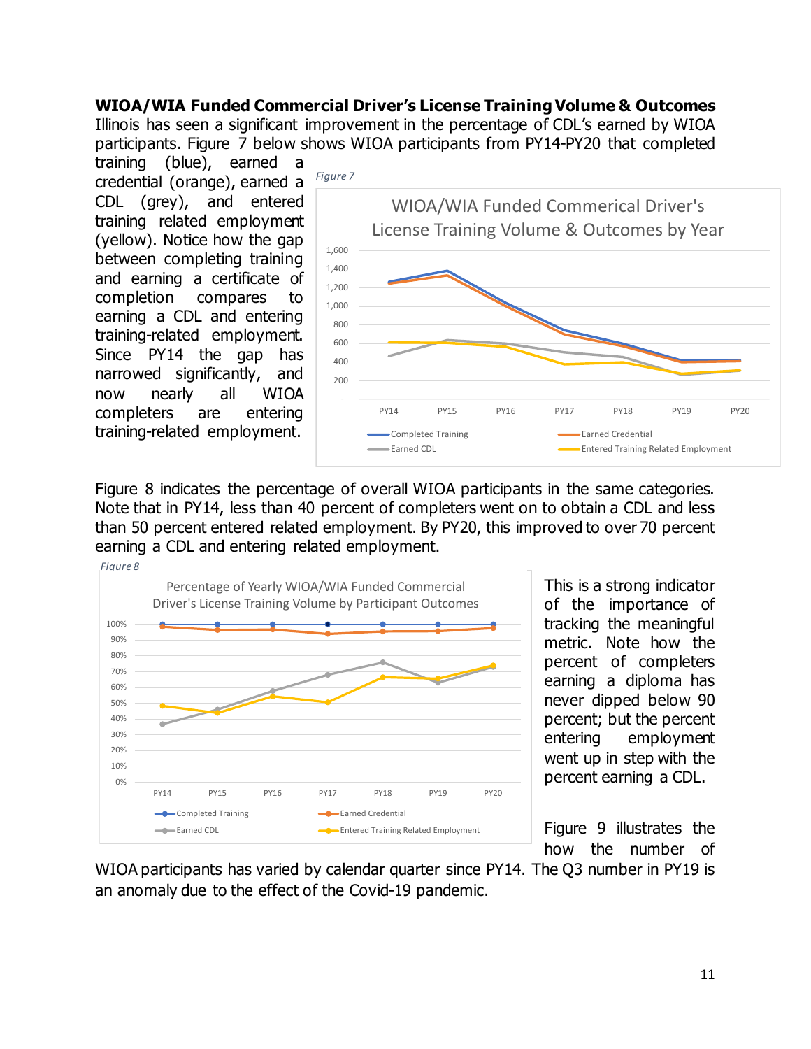**WIOA/WIA Funded Commercial Driver's License Training Volume & Outcomes**

Illinois has seen a significant improvement in the percentage of CDL's earned by WIOA participants. Figure 7 below shows WIOA participants from PY14-PY20 that completed training (blue), earned a credential (orange), earned a CDL (grey), and entered training related employment (yellow). Notice how the gap between completing training and earning a certificate of completion compares to earning a CDL and entering training-related employment. Since PY14 the gap has narrowed significantly, and now nearly all WIOA completers are entering training-related employment.

*Figure 7*

Figure 8 indicates the percentage of overall WIOA participants in the same categories. Note that in PY14, less than 40 percent of completers went on to obtain a CDL and less than 50 percent entered related employment. By PY20, this improved to over 70 percent earning a CDL and entering related employment.

*Figure 8*

This is a strong indicator of the importance of tracking the meaningful metric. Note how the percent of completers earning a diploma has never dipped below 90 percent; but the percent entering employment went up in step with the percent earning a CDL.

Figure 9 illustrates the how the number of WIOA participants has varied by calendar quarter since PY14. The Q3 number in PY19 is an anomaly due to the effect of the Covid-19 pandemic.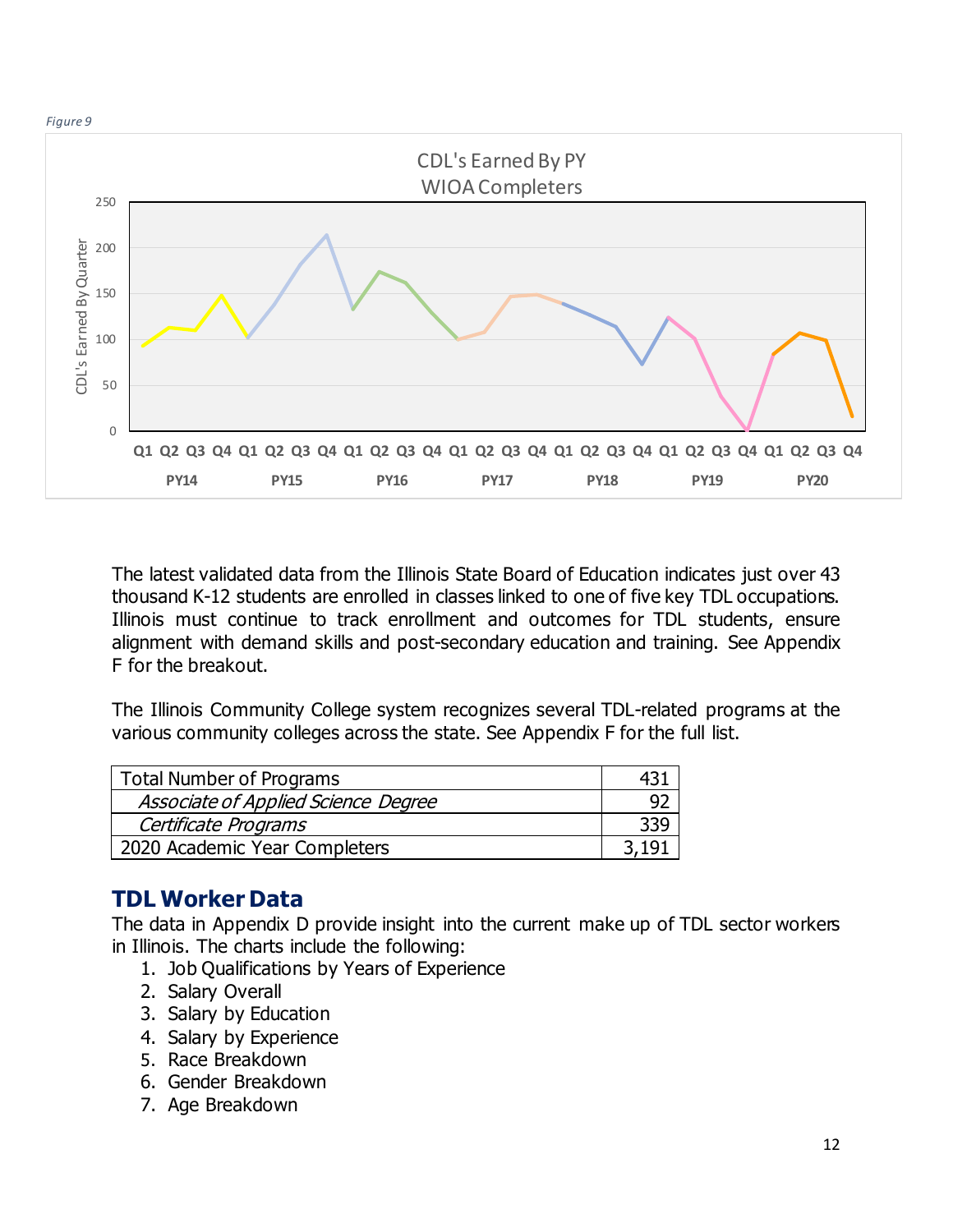*Figure 9*

The latest validated data from the Illinois State Board of Education indicates just over 43 thousand K-12 students are enrolled in classes linked to one of five key TDL occupations. Illinois must continue to track enrollment and outcomes for TDL students, ensure alignment with demand skills and post-secondary education and training. See Appendix F for the breakout.

The Illinois Community College system recognizes several TDL-related programs at the various community colleges across the state. See Appendix F for the full list.

| Total Number of Programs | 431 |
|---|---|
| *Associate of Applied Science Degree* | 92 |
| *Certificate Programs* | 339 |
| 2020 Academic Year Completers | 3,191 |

## TDL Worker Data

The data in Appendix D provide insight into the current make up of TDL sector workers in Illinois. The charts include the following:

1. Job Qualifications by Years of Experience
2. Salary Overall
3. Salary by Education
4. Salary by Experience
5. Race Breakdown
6. Gender Breakdown
7. Age Breakdown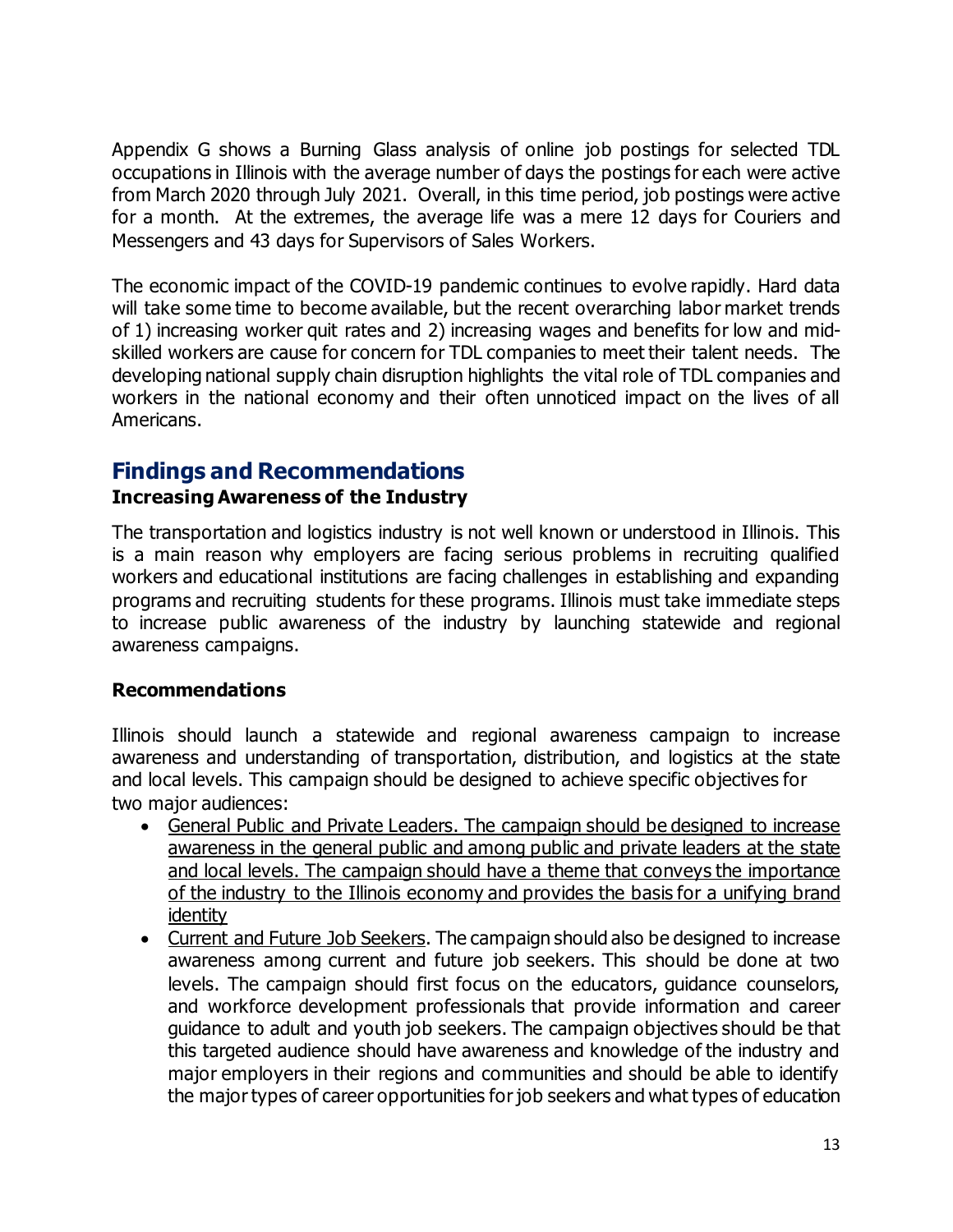Appendix G shows a Burning Glass analysis of online job postings for selected TDL occupations in Illinois with the average number of days the postings for each were active from March 2020 through July 2021. Overall, in this time period, job postings were active for a month. At the extremes, the average life was a mere 12 days for Couriers and Messengers and 43 days for Supervisors of Sales Workers.

The economic impact of the COVID-19 pandemic continues to evolve rapidly. Hard data will take some time to become available, but the recent overarching labor market trends of 1) increasing worker quit rates and 2) increasing wages and benefits for low and mid-skilled workers are cause for concern for TDL companies to meet their talent needs. The developing national supply chain disruption highlights the vital role of TDL companies and workers in the national economy and their often unnoticed impact on the lives of all Americans.

## Findings and Recommendations

### Increasing Awareness of the Industry

The transportation and logistics industry is not well known or understood in Illinois. This is a main reason why employers are facing serious problems in recruiting qualified workers and educational institutions are facing challenges in establishing and expanding programs and recruiting students for these programs. Illinois must take immediate steps to increase public awareness of the industry by launching statewide and regional awareness campaigns.

### Recommendations

Illinois should launch a statewide and regional awareness campaign to increase awareness and understanding of transportation, distribution, and logistics at the state and local levels. This campaign should be designed to achieve specific objectives for two major audiences:

- <u>General Public and Private Leaders. The campaign should be designed to increase awareness in the general public and among public and private leaders at the state and local levels. The campaign should have a theme that conveys the importance of the industry to the Illinois economy and provides the basis for a unifying brand identity</u>
- <u>Current and Future Job Seekers</u>. The campaign should also be designed to increase awareness among current and future job seekers. This should be done at two levels. The campaign should first focus on the educators, guidance counselors, and workforce development professionals that provide information and career guidance to adult and youth job seekers. The campaign objectives should be that this targeted audience should have awareness and knowledge of the industry and major employers in their regions and communities and should be able to identify the major types of career opportunities for job seekers and what types of education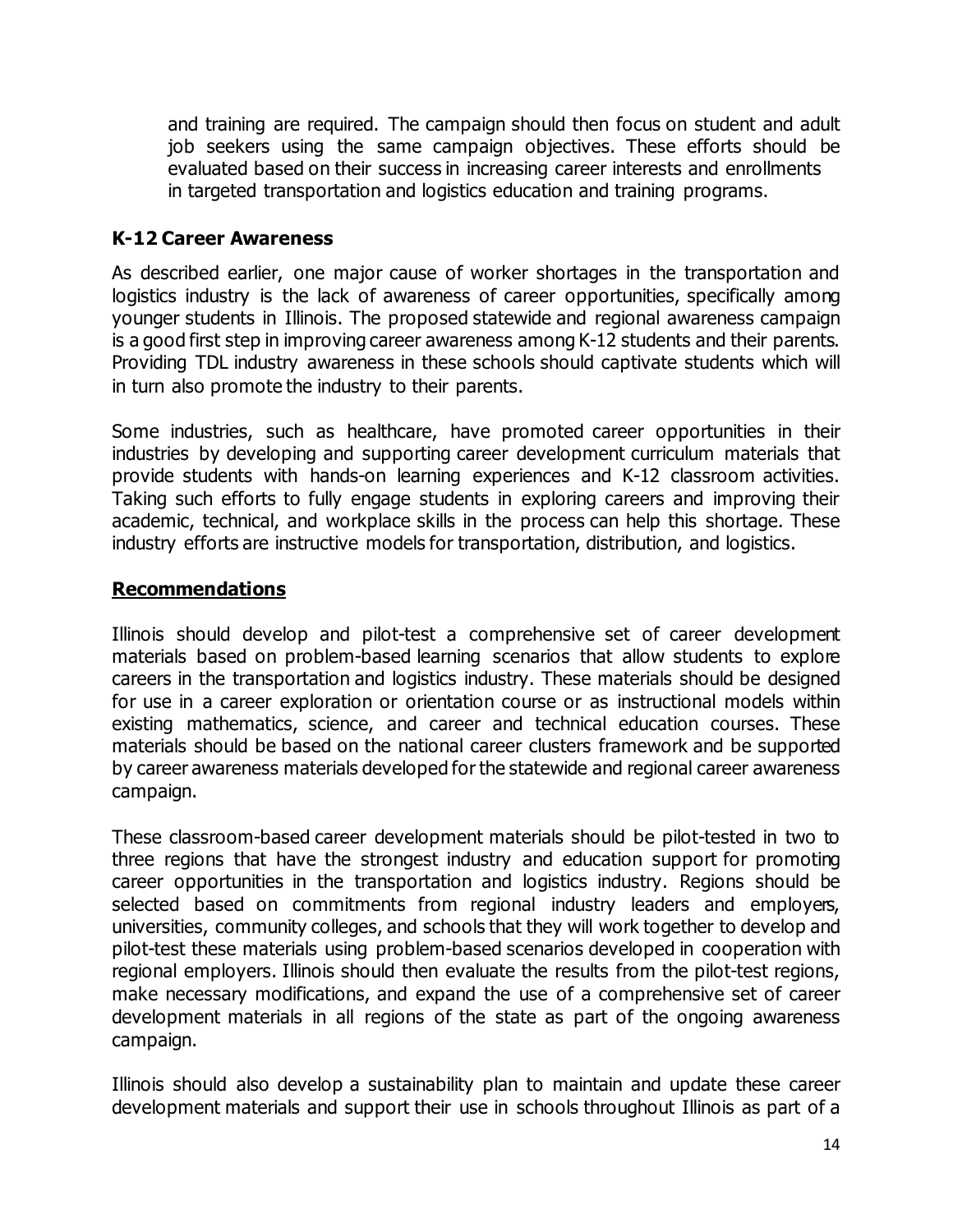and training are required. The campaign should then focus on student and adult job seekers using the same campaign objectives. These efforts should be evaluated based on their success in increasing career interests and enrollments in targeted transportation and logistics education and training programs.

### K-12 Career Awareness

As described earlier, one major cause of worker shortages in the transportation and logistics industry is the lack of awareness of career opportunities, specifically among younger students in Illinois. The proposed statewide and regional awareness campaign is a good first step in improving career awareness among K-12 students and their parents. Providing TDL industry awareness in these schools should captivate students which will in turn also promote the industry to their parents.

Some industries, such as healthcare, have promoted career opportunities in their industries by developing and supporting career development curriculum materials that provide students with hands-on learning experiences and K-12 classroom activities. Taking such efforts to fully engage students in exploring careers and improving their academic, technical, and workplace skills in the process can help this shortage. These industry efforts are instructive models for transportation, distribution, and logistics.

### Recommendations

Illinois should develop and pilot-test a comprehensive set of career development materials based on problem-based learning scenarios that allow students to explore careers in the transportation and logistics industry. These materials should be designed for use in a career exploration or orientation course or as instructional models within existing mathematics, science, and career and technical education courses. These materials should be based on the national career clusters framework and be supported by career awareness materials developed for the statewide and regional career awareness campaign.

These classroom-based career development materials should be pilot-tested in two to three regions that have the strongest industry and education support for promoting career opportunities in the transportation and logistics industry. Regions should be selected based on commitments from regional industry leaders and employers, universities, community colleges, and schools that they will work together to develop and pilot-test these materials using problem-based scenarios developed in cooperation with regional employers. Illinois should then evaluate the results from the pilot-test regions, make necessary modifications, and expand the use of a comprehensive set of career development materials in all regions of the state as part of the ongoing awareness campaign.

Illinois should also develop a sustainability plan to maintain and update these career development materials and support their use in schools throughout Illinois as part of a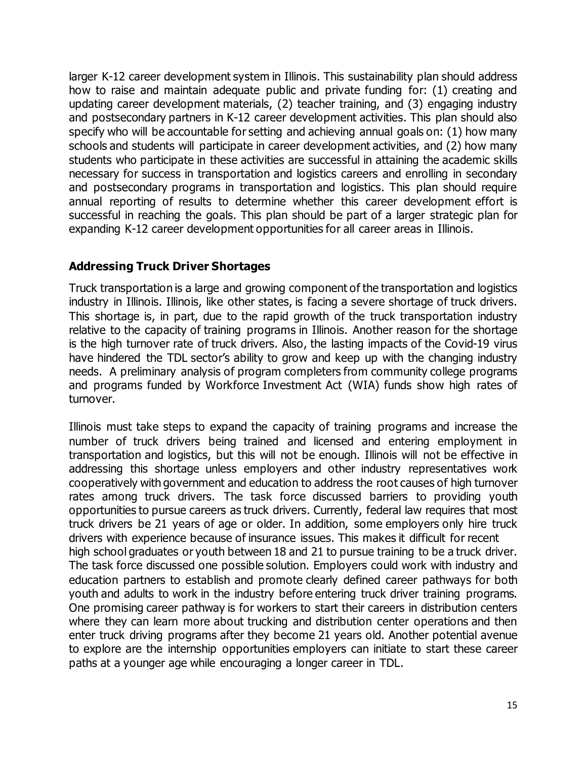larger K-12 career development system in Illinois. This sustainability plan should address how to raise and maintain adequate public and private funding for: (1) creating and updating career development materials, (2) teacher training, and (3) engaging industry and postsecondary partners in K-12 career development activities. This plan should also specify who will be accountable for setting and achieving annual goals on: (1) how many schools and students will participate in career development activities, and (2) how many students who participate in these activities are successful in attaining the academic skills necessary for success in transportation and logistics careers and enrolling in secondary and postsecondary programs in transportation and logistics. This plan should require annual reporting of results to determine whether this career development effort is successful in reaching the goals. This plan should be part of a larger strategic plan for expanding K-12 career development opportunities for all career areas in Illinois.

### Addressing Truck Driver Shortages

Truck transportation is a large and growing component of the transportation and logistics industry in Illinois. Illinois, like other states, is facing a severe shortage of truck drivers. This shortage is, in part, due to the rapid growth of the truck transportation industry relative to the capacity of training programs in Illinois. Another reason for the shortage is the high turnover rate of truck drivers. Also, the lasting impacts of the Covid-19 virus have hindered the TDL sector's ability to grow and keep up with the changing industry needs. A preliminary analysis of program completers from community college programs and programs funded by Workforce Investment Act (WIA) funds show high rates of turnover.

Illinois must take steps to expand the capacity of training programs and increase the number of truck drivers being trained and licensed and entering employment in transportation and logistics, but this will not be enough. Illinois will not be effective in addressing this shortage unless employers and other industry representatives work cooperatively with government and education to address the root causes of high turnover rates among truck drivers. The task force discussed barriers to providing youth opportunities to pursue careers as truck drivers. Currently, federal law requires that most truck drivers be 21 years of age or older. In addition, some employers only hire truck drivers with experience because of insurance issues. This makes it difficult for recent high school graduates or youth between 18 and 21 to pursue training to be a truck driver. The task force discussed one possible solution. Employers could work with industry and education partners to establish and promote clearly defined career pathways for both youth and adults to work in the industry before entering truck driver training programs. One promising career pathway is for workers to start their careers in distribution centers where they can learn more about trucking and distribution center operations and then enter truck driving programs after they become 21 years old. Another potential avenue to explore are the internship opportunities employers can initiate to start these career paths at a younger age while encouraging a longer career in TDL.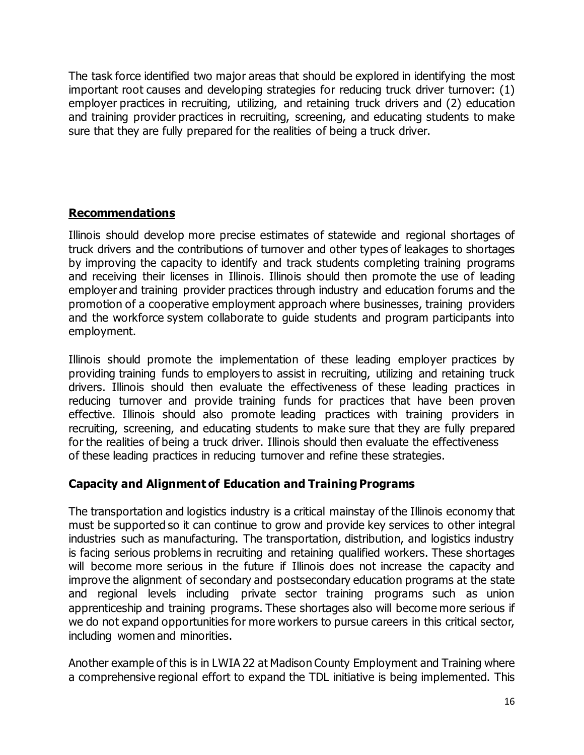The task force identified two major areas that should be explored in identifying the most important root causes and developing strategies for reducing truck driver turnover: (1) employer practices in recruiting, utilizing, and retaining truck drivers and (2) education and training provider practices in recruiting, screening, and educating students to make sure that they are fully prepared for the realities of being a truck driver.

## Recommendations

Illinois should develop more precise estimates of statewide and regional shortages of truck drivers and the contributions of turnover and other types of leakages to shortages by improving the capacity to identify and track students completing training programs and receiving their licenses in Illinois. Illinois should then promote the use of leading employer and training provider practices through industry and education forums and the promotion of a cooperative employment approach where businesses, training providers and the workforce system collaborate to guide students and program participants into employment.

Illinois should promote the implementation of these leading employer practices by providing training funds to employers to assist in recruiting, utilizing and retaining truck drivers. Illinois should then evaluate the effectiveness of these leading practices in reducing turnover and provide training funds for practices that have been proven effective. Illinois should also promote leading practices with training providers in recruiting, screening, and educating students to make sure that they are fully prepared for the realities of being a truck driver. Illinois should then evaluate the effectiveness of these leading practices in reducing turnover and refine these strategies.

### Capacity and Alignment of Education and Training Programs

The transportation and logistics industry is a critical mainstay of the Illinois economy that must be supported so it can continue to grow and provide key services to other integral industries such as manufacturing. The transportation, distribution, and logistics industry is facing serious problems in recruiting and retaining qualified workers. These shortages will become more serious in the future if Illinois does not increase the capacity and improve the alignment of secondary and postsecondary education programs at the state and regional levels including private sector training programs such as union apprenticeship and training programs. These shortages also will become more serious if we do not expand opportunities for more workers to pursue careers in this critical sector, including women and minorities.

Another example of this is in LWIA 22 at Madison County Employment and Training where a comprehensive regional effort to expand the TDL initiative is being implemented. This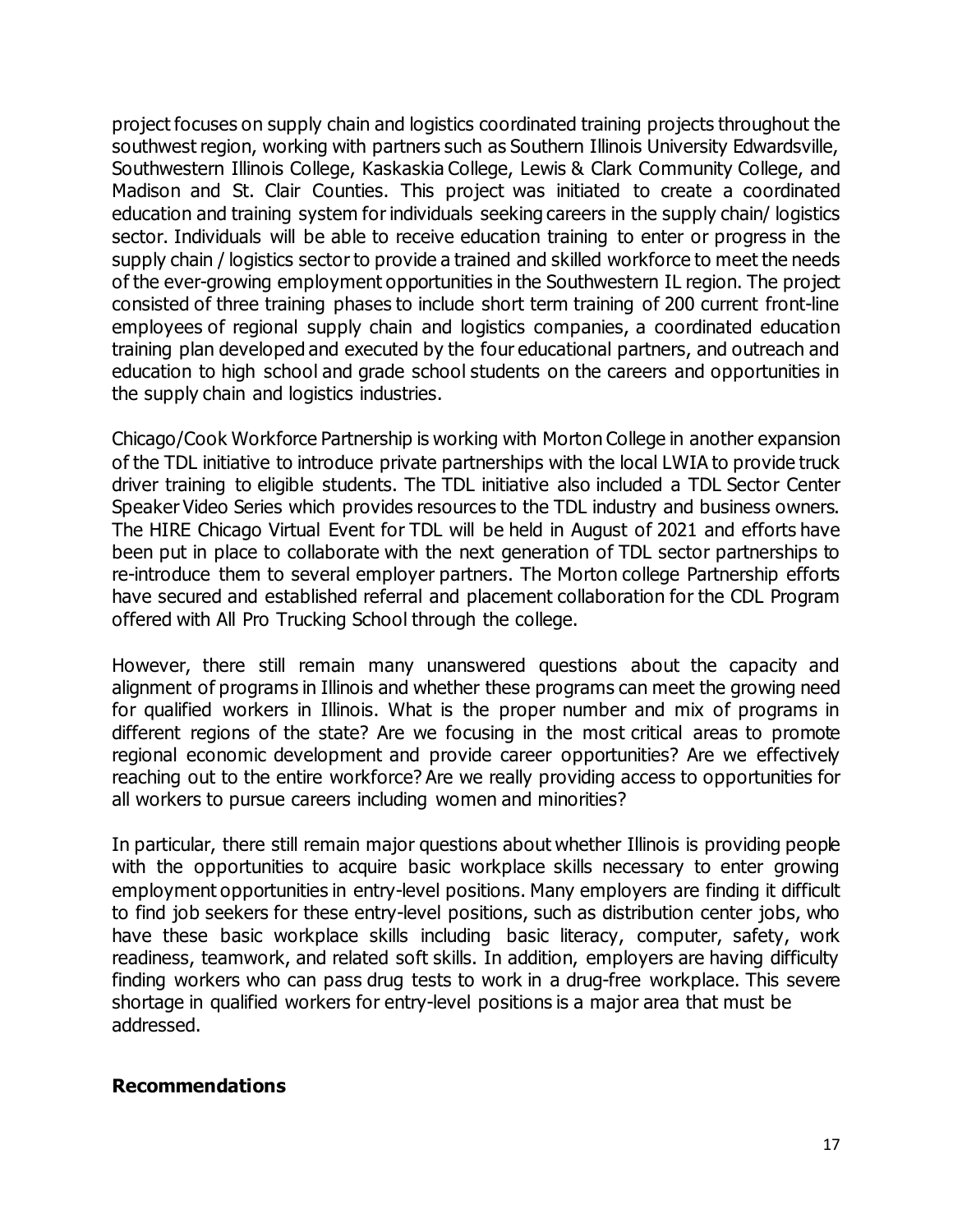project focuses on supply chain and logistics coordinated training projects throughout the southwest region, working with partners such as Southern Illinois University Edwardsville, Southwestern Illinois College, Kaskaskia College, Lewis & Clark Community College, and Madison and St. Clair Counties. This project was initiated to create a coordinated education and training system for individuals seeking careers in the supply chain/ logistics sector. Individuals will be able to receive education training to enter or progress in the supply chain / logistics sector to provide a trained and skilled workforce to meet the needs of the ever-growing employment opportunities in the Southwestern IL region. The project consisted of three training phases to include short term training of 200 current front-line employees of regional supply chain and logistics companies, a coordinated education training plan developed and executed by the four educational partners, and outreach and education to high school and grade school students on the careers and opportunities in the supply chain and logistics industries.

Chicago/Cook Workforce Partnership is working with Morton College in another expansion of the TDL initiative to introduce private partnerships with the local LWIA to provide truck driver training to eligible students. The TDL initiative also included a TDL Sector Center Speaker Video Series which provides resources to the TDL industry and business owners. The HIRE Chicago Virtual Event for TDL will be held in August of 2021 and efforts have been put in place to collaborate with the next generation of TDL sector partnerships to re-introduce them to several employer partners. The Morton college Partnership efforts have secured and established referral and placement collaboration for the CDL Program offered with All Pro Trucking School through the college.

However, there still remain many unanswered questions about the capacity and alignment of programs in Illinois and whether these programs can meet the growing need for qualified workers in Illinois. What is the proper number and mix of programs in different regions of the state? Are we focusing in the most critical areas to promote regional economic development and provide career opportunities? Are we effectively reaching out to the entire workforce? Are we really providing access to opportunities for all workers to pursue careers including women and minorities?

In particular, there still remain major questions about whether Illinois is providing people with the opportunities to acquire basic workplace skills necessary to enter growing employment opportunities in entry-level positions. Many employers are finding it difficult to find job seekers for these entry-level positions, such as distribution center jobs, who have these basic workplace skills including basic literacy, computer, safety, work readiness, teamwork, and related soft skills. In addition, employers are having difficulty finding workers who can pass drug tests to work in a drug-free workplace. This severe shortage in qualified workers for entry-level positions is a major area that must be addressed.

## Recommendations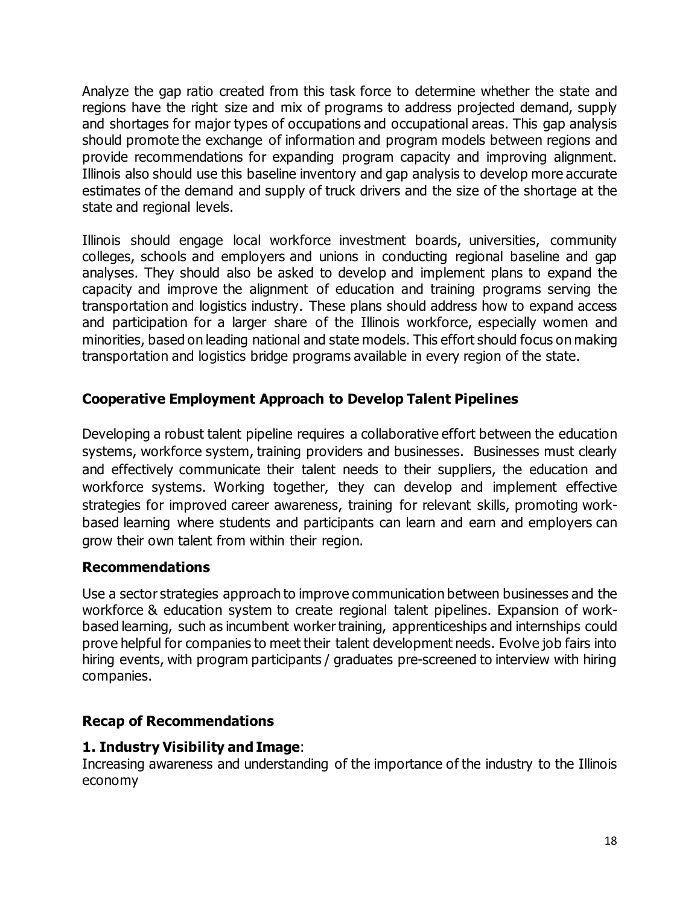Analyze the gap ratio created from this task force to determine whether the state and regions have the right size and mix of programs to address projected demand, supply and shortages for major types of occupations and occupational areas. This gap analysis should promote the exchange of information and program models between regions and provide recommendations for expanding program capacity and improving alignment. Illinois also should use this baseline inventory and gap analysis to develop more accurate estimates of the demand and supply of truck drivers and the size of the shortage at the state and regional levels.

Illinois should engage local workforce investment boards, universities, community colleges, schools and employers and unions in conducting regional baseline and gap analyses. They should also be asked to develop and implement plans to expand the capacity and improve the alignment of education and training programs serving the transportation and logistics industry. These plans should address how to expand access and participation for a larger share of the Illinois workforce, especially women and minorities, based on leading national and state models. This effort should focus on making transportation and logistics bridge programs available in every region of the state.

### Cooperative Employment Approach to Develop Talent Pipelines

Developing a robust talent pipeline requires a collaborative effort between the education systems, workforce system, training providers and businesses. Businesses must clearly and effectively communicate their talent needs to their suppliers, the education and workforce systems. Working together, they can develop and implement effective strategies for improved career awareness, training for relevant skills, promoting work-based learning where students and participants can learn and earn and employers can grow their own talent from within their region.

### Recommendations

Use a sector strategies approach to improve communication between businesses and the workforce & education system to create regional talent pipelines. Expansion of work-based learning, such as incumbent worker training, apprenticeships and internships could prove helpful for companies to meet their talent development needs. Evolve job fairs into hiring events, with program participants / graduates pre-screened to interview with hiring companies.

### Recap of Recommendations

**1. Industry Visibility and Image**:

Increasing awareness and understanding of the importance of the industry to the Illinois economy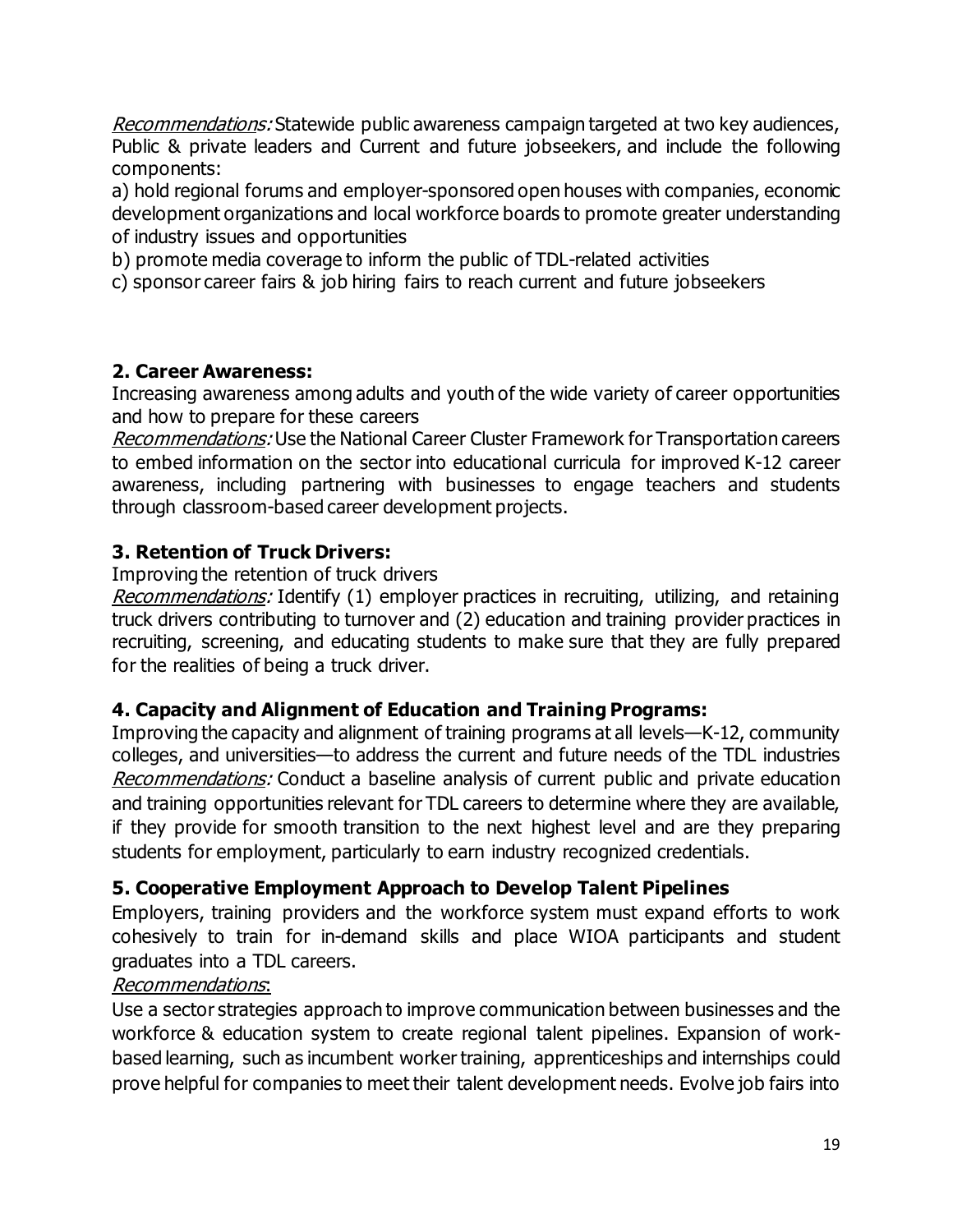*Recommendations:* Statewide public awareness campaign targeted at two key audiences, Public & private leaders and Current and future jobseekers, and include the following components:

a) hold regional forums and employer-sponsored open houses with companies, economic development organizations and local workforce boards to promote greater understanding of industry issues and opportunities

b) promote media coverage to inform the public of TDL-related activities

c) sponsor career fairs & job hiring fairs to reach current and future jobseekers

### 2. Career Awareness:

Increasing awareness among adults and youth of the wide variety of career opportunities and how to prepare for these careers

*Recommendations:* Use the National Career Cluster Framework for Transportation careers to embed information on the sector into educational curricula for improved K-12 career awareness, including partnering with businesses to engage teachers and students through classroom-based career development projects.

### 3. Retention of Truck Drivers:

Improving the retention of truck drivers

*Recommendations:* Identify (1) employer practices in recruiting, utilizing, and retaining truck drivers contributing to turnover and (2) education and training provider practices in recruiting, screening, and educating students to make sure that they are fully prepared for the realities of being a truck driver.

### 4. Capacity and Alignment of Education and Training Programs:

Improving the capacity and alignment of training programs at all levels—K-12, community colleges, and universities—to address the current and future needs of the TDL industries

*Recommendations:* Conduct a baseline analysis of current public and private education and training opportunities relevant for TDL careers to determine where they are available, if they provide for smooth transition to the next highest level and are they preparing students for employment, particularly to earn industry recognized credentials.

### 5. Cooperative Employment Approach to Develop Talent Pipelines

Employers, training providers and the workforce system must expand efforts to work cohesively to train for in-demand skills and place WIOA participants and student graduates into a TDL careers.

*Recommendations*:

Use a sector strategies approach to improve communication between businesses and the workforce & education system to create regional talent pipelines. Expansion of work-based learning, such as incumbent worker training, apprenticeships and internships could prove helpful for companies to meet their talent development needs. Evolve job fairs into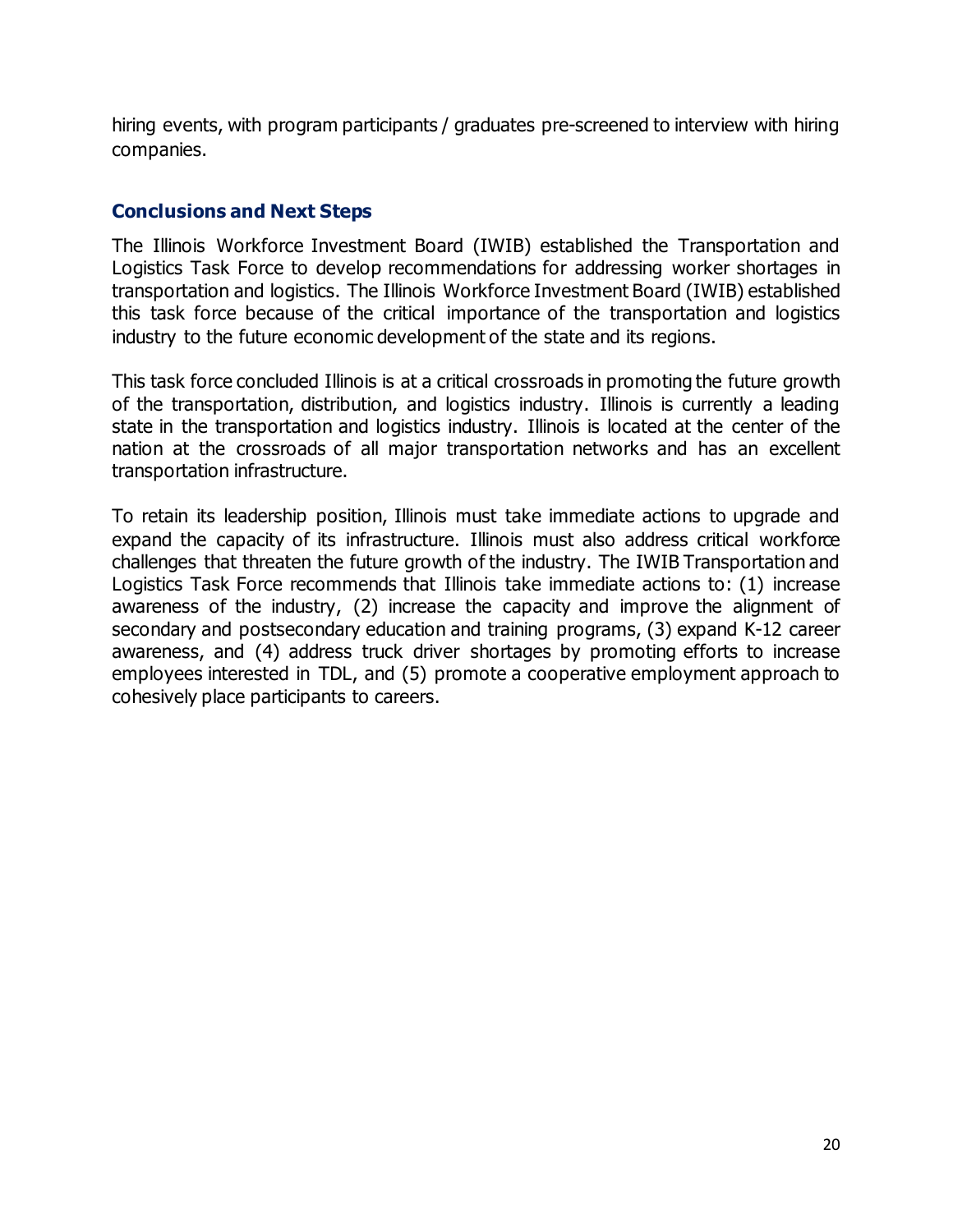hiring events, with program participants / graduates pre-screened to interview with hiring companies.

## Conclusions and Next Steps

The Illinois Workforce Investment Board (IWIB) established the Transportation and Logistics Task Force to develop recommendations for addressing worker shortages in transportation and logistics. The Illinois Workforce Investment Board (IWIB) established this task force because of the critical importance of the transportation and logistics industry to the future economic development of the state and its regions.

This task force concluded Illinois is at a critical crossroads in promoting the future growth of the transportation, distribution, and logistics industry. Illinois is currently a leading state in the transportation and logistics industry. Illinois is located at the center of the nation at the crossroads of all major transportation networks and has an excellent transportation infrastructure.

To retain its leadership position, Illinois must take immediate actions to upgrade and expand the capacity of its infrastructure. Illinois must also address critical workforce challenges that threaten the future growth of the industry. The IWIB Transportation and Logistics Task Force recommends that Illinois take immediate actions to: (1) increase awareness of the industry, (2) increase the capacity and improve the alignment of secondary and postsecondary education and training programs, (3) expand K-12 career awareness, and (4) address truck driver shortages by promoting efforts to increase employees interested in TDL, and (5) promote a cooperative employment approach to cohesively place participants to careers.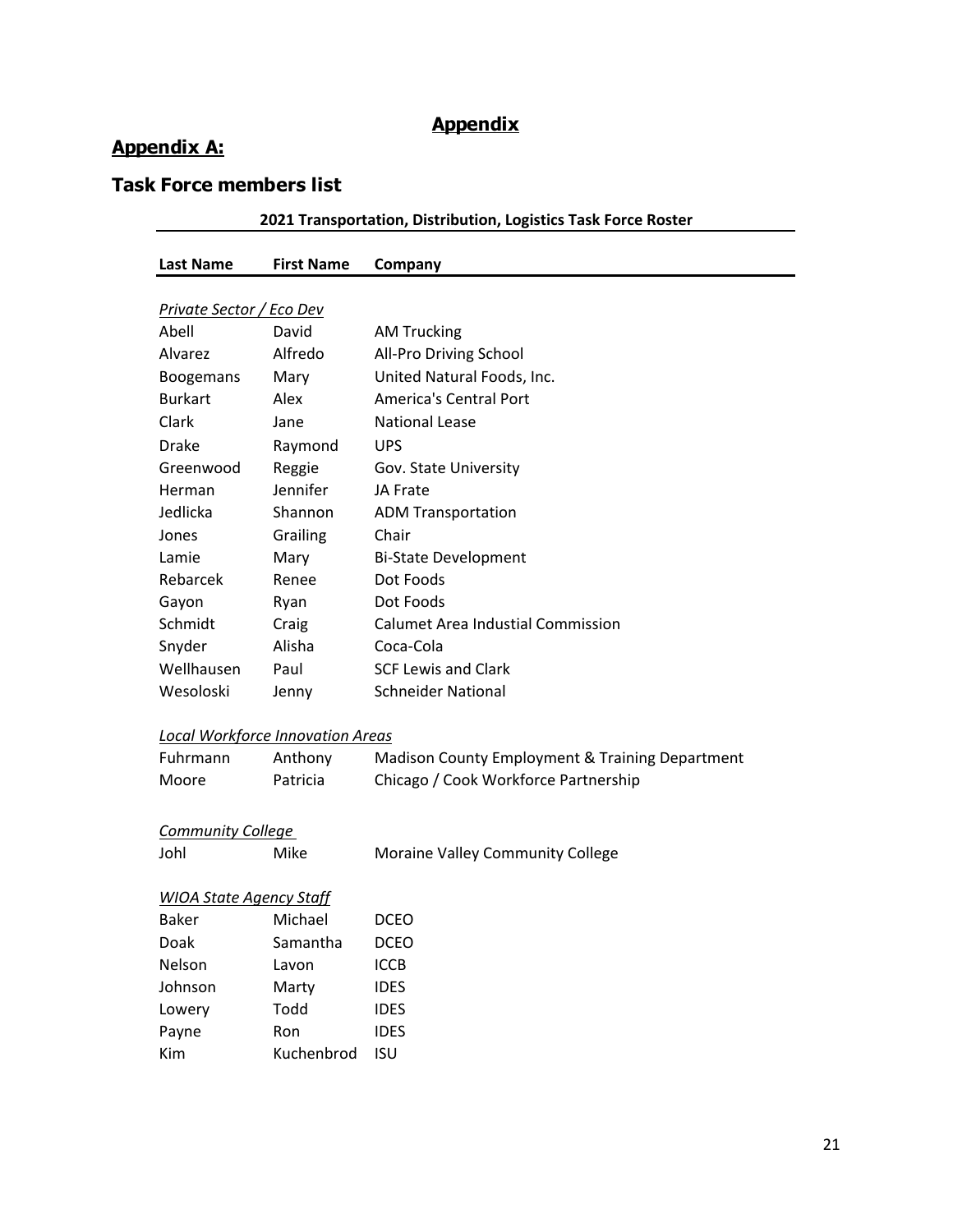# Appendix

## Appendix A:

## Task Force members list

**2021 Transportation, Distribution, Logistics Task Force Roster**

| Last Name | First Name | Company |
|---|---|---|
| *Private Sector / Eco Dev* | | |
| Abell | David | AM Trucking |
| Alvarez | Alfredo | All-Pro Driving School |
| Boogemans | Mary | United Natural Foods, Inc. |
| Burkart | Alex | America's Central Port |
| Clark | Jane | National Lease |
| Drake | Raymond | UPS |
| Greenwood | Reggie | Gov. State University |
| Herman | Jennifer | JA Frate |
| Jedlicka | Shannon | ADM Transportation |
| Jones | Grailing | Chair |
| Lamie | Mary | Bi-State Development |
| Rebarcek | Renee | Dot Foods |
| Gayon | Ryan | Dot Foods |
| Schmidt | Craig | Calumet Area Industial Commission |
| Snyder | Alisha | Coca-Cola |
| Wellhausen | Paul | SCF Lewis and Clark |
| Wesoloski | Jenny | Schneider National |
| *Local Workforce Innovation Areas* | | |
| Fuhrmann | Anthony | Madison County Employment & Training Department |
| Moore | Patricia | Chicago / Cook Workforce Partnership |
| *Community College* | | |
| Johl | Mike | Moraine Valley Community College |
| *WIOA State Agency Staff* | | |
| Baker | Michael | DCEO |
| Doak | Samantha | DCEO |
| Nelson | Lavon | ICCB |
| Johnson | Marty | IDES |
| Lowery | Todd | IDES |
| Payne | Ron | IDES |
| Kim | Kuchenbrod | ISU |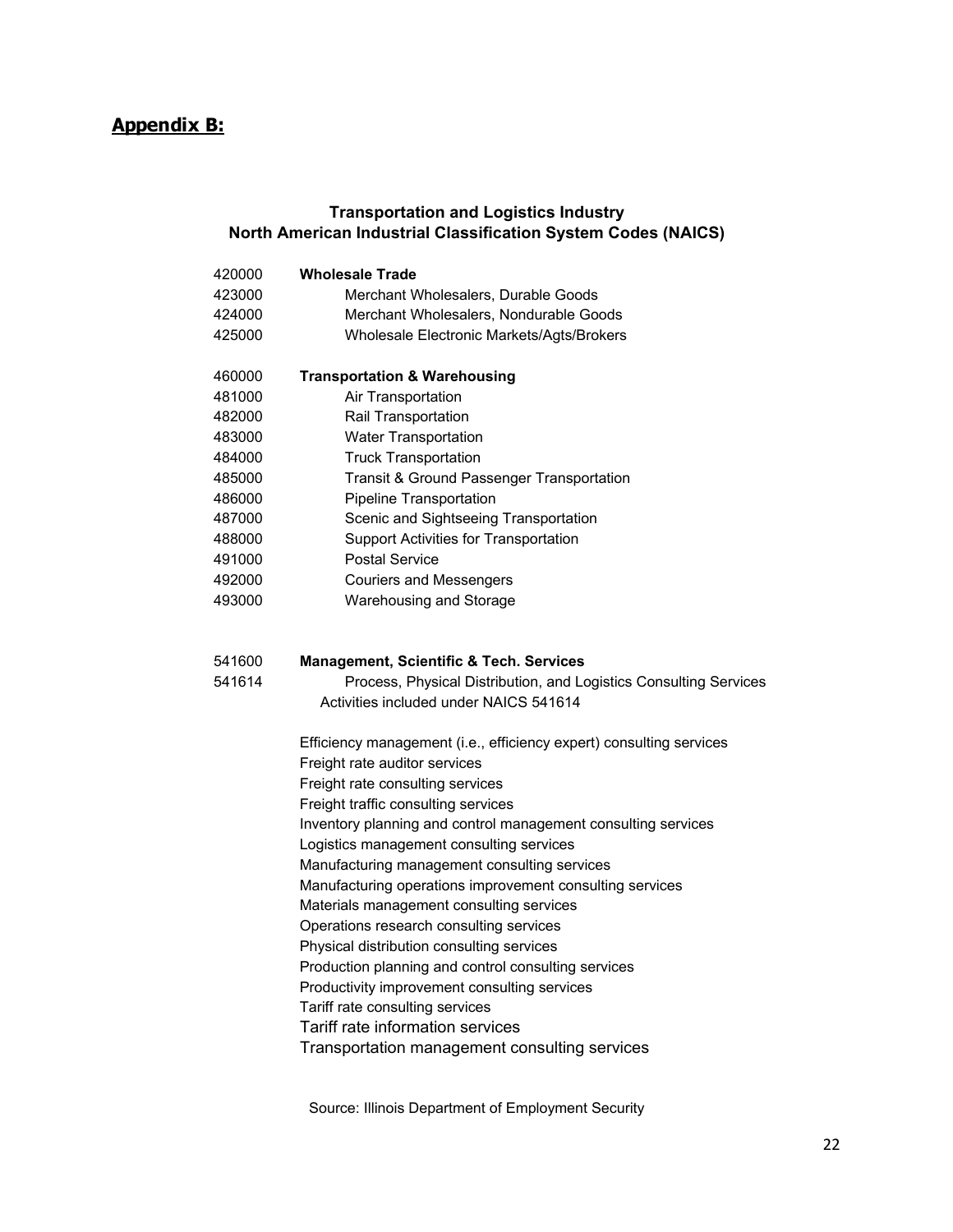## Appendix B:

**Transportation and Logistics Industry**
**North American Industrial Classification System Codes (NAICS)**

| Code | Description |
|---|---|
| 420000 | **Wholesale Trade** |
| 423000 | Merchant Wholesalers, Durable Goods |
| 424000 | Merchant Wholesalers, Nondurable Goods |
| 425000 | Wholesale Electronic Markets/Agts/Brokers |
| 460000 | **Transportation & Warehousing** |
| 481000 | Air Transportation |
| 482000 | Rail Transportation |
| 483000 | Water Transportation |
| 484000 | Truck Transportation |
| 485000 | Transit & Ground Passenger Transportation |
| 486000 | Pipeline Transportation |
| 487000 | Scenic and Sightseeing Transportation |
| 488000 | Support Activities for Transportation |
| 491000 | Postal Service |
| 492000 | Couriers and Messengers |
| 493000 | Warehousing and Storage |
| 541600 | **Management, Scientific & Tech. Services** |
| 541614 | Process, Physical Distribution, and Logistics Consulting Services |

Activities included under NAICS 541614

- Efficiency management (i.e., efficiency expert) consulting services
- Freight rate auditor services
- Freight rate consulting services
- Freight traffic consulting services
- Inventory planning and control management consulting services
- Logistics management consulting services
- Manufacturing management consulting services
- Manufacturing operations improvement consulting services
- Materials management consulting services
- Operations research consulting services
- Physical distribution consulting services
- Production planning and control consulting services
- Productivity improvement consulting services
- Tariff rate consulting services
- Tariff rate information services
- Transportation management consulting services

Source: Illinois Department of Employment Security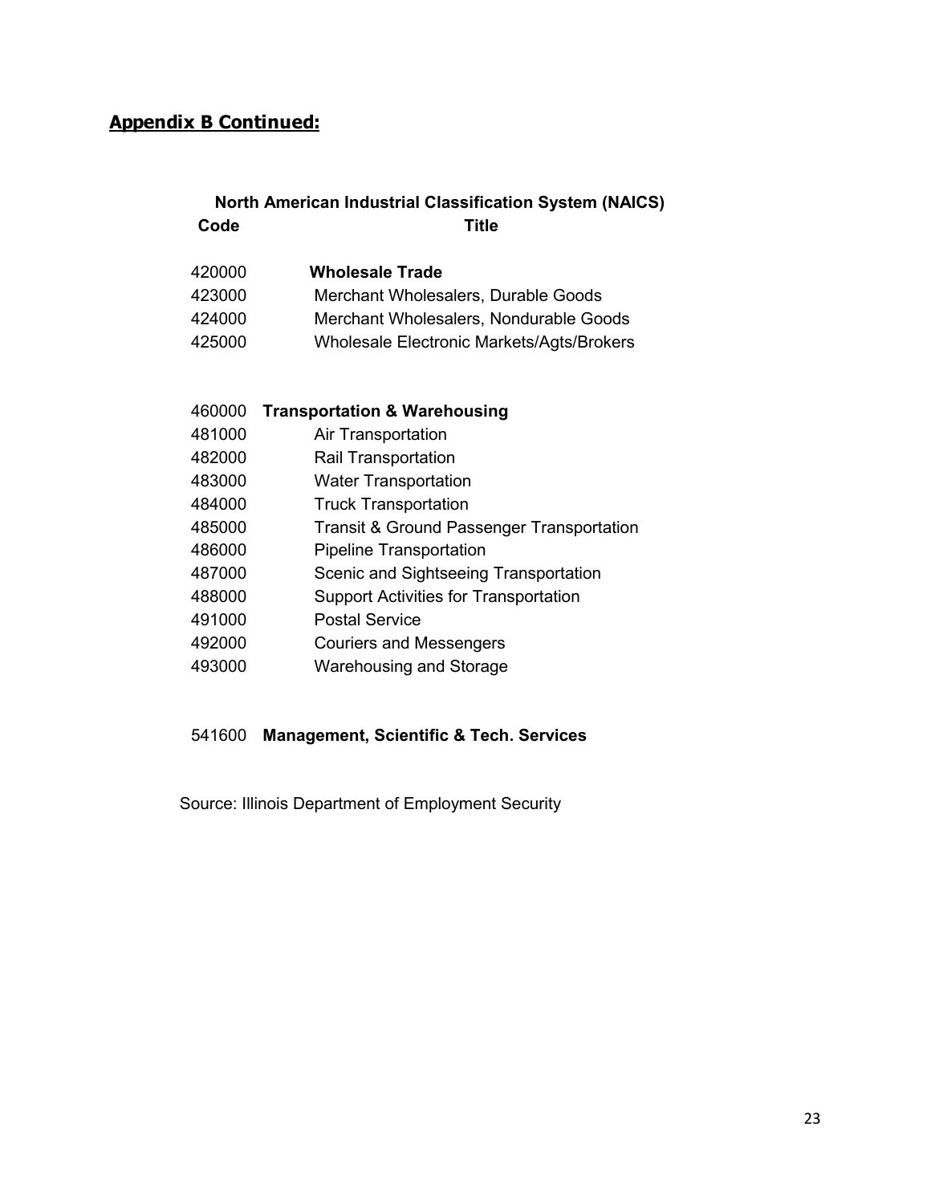## Appendix B Continued:

**North American Industrial Classification System (NAICS)**

| Code | Title |
|---|---|
| 420000 | **Wholesale Trade** |
| 423000 | Merchant Wholesalers, Durable Goods |
| 424000 | Merchant Wholesalers, Nondurable Goods |
| 425000 | Wholesale Electronic Markets/Agts/Brokers |
| 460000 | **Transportation & Warehousing** |
| 481000 | Air Transportation |
| 482000 | Rail Transportation |
| 483000 | Water Transportation |
| 484000 | Truck Transportation |
| 485000 | Transit & Ground Passenger Transportation |
| 486000 | Pipeline Transportation |
| 487000 | Scenic and Sightseeing Transportation |
| 488000 | Support Activities for Transportation |
| 491000 | Postal Service |
| 492000 | Couriers and Messengers |
| 493000 | Warehousing and Storage |
| 541600 | **Management, Scientific & Tech. Services** |

Source: Illinois Department of Employment Security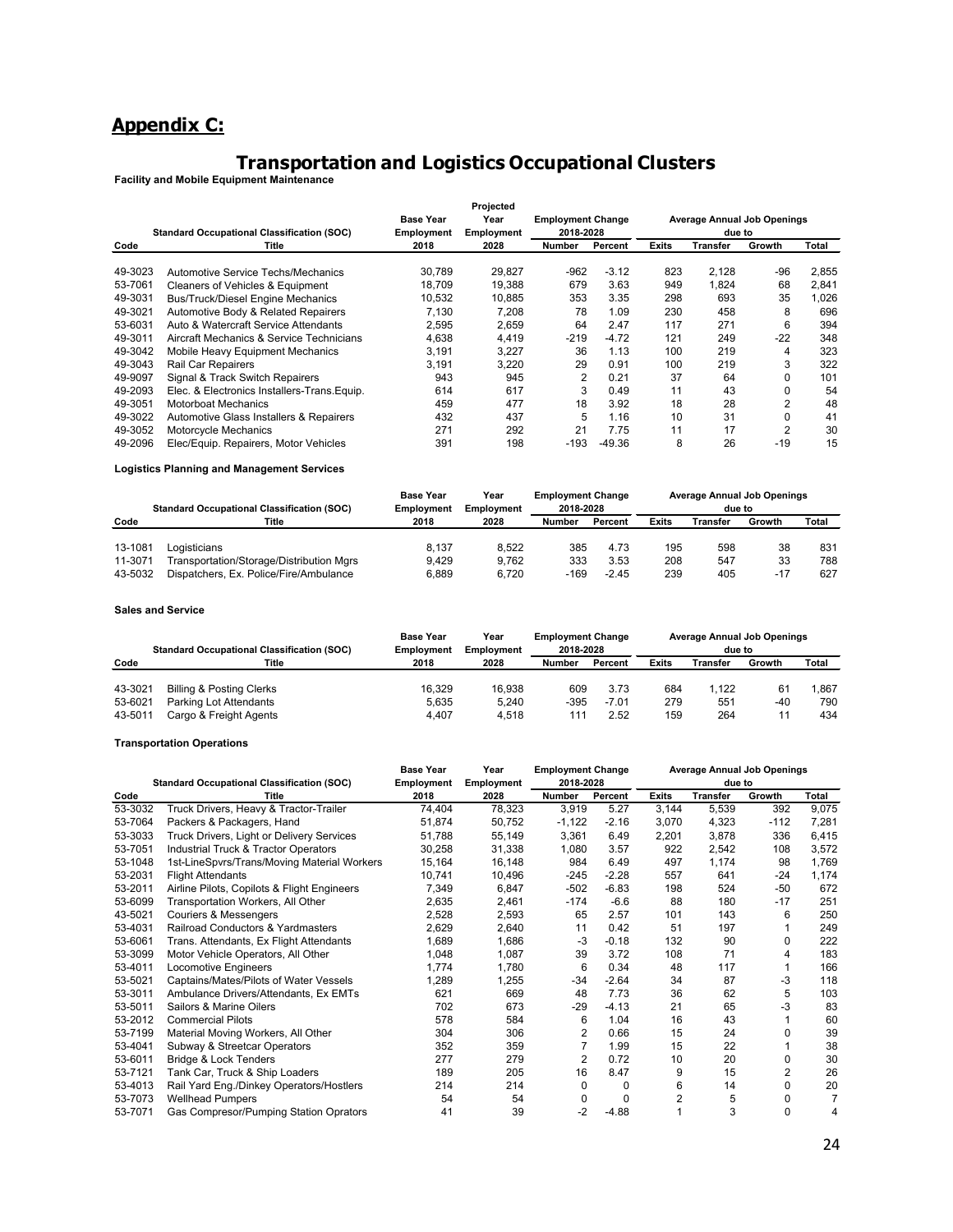# Appendix C:

## Transportation and Logistics Occupational Clusters

**Facility and Mobile Equipment Maintenance**

| Standard Occupational Classification (SOC) | | Base Year Employment | Projected Year Employment | Employment Change 2018-2028 | | Average Annual Job Openings due to | | | |
|---|---|---|---|---|---|---|---|---|---|
| Code | Title | 2018 | 2028 | Number | Percent | Exits | Transfer | Growth | Total |
| 49-3023 | Automotive Service Techs/Mechanics | 30,789 | 29,827 | -962 | -3.12 | 823 | 2,128 | -96 | 2,855 |
| 53-7061 | Cleaners of Vehicles & Equipment | 18,709 | 19,388 | 679 | 3.63 | 949 | 1,824 | 68 | 2,841 |
| 49-3031 | Bus/Truck/Diesel Engine Mechanics | 10,532 | 10,885 | 353 | 3.35 | 298 | 693 | 35 | 1,026 |
| 49-3021 | Automotive Body & Related Repairers | 7,130 | 7,208 | 78 | 1.09 | 230 | 458 | 8 | 696 |
| 53-6031 | Auto & Watercraft Service Attendants | 2,595 | 2,659 | 64 | 2.47 | 117 | 271 | 6 | 394 |
| 49-3011 | Aircraft Mechanics & Service Technicians | 4,638 | 4,419 | -219 | -4.72 | 121 | 249 | -22 | 348 |
| 49-3042 | Mobile Heavy Equipment Mechanics | 3,191 | 3,227 | 36 | 1.13 | 100 | 219 | 4 | 323 |
| 49-3043 | Rail Car Repairers | 3,191 | 3,220 | 29 | 0.91 | 100 | 219 | 3 | 322 |
| 49-9097 | Signal & Track Switch Repairers | 943 | 945 | 2 | 0.21 | 37 | 64 | 0 | 101 |
| 49-2093 | Elec. & Electronics Installers-Trans.Equip. | 614 | 617 | 3 | 0.49 | 11 | 43 | 0 | 54 |
| 49-3051 | Motorboat Mechanics | 459 | 477 | 18 | 3.92 | 18 | 28 | 2 | 48 |
| 49-3022 | Automotive Glass Installers & Repairers | 432 | 437 | 5 | 1.16 | 10 | 31 | 0 | 41 |
| 49-3052 | Motorcycle Mechanics | 271 | 292 | 21 | 7.75 | 11 | 17 | 2 | 30 |
| 49-2096 | Elec/Equip. Repairers, Motor Vehicles | 391 | 198 | -193 | -49.36 | 8 | 26 | -19 | 15 |

**Logistics Planning and Management Services**

| Standard Occupational Classification (SOC) | | Base Year Employment | Year Employment | Employment Change 2018-2028 | | Average Annual Job Openings due to | | | |
|---|---|---|---|---|---|---|---|---|---|
| Code | Title | 2018 | 2028 | Number | Percent | Exits | Transfer | Growth | Total |
| 13-1081 | Logisticians | 8,137 | 8,522 | 385 | 4.73 | 195 | 598 | 38 | 831 |
| 11-3071 | Transportation/Storage/Distribution Mgrs | 9,429 | 9,762 | 333 | 3.53 | 208 | 547 | 33 | 788 |
| 43-5032 | Dispatchers, Ex. Police/Fire/Ambulance | 6,889 | 6,720 | -169 | -2.45 | 239 | 405 | -17 | 627 |

**Sales and Service**

| Standard Occupational Classification (SOC) | | Base Year Employment | Year Employment | Employment Change 2018-2028 | | Average Annual Job Openings due to | | | |
|---|---|---|---|---|---|---|---|---|---|
| Code | Title | 2018 | 2028 | Number | Percent | Exits | Transfer | Growth | Total |
| 43-3021 | Billing & Posting Clerks | 16,329 | 16,938 | 609 | 3.73 | 684 | 1,122 | 61 | 1,867 |
| 53-6021 | Parking Lot Attendants | 5,635 | 5,240 | -395 | -7.01 | 279 | 551 | -40 | 790 |
| 43-5011 | Cargo & Freight Agents | 4,407 | 4,518 | 111 | 2.52 | 159 | 264 | 11 | 434 |

**Transportation Operations**

| Standard Occupational Classification (SOC) | | Base Year Employment | Year Employment | Employment Change 2018-2028 | | Average Annual Job Openings due to | | | |
|---|---|---|---|---|---|---|---|---|---|
| Code | Title | 2018 | 2028 | Number | Percent | Exits | Transfer | Growth | Total |
| 53-3032 | Truck Drivers, Heavy & Tractor-Trailer | 74,404 | 78,323 | 3,919 | 5.27 | 3,144 | 5,539 | 392 | 9,075 |
| 53-7064 | Packers & Packagers, Hand | 51,874 | 50,752 | -1,122 | -2.16 | 3,070 | 4,323 | -112 | 7,281 |
| 53-3033 | Truck Drivers, Light or Delivery Services | 51,788 | 55,149 | 3,361 | 6.49 | 2,201 | 3,878 | 336 | 6,415 |
| 53-7051 | Industrial Truck & Tractor Operators | 30,258 | 31,338 | 1,080 | 3.57 | 922 | 2,542 | 108 | 3,572 |
| 53-1048 | 1st-LineSpvrs/Trans/Moving Material Workers | 15,164 | 16,148 | 984 | 6.49 | 497 | 1,174 | 98 | 1,769 |
| 53-2031 | Flight Attendants | 10,741 | 10,496 | -245 | -2.28 | 557 | 641 | -24 | 1,174 |
| 53-2011 | Airline Pilots, Copilots & Flight Engineers | 7,349 | 6,847 | -502 | -6.83 | 198 | 524 | -50 | 672 |
| 53-6099 | Transportation Workers, All Other | 2,635 | 2,461 | -174 | -6.6 | 88 | 180 | -17 | 251 |
| 43-5021 | Couriers & Messengers | 2,528 | 2,593 | 65 | 2.57 | 101 | 143 | 6 | 250 |
| 53-4031 | Railroad Conductors & Yardmasters | 2,629 | 2,640 | 11 | 0.42 | 51 | 197 | 1 | 249 |
| 53-6061 | Trans. Attendants, Ex Flight Attendants | 1,689 | 1,686 | -3 | -0.18 | 132 | 90 | 0 | 222 |
| 53-3099 | Motor Vehicle Operators, All Other | 1,048 | 1,087 | 39 | 3.72 | 108 | 71 | 4 | 183 |
| 53-4011 | Locomotive Engineers | 1,774 | 1,780 | 6 | 0.34 | 48 | 117 | 1 | 166 |
| 53-5021 | Captains/Mates/Pilots of Water Vessels | 1,289 | 1,255 | -34 | -2.64 | 34 | 87 | -3 | 118 |
| 53-3011 | Ambulance Drivers/Attendants, Ex EMTs | 621 | 669 | 48 | 7.73 | 36 | 62 | 5 | 103 |
| 53-5011 | Sailors & Marine Oilers | 702 | 673 | -29 | -4.13 | 21 | 65 | -3 | 83 |
| 53-2012 | Commercial Pilots | 578 | 584 | 6 | 1.04 | 16 | 43 | 1 | 60 |
| 53-7199 | Material Moving Workers, All Other | 304 | 306 | 2 | 0.66 | 15 | 24 | 0 | 39 |
| 53-4041 | Subway & Streetcar Operators | 352 | 359 | 7 | 1.99 | 15 | 22 | 1 | 38 |
| 53-6011 | Bridge & Lock Tenders | 277 | 279 | 2 | 0.72 | 10 | 20 | 0 | 30 |
| 53-7121 | Tank Car, Truck & Ship Loaders | 189 | 205 | 16 | 8.47 | 9 | 15 | 2 | 26 |
| 53-4013 | Rail Yard Eng./Dinkey Operators/Hostlers | 214 | 214 | 0 | 0 | 6 | 14 | 0 | 20 |
| 53-7073 | Wellhead Pumpers | 54 | 54 | 0 | 0 | 2 | 5 | 0 | 7 |
| 53-7071 | Gas Compresor/Pumping Station Oprators | 41 | 39 | -2 | -4.88 | 1 | 3 | 0 | 4 |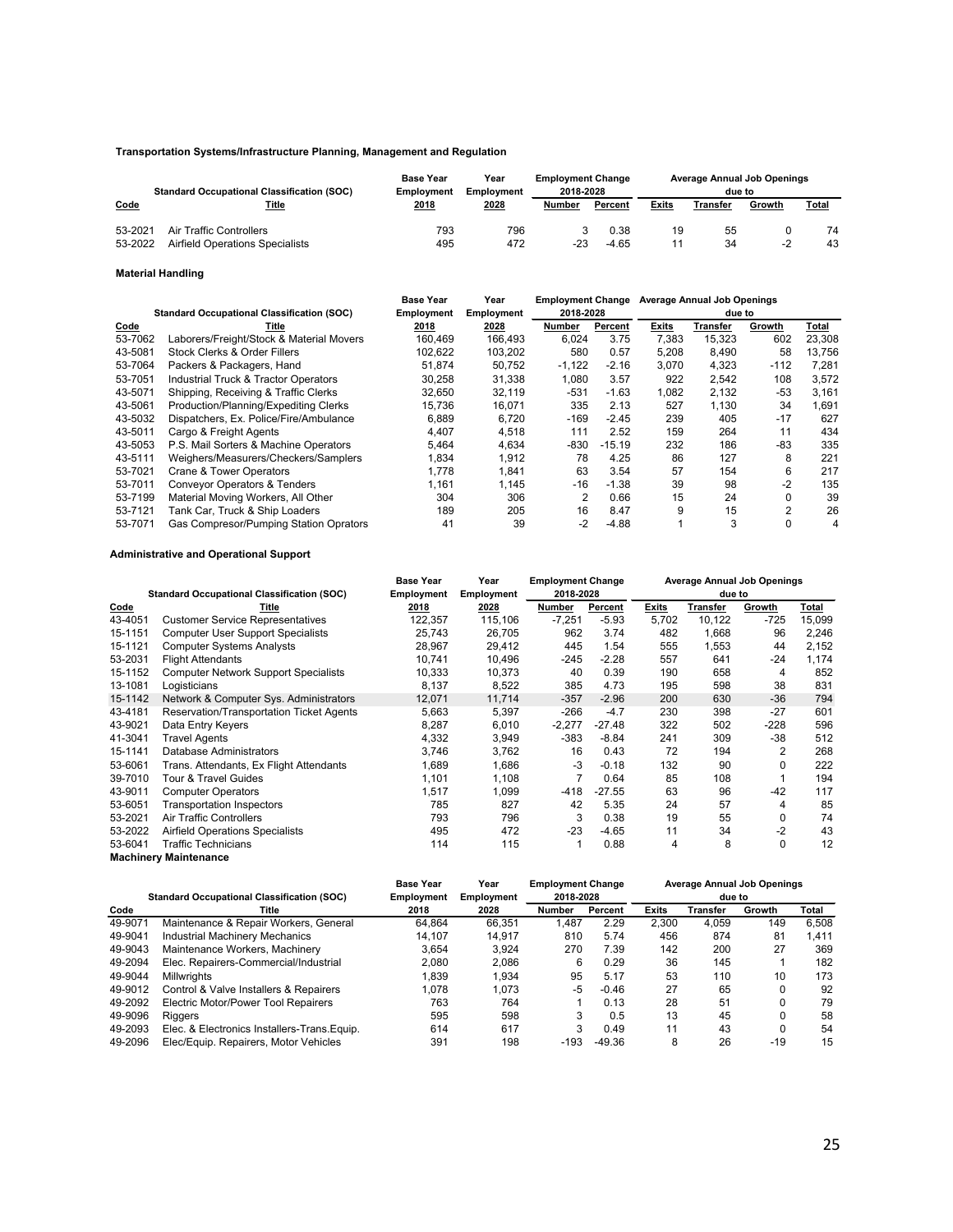**Transportation Systems/Infrastructure Planning, Management and Regulation**

| Standard Occupational Classification (SOC) | | Base Year Employment | Year Employment | Employment Change 2018-2028 | | Average Annual Job Openings due to | | | |
|---|---|---|---|---|---|---|---|---|---|
| Code | Title | 2018 | 2028 | Number | Percent | Exits | Transfer | Growth | Total |
| 53-2021 | Air Traffic Controllers | 793 | 796 | 3 | 0.38 | 19 | 55 | 0 | 74 |
| 53-2022 | Airfield Operations Specialists | 495 | 472 | -23 | -4.65 | 11 | 34 | -2 | 43 |

**Material Handling**

| Standard Occupational Classification (SOC) | | Base Year Employment | Year Employment | Employment Change 2018-2028 | | Average Annual Job Openings due to | | | |
|---|---|---|---|---|---|---|---|---|---|
| Code | Title | 2018 | 2028 | Number | Percent | Exits | Transfer | Growth | Total |
| 53-7062 | Laborers/Freight/Stock & Material Movers | 160,469 | 166,493 | 6,024 | 3.75 | 7,383 | 15,323 | 602 | 23,308 |
| 43-5081 | Stock Clerks & Order Fillers | 102,622 | 103,202 | 580 | 0.57 | 5,208 | 8,490 | 58 | 13,756 |
| 53-7064 | Packers & Packagers, Hand | 51,874 | 50,752 | -1,122 | -2.16 | 3,070 | 4,323 | -112 | 7,281 |
| 53-7051 | Industrial Truck & Tractor Operators | 30,258 | 31,338 | 1,080 | 3.57 | 922 | 2,542 | 108 | 3,572 |
| 43-5071 | Shipping, Receiving & Traffic Clerks | 32,650 | 32,119 | -531 | -1.63 | 1,082 | 2,132 | -53 | 3,161 |
| 43-5061 | Production/Planning/Expediting Clerks | 15,736 | 16,071 | 335 | 2.13 | 527 | 1,130 | 34 | 1,691 |
| 43-5032 | Dispatchers, Ex. Police/Fire/Ambulance | 6,889 | 6,720 | -169 | -2.45 | 239 | 405 | -17 | 627 |
| 43-5011 | Cargo & Freight Agents | 4,407 | 4,518 | 111 | 2.52 | 159 | 264 | 11 | 434 |
| 43-5053 | P.S. Mail Sorters & Machine Operators | 5,464 | 4,634 | -830 | -15.19 | 232 | 186 | -83 | 335 |
| 43-5111 | Weighers/Measurers/Checkers/Samplers | 1,834 | 1,912 | 78 | 4.25 | 86 | 127 | 8 | 221 |
| 53-7021 | Crane & Tower Operators | 1,778 | 1,841 | 63 | 3.54 | 57 | 154 | 6 | 217 |
| 53-7011 | Conveyor Operators & Tenders | 1,161 | 1,145 | -16 | -1.38 | 39 | 98 | -2 | 135 |
| 53-7199 | Material Moving Workers, All Other | 304 | 306 | 2 | 0.66 | 15 | 24 | 0 | 39 |
| 53-7121 | Tank Car, Truck & Ship Loaders | 189 | 205 | 16 | 8.47 | 9 | 15 | 2 | 26 |
| 53-7071 | Gas Compresor/Pumping Station Oprators | 41 | 39 | -2 | -4.88 | 1 | 3 | 0 | 4 |

**Administrative and Operational Support**

| Standard Occupational Classification (SOC) | | Base Year Employment | Year Employment | Employment Change 2018-2028 | | Average Annual Job Openings due to | | | |
|---|---|---|---|---|---|---|---|---|---|
| Code | Title | 2018 | 2028 | Number | Percent | Exits | Transfer | Growth | Total |
| 43-4051 | Customer Service Representatives | 122,357 | 115,106 | -7,251 | -5.93 | 5,702 | 10,122 | -725 | 15,099 |
| 15-1151 | Computer User Support Specialists | 25,743 | 26,705 | 962 | 3.74 | 482 | 1,668 | 96 | 2,246 |
| 15-1121 | Computer Systems Analysts | 28,967 | 29,412 | 445 | 1.54 | 555 | 1,553 | 44 | 2,152 |
| 53-2031 | Flight Attendants | 10,741 | 10,496 | -245 | -2.28 | 557 | 641 | -24 | 1,174 |
| 15-1152 | Computer Network Support Specialists | 10,333 | 10,373 | 40 | 0.39 | 190 | 658 | 4 | 852 |
| 13-1081 | Logisticians | 8,137 | 8,522 | 385 | 4.73 | 195 | 598 | 38 | 831 |
| 15-1142 | Network & Computer Sys. Administrators | 12,071 | 11,714 | -357 | -2.96 | 200 | 630 | -36 | 794 |
| 43-4181 | Reservation/Transportation Ticket Agents | 5,663 | 5,397 | -266 | -4.7 | 230 | 398 | -27 | 601 |
| 43-9021 | Data Entry Keyers | 8,287 | 6,010 | -2,277 | -27.48 | 322 | 502 | -228 | 596 |
| 41-3041 | Travel Agents | 4,332 | 3,949 | -383 | -8.84 | 241 | 309 | -38 | 512 |
| 15-1141 | Database Administrators | 3,746 | 3,762 | 16 | 0.43 | 72 | 194 | 2 | 268 |
| 53-6061 | Trans. Attendants, Ex Flight Attendants | 1,689 | 1,686 | -3 | -0.18 | 132 | 90 | 0 | 222 |
| 39-7010 | Tour & Travel Guides | 1,101 | 1,108 | 7 | 0.64 | 85 | 108 | 1 | 194 |
| 43-9011 | Computer Operators | 1,517 | 1,099 | -418 | -27.55 | 63 | 96 | -42 | 117 |
| 53-6051 | Transportation Inspectors | 785 | 827 | 42 | 5.35 | 24 | 57 | 4 | 85 |
| 53-2021 | Air Traffic Controllers | 793 | 796 | 3 | 0.38 | 19 | 55 | 0 | 74 |
| 53-2022 | Airfield Operations Specialists | 495 | 472 | -23 | -4.65 | 11 | 34 | -2 | 43 |
| 53-6041 | Traffic Technicians | 114 | 115 | 1 | 0.88 | 4 | 8 | 0 | 12 |

**Machinery Maintenance**

| Standard Occupational Classification (SOC) | | Base Year Employment | Year Employment | Employment Change 2018-2028 | | Average Annual Job Openings due to | | | |
|---|---|---|---|---|---|---|---|---|---|
| Code | Title | 2018 | 2028 | Number | Percent | Exits | Transfer | Growth | Total |
| 49-9071 | Maintenance & Repair Workers, General | 64,864 | 66,351 | 1,487 | 2.29 | 2,300 | 4,059 | 149 | 6,508 |
| 49-9041 | Industrial Machinery Mechanics | 14,107 | 14,917 | 810 | 5.74 | 456 | 874 | 81 | 1,411 |
| 49-9043 | Maintenance Workers, Machinery | 3,654 | 3,924 | 270 | 7.39 | 142 | 200 | 27 | 369 |
| 49-2094 | Elec. Repairers-Commercial/Industrial | 2,080 | 2,086 | 6 | 0.29 | 36 | 145 | 1 | 182 |
| 49-9044 | Millwrights | 1,839 | 1,934 | 95 | 5.17 | 53 | 110 | 10 | 173 |
| 49-9012 | Control & Valve Installers & Repairers | 1,078 | 1,073 | -5 | -0.46 | 27 | 65 | 0 | 92 |
| 49-2092 | Electric Motor/Power Tool Repairers | 763 | 764 | 1 | 0.13 | 28 | 51 | 0 | 79 |
| 49-9096 | Riggers | 595 | 598 | 3 | 0.5 | 13 | 45 | 0 | 58 |
| 49-2093 | Elec. & Electronics Installers-Trans.Equip. | 614 | 617 | 3 | 0.49 | 11 | 43 | 0 | 54 |
| 49-2096 | Elec/Equip. Repairers, Motor Vehicles | 391 | 198 | -193 | -49.36 | 8 | 26 | -19 | 15 |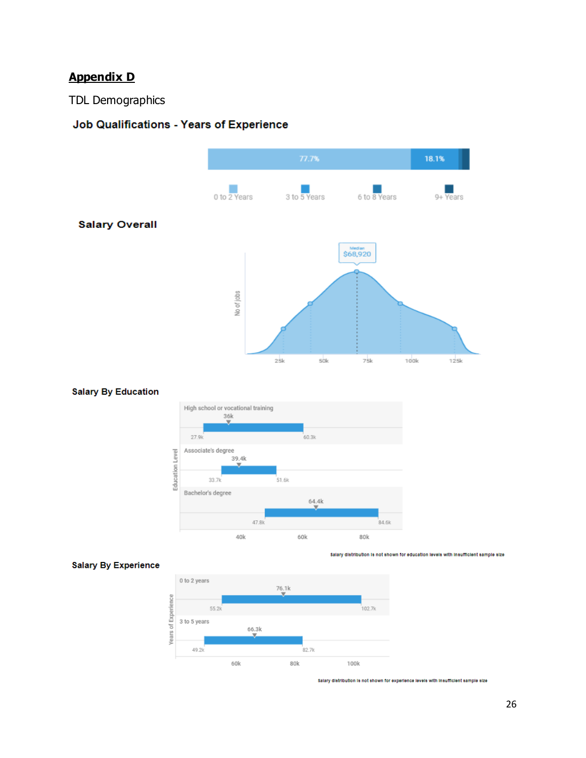**Appendix D**

TDL Demographics

**Job Qualifications - Years of Experience**

77.7%

18.1%

0 to 2 Years

3 to 5 Years

6 to 8 Years

9+ Years

**Salary Overall**

Median $68,920

No of Jobs

25k 50k 75k 100k 125k

**Salary By Education**

Education Level

High school or vocational training: 36k (27.9k – 60.3k)

Associate's degree: 39.4k (33.7k – 51.6k)

Bachelor's degree: 64.4k (47.8k – 84.6k)

40k 60k 80k

Salary distribution is not shown for education levels with insufficient sample size

**Salary By Experience**

Years of Experience

0 to 2 years: 76.1k (55.2k – 102.7k)

3 to 5 years: 66.3k (49.2k – 82.7k)

60k 80k 100k

Salary distribution is not shown for experience levels with insufficient sample size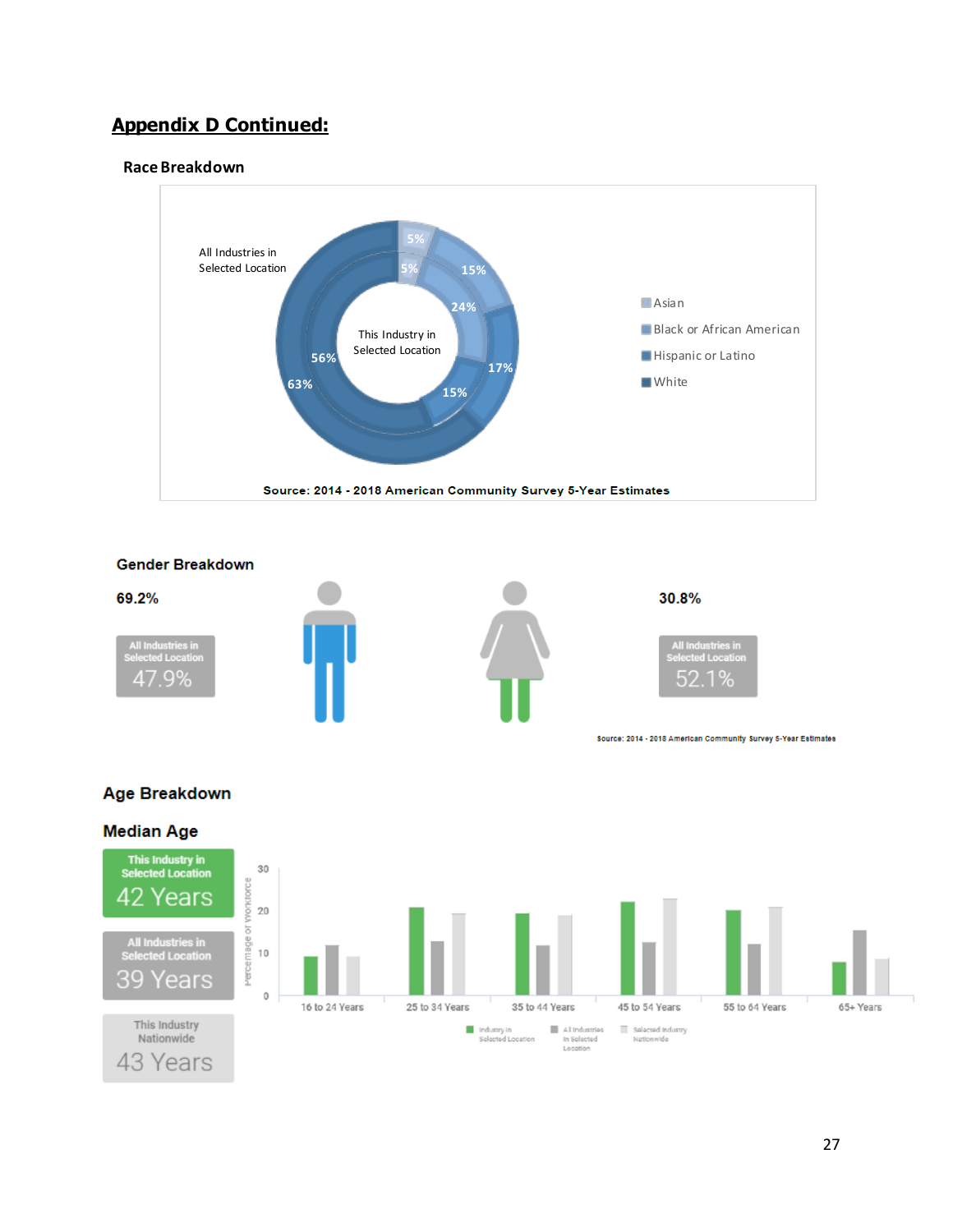## Appendix D Continued:

### Race Breakdown

All Industries in Selected Location

This Industry in Selected Location

| | This Industry in Selected Location | All Industries in Selected Location |
|---|---|---|
| Asian | 5% | 5% |
| Black or African American | 24% | 15% |
| Hispanic or Latino | 15% | 17% |
| White | 56% | 63% |

**Source: 2014 - 2018 American Community Survey 5-Year Estimates**

### Gender Breakdown

69.2%

All Industries in Selected Location
47.9%

30.8%

All Industries in Selected Location
52.1%

Source: 2014 - 2018 American Community Survey 5-Year Estimates

### Age Breakdown

### Median Age

This Industry in Selected Location
42 Years

All Industries in Selected Location
39 Years

This Industry Nationwide
43 Years

Percentage of Workforce

30
20
10
0

16 to 24 Years | 25 to 34 Years | 35 to 44 Years | 45 to 54 Years | 55 to 64 Years | 65+ Years

Industry in Selected Location | All Industries in Selected Location | Selected Industry Nationwide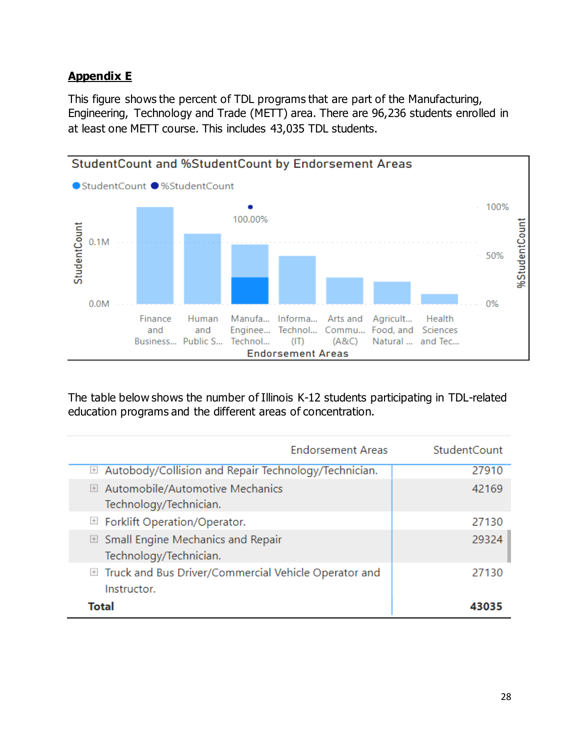## Appendix E

This figure shows the percent of TDL programs that are part of the Manufacturing, Engineering, Technology and Trade (METT) area. There are 96,236 students enrolled in at least one METT course. This includes 43,035 TDL students.

StudentCount and %StudentCount by Endorsement Areas

StudentCount %StudentCount

100.00%

Finance and Business... Human and Public S... Manufa... Enginee... Technol... Informa... Technol... (IT) Arts and Commu... (A&C) Agricult... Food, and Natural ... Health Sciences and Tec...

Endorsement Areas

The table below shows the number of Illinois K-12 students participating in TDL-related education programs and the different areas of concentration.

| Endorsement Areas | StudentCount |
|---|---|
| Autobody/Collision and Repair Technology/Technician. | 27910 |
| Automobile/Automotive Mechanics Technology/Technician. | 42169 |
| Forklift Operation/Operator. | 27130 |
| Small Engine Mechanics and Repair Technology/Technician. | 29324 |
| Truck and Bus Driver/Commercial Vehicle Operator and Instructor. | 27130 |
| **Total** | **43035** |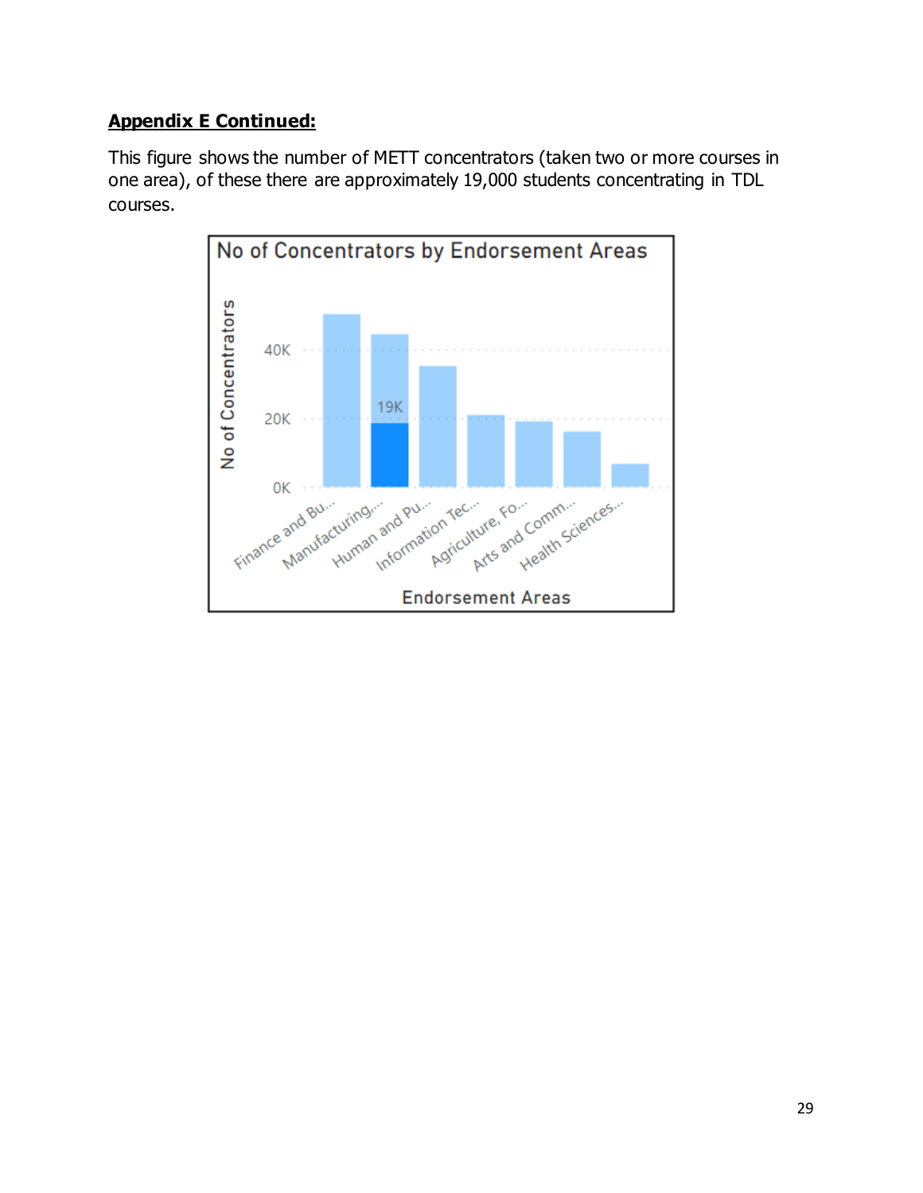**Appendix E Continued:**

This figure shows the number of METT concentrators (taken two or more courses in one area), of these there are approximately 19,000 students concentrating in TDL courses.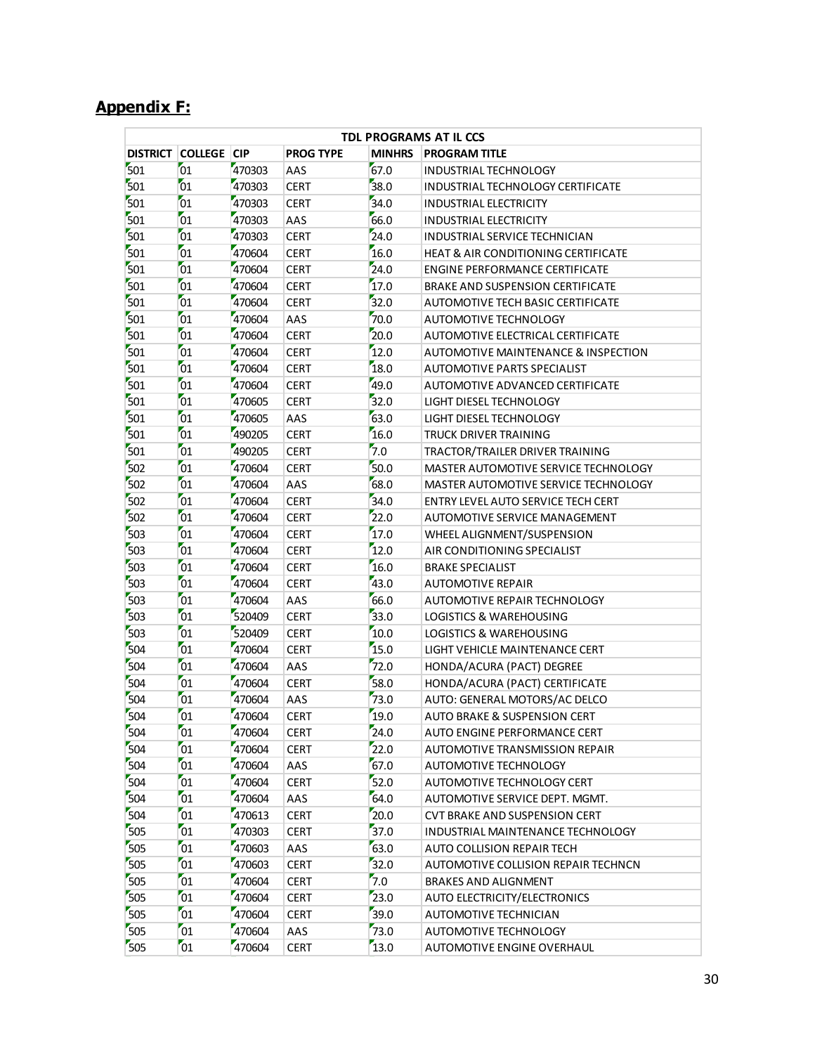## **Appendix F:**

| TDL PROGRAMS AT IL CCS | | | | | |
|---|---|---|---|---|---|
| **DISTRICT** | **COLLEGE** | **CIP** | **PROG TYPE** | **MINHRS** | **PROGRAM TITLE** |
| 501 | 01 | 470303 | AAS | 67.0 | INDUSTRIAL TECHNOLOGY |
| 501 | 01 | 470303 | CERT | 38.0 | INDUSTRIAL TECHNOLOGY CERTIFICATE |
| 501 | 01 | 470303 | CERT | 34.0 | INDUSTRIAL ELECTRICITY |
| 501 | 01 | 470303 | AAS | 66.0 | INDUSTRIAL ELECTRICITY |
| 501 | 01 | 470303 | CERT | 24.0 | INDUSTRIAL SERVICE TECHNICIAN |
| 501 | 01 | 470604 | CERT | 16.0 | HEAT & AIR CONDITIONING CERTIFICATE |
| 501 | 01 | 470604 | CERT | 24.0 | ENGINE PERFORMANCE CERTIFICATE |
| 501 | 01 | 470604 | CERT | 17.0 | BRAKE AND SUSPENSION CERTIFICATE |
| 501 | 01 | 470604 | CERT | 32.0 | AUTOMOTIVE TECH BASIC CERTIFICATE |
| 501 | 01 | 470604 | AAS | 70.0 | AUTOMOTIVE TECHNOLOGY |
| 501 | 01 | 470604 | CERT | 20.0 | AUTOMOTIVE ELECTRICAL CERTIFICATE |
| 501 | 01 | 470604 | CERT | 12.0 | AUTOMOTIVE MAINTENANCE & INSPECTION |
| 501 | 01 | 470604 | CERT | 18.0 | AUTOMOTIVE PARTS SPECIALIST |
| 501 | 01 | 470604 | CERT | 49.0 | AUTOMOTIVE ADVANCED CERTIFICATE |
| 501 | 01 | 470605 | CERT | 32.0 | LIGHT DIESEL TECHNOLOGY |
| 501 | 01 | 470605 | AAS | 63.0 | LIGHT DIESEL TECHNOLOGY |
| 501 | 01 | 490205 | CERT | 16.0 | TRUCK DRIVER TRAINING |
| 501 | 01 | 490205 | CERT | 7.0 | TRACTOR/TRAILER DRIVER TRAINING |
| 502 | 01 | 470604 | CERT | 50.0 | MASTER AUTOMOTIVE SERVICE TECHNOLOGY |
| 502 | 01 | 470604 | AAS | 68.0 | MASTER AUTOMOTIVE SERVICE TECHNOLOGY |
| 502 | 01 | 470604 | CERT | 34.0 | ENTRY LEVEL AUTO SERVICE TECH CERT |
| 502 | 01 | 470604 | CERT | 22.0 | AUTOMOTIVE SERVICE MANAGEMENT |
| 503 | 01 | 470604 | CERT | 17.0 | WHEEL ALIGNMENT/SUSPENSION |
| 503 | 01 | 470604 | CERT | 12.0 | AIR CONDITIONING SPECIALIST |
| 503 | 01 | 470604 | CERT | 16.0 | BRAKE SPECIALIST |
| 503 | 01 | 470604 | CERT | 43.0 | AUTOMOTIVE REPAIR |
| 503 | 01 | 470604 | AAS | 66.0 | AUTOMOTIVE REPAIR TECHNOLOGY |
| 503 | 01 | 520409 | CERT | 33.0 | LOGISTICS & WAREHOUSING |
| 503 | 01 | 520409 | CERT | 10.0 | LOGISTICS & WAREHOUSING |
| 504 | 01 | 470604 | CERT | 15.0 | LIGHT VEHICLE MAINTENANCE CERT |
| 504 | 01 | 470604 | AAS | 72.0 | HONDA/ACURA (PACT) DEGREE |
| 504 | 01 | 470604 | CERT | 58.0 | HONDA/ACURA (PACT) CERTIFICATE |
| 504 | 01 | 470604 | AAS | 73.0 | AUTO: GENERAL MOTORS/AC DELCO |
| 504 | 01 | 470604 | CERT | 19.0 | AUTO BRAKE & SUSPENSION CERT |
| 504 | 01 | 470604 | CERT | 24.0 | AUTO ENGINE PERFORMANCE CERT |
| 504 | 01 | 470604 | CERT | 22.0 | AUTOMOTIVE TRANSMISSION REPAIR |
| 504 | 01 | 470604 | AAS | 67.0 | AUTOMOTIVE TECHNOLOGY |
| 504 | 01 | 470604 | CERT | 52.0 | AUTOMOTIVE TECHNOLOGY CERT |
| 504 | 01 | 470604 | AAS | 64.0 | AUTOMOTIVE SERVICE DEPT. MGMT. |
| 504 | 01 | 470613 | CERT | 20.0 | CVT BRAKE AND SUSPENSION CERT |
| 505 | 01 | 470303 | CERT | 37.0 | INDUSTRIAL MAINTENANCE TECHNOLOGY |
| 505 | 01 | 470603 | AAS | 63.0 | AUTO COLLISION REPAIR TECH |
| 505 | 01 | 470603 | CERT | 32.0 | AUTOMOTIVE COLLISION REPAIR TECHNCN |
| 505 | 01 | 470604 | CERT | 7.0 | BRAKES AND ALIGNMENT |
| 505 | 01 | 470604 | CERT | 23.0 | AUTO ELECTRICITY/ELECTRONICS |
| 505 | 01 | 470604 | CERT | 39.0 | AUTOMOTIVE TECHNICIAN |
| 505 | 01 | 470604 | AAS | 73.0 | AUTOMOTIVE TECHNOLOGY |
| 505 | 01 | 470604 | CERT | 13.0 | AUTOMOTIVE ENGINE OVERHAUL |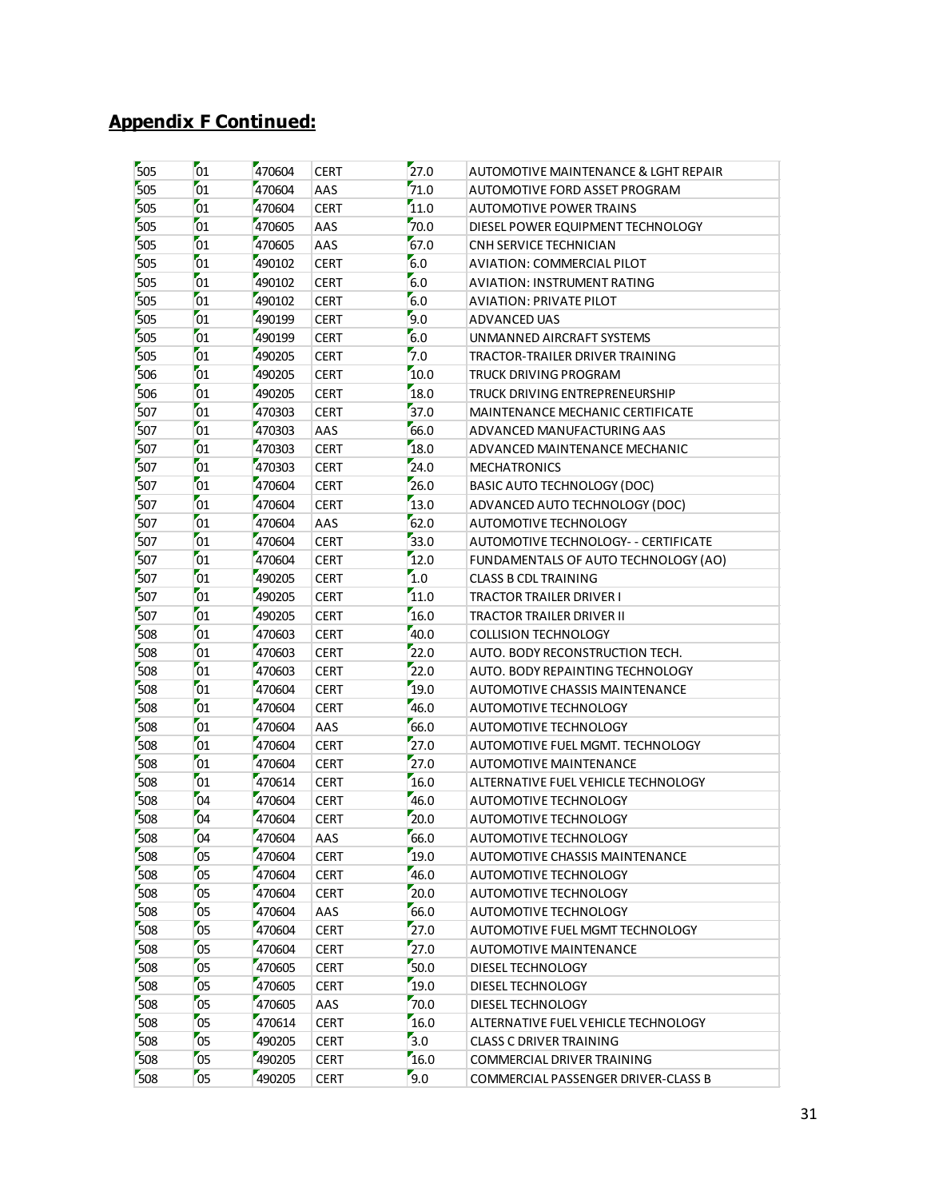## **Appendix F Continued:**

| | | | | | |
|---|---|---|---|---|---|
| 505 | 01 | 470604 | CERT | 27.0 | AUTOMOTIVE MAINTENANCE & LGHT REPAIR |
| 505 | 01 | 470604 | AAS | 71.0 | AUTOMOTIVE FORD ASSET PROGRAM |
| 505 | 01 | 470604 | CERT | 11.0 | AUTOMOTIVE POWER TRAINS |
| 505 | 01 | 470605 | AAS | 70.0 | DIESEL POWER EQUIPMENT TECHNOLOGY |
| 505 | 01 | 470605 | AAS | 67.0 | CNH SERVICE TECHNICIAN |
| 505 | 01 | 490102 | CERT | 6.0 | AVIATION: COMMERCIAL PILOT |
| 505 | 01 | 490102 | CERT | 6.0 | AVIATION: INSTRUMENT RATING |
| 505 | 01 | 490102 | CERT | 6.0 | AVIATION: PRIVATE PILOT |
| 505 | 01 | 490199 | CERT | 9.0 | ADVANCED UAS |
| 505 | 01 | 490199 | CERT | 6.0 | UNMANNED AIRCRAFT SYSTEMS |
| 505 | 01 | 490205 | CERT | 7.0 | TRACTOR-TRAILER DRIVER TRAINING |
| 506 | 01 | 490205 | CERT | 10.0 | TRUCK DRIVING PROGRAM |
| 506 | 01 | 490205 | CERT | 18.0 | TRUCK DRIVING ENTREPRENEURSHIP |
| 507 | 01 | 470303 | CERT | 37.0 | MAINTENANCE MECHANIC CERTIFICATE |
| 507 | 01 | 470303 | AAS | 66.0 | ADVANCED MANUFACTURING AAS |
| 507 | 01 | 470303 | CERT | 18.0 | ADVANCED MAINTENANCE MECHANIC |
| 507 | 01 | 470303 | CERT | 24.0 | MECHATRONICS |
| 507 | 01 | 470604 | CERT | 26.0 | BASIC AUTO TECHNOLOGY (DOC) |
| 507 | 01 | 470604 | CERT | 13.0 | ADVANCED AUTO TECHNOLOGY (DOC) |
| 507 | 01 | 470604 | AAS | 62.0 | AUTOMOTIVE TECHNOLOGY |
| 507 | 01 | 470604 | CERT | 33.0 | AUTOMOTIVE TECHNOLOGY- - CERTIFICATE |
| 507 | 01 | 470604 | CERT | 12.0 | FUNDAMENTALS OF AUTO TECHNOLOGY (AO) |
| 507 | 01 | 490205 | CERT | 1.0 | CLASS B CDL TRAINING |
| 507 | 01 | 490205 | CERT | 11.0 | TRACTOR TRAILER DRIVER I |
| 507 | 01 | 490205 | CERT | 16.0 | TRACTOR TRAILER DRIVER II |
| 508 | 01 | 470603 | CERT | 40.0 | COLLISION TECHNOLOGY |
| 508 | 01 | 470603 | CERT | 22.0 | AUTO. BODY RECONSTRUCTION TECH. |
| 508 | 01 | 470603 | CERT | 22.0 | AUTO. BODY REPAINTING TECHNOLOGY |
| 508 | 01 | 470604 | CERT | 19.0 | AUTOMOTIVE CHASSIS MAINTENANCE |
| 508 | 01 | 470604 | CERT | 46.0 | AUTOMOTIVE TECHNOLOGY |
| 508 | 01 | 470604 | AAS | 66.0 | AUTOMOTIVE TECHNOLOGY |
| 508 | 01 | 470604 | CERT | 27.0 | AUTOMOTIVE FUEL MGMT. TECHNOLOGY |
| 508 | 01 | 470604 | CERT | 27.0 | AUTOMOTIVE MAINTENANCE |
| 508 | 01 | 470614 | CERT | 16.0 | ALTERNATIVE FUEL VEHICLE TECHNOLOGY |
| 508 | 04 | 470604 | CERT | 46.0 | AUTOMOTIVE TECHNOLOGY |
| 508 | 04 | 470604 | CERT | 20.0 | AUTOMOTIVE TECHNOLOGY |
| 508 | 04 | 470604 | AAS | 66.0 | AUTOMOTIVE TECHNOLOGY |
| 508 | 05 | 470604 | CERT | 19.0 | AUTOMOTIVE CHASSIS MAINTENANCE |
| 508 | 05 | 470604 | CERT | 46.0 | AUTOMOTIVE TECHNOLOGY |
| 508 | 05 | 470604 | CERT | 20.0 | AUTOMOTIVE TECHNOLOGY |
| 508 | 05 | 470604 | AAS | 66.0 | AUTOMOTIVE TECHNOLOGY |
| 508 | 05 | 470604 | CERT | 27.0 | AUTOMOTIVE FUEL MGMT TECHNOLOGY |
| 508 | 05 | 470604 | CERT | 27.0 | AUTOMOTIVE MAINTENANCE |
| 508 | 05 | 470605 | CERT | 50.0 | DIESEL TECHNOLOGY |
| 508 | 05 | 470605 | CERT | 19.0 | DIESEL TECHNOLOGY |
| 508 | 05 | 470605 | AAS | 70.0 | DIESEL TECHNOLOGY |
| 508 | 05 | 470614 | CERT | 16.0 | ALTERNATIVE FUEL VEHICLE TECHNOLOGY |
| 508 | 05 | 490205 | CERT | 3.0 | CLASS C DRIVER TRAINING |
| 508 | 05 | 490205 | CERT | 16.0 | COMMERCIAL DRIVER TRAINING |
| 508 | 05 | 490205 | CERT | 9.0 | COMMERCIAL PASSENGER DRIVER-CLASS B |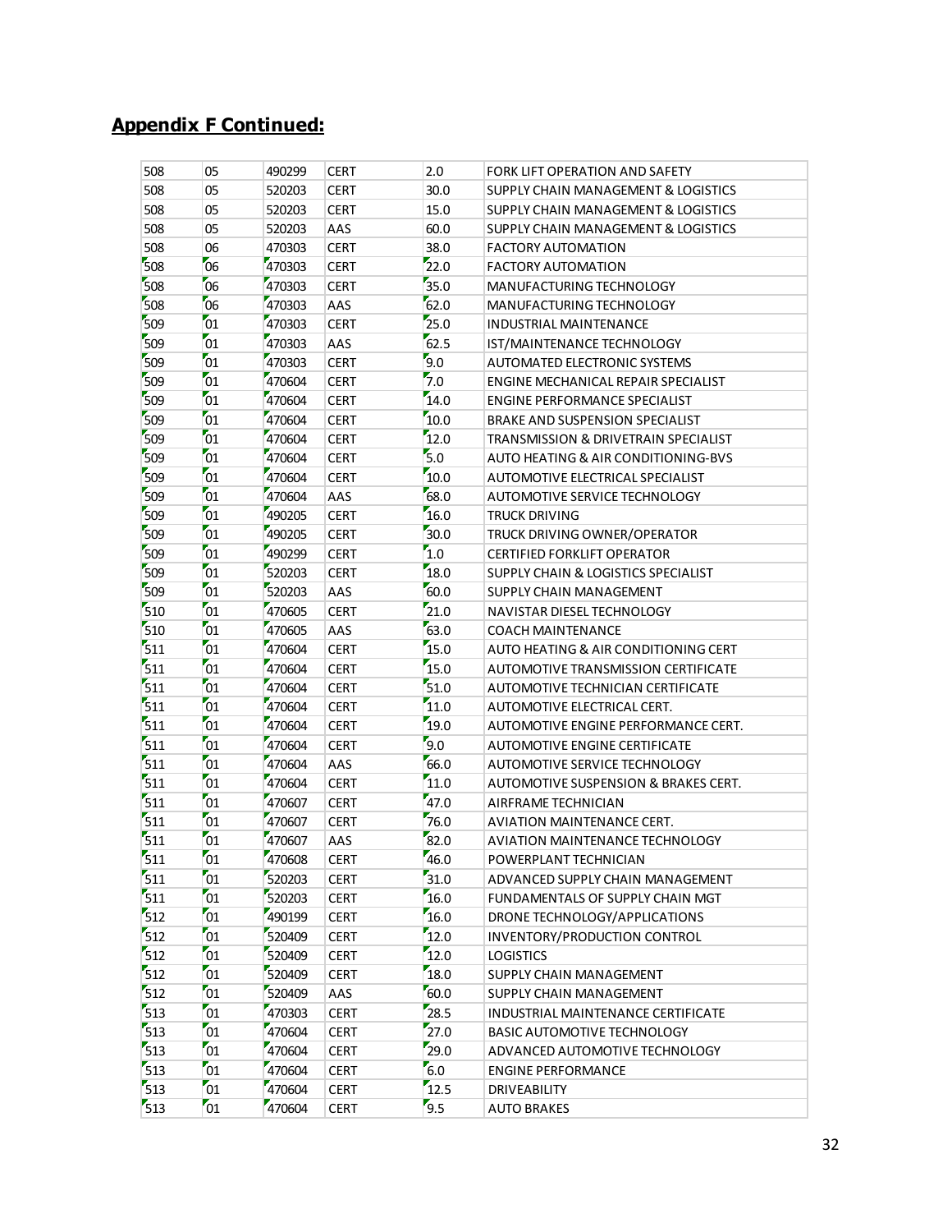## Appendix F Continued:

| | | | | | |
|---|---|---|---|---|---|
| 508 | 05 | 490299 | CERT | 2.0 | FORK LIFT OPERATION AND SAFETY |
| 508 | 05 | 520203 | CERT | 30.0 | SUPPLY CHAIN MANAGEMENT & LOGISTICS |
| 508 | 05 | 520203 | CERT | 15.0 | SUPPLY CHAIN MANAGEMENT & LOGISTICS |
| 508 | 05 | 520203 | AAS | 60.0 | SUPPLY CHAIN MANAGEMENT & LOGISTICS |
| 508 | 06 | 470303 | CERT | 38.0 | FACTORY AUTOMATION |
| 508 | 06 | 470303 | CERT | 22.0 | FACTORY AUTOMATION |
| 508 | 06 | 470303 | CERT | 35.0 | MANUFACTURING TECHNOLOGY |
| 508 | 06 | 470303 | AAS | 62.0 | MANUFACTURING TECHNOLOGY |
| 509 | 01 | 470303 | CERT | 25.0 | INDUSTRIAL MAINTENANCE |
| 509 | 01 | 470303 | AAS | 62.5 | IST/MAINTENANCE TECHNOLOGY |
| 509 | 01 | 470303 | CERT | 9.0 | AUTOMATED ELECTRONIC SYSTEMS |
| 509 | 01 | 470604 | CERT | 7.0 | ENGINE MECHANICAL REPAIR SPECIALIST |
| 509 | 01 | 470604 | CERT | 14.0 | ENGINE PERFORMANCE SPECIALIST |
| 509 | 01 | 470604 | CERT | 10.0 | BRAKE AND SUSPENSION SPECIALIST |
| 509 | 01 | 470604 | CERT | 12.0 | TRANSMISSION & DRIVETRAIN SPECIALIST |
| 509 | 01 | 470604 | CERT | 5.0 | AUTO HEATING & AIR CONDITIONING-BVS |
| 509 | 01 | 470604 | CERT | 10.0 | AUTOMOTIVE ELECTRICAL SPECIALIST |
| 509 | 01 | 470604 | AAS | 68.0 | AUTOMOTIVE SERVICE TECHNOLOGY |
| 509 | 01 | 490205 | CERT | 16.0 | TRUCK DRIVING |
| 509 | 01 | 490205 | CERT | 30.0 | TRUCK DRIVING OWNER/OPERATOR |
| 509 | 01 | 490299 | CERT | 1.0 | CERTIFIED FORKLIFT OPERATOR |
| 509 | 01 | 520203 | CERT | 18.0 | SUPPLY CHAIN & LOGISTICS SPECIALIST |
| 509 | 01 | 520203 | AAS | 60.0 | SUPPLY CHAIN MANAGEMENT |
| 510 | 01 | 470605 | CERT | 21.0 | NAVISTAR DIESEL TECHNOLOGY |
| 510 | 01 | 470605 | AAS | 63.0 | COACH MAINTENANCE |
| 511 | 01 | 470604 | CERT | 15.0 | AUTO HEATING & AIR CONDITIONING CERT |
| 511 | 01 | 470604 | CERT | 15.0 | AUTOMOTIVE TRANSMISSION CERTIFICATE |
| 511 | 01 | 470604 | CERT | 51.0 | AUTOMOTIVE TECHNICIAN CERTIFICATE |
| 511 | 01 | 470604 | CERT | 11.0 | AUTOMOTIVE ELECTRICAL CERT. |
| 511 | 01 | 470604 | CERT | 19.0 | AUTOMOTIVE ENGINE PERFORMANCE CERT. |
| 511 | 01 | 470604 | CERT | 9.0 | AUTOMOTIVE ENGINE CERTIFICATE |
| 511 | 01 | 470604 | AAS | 66.0 | AUTOMOTIVE SERVICE TECHNOLOGY |
| 511 | 01 | 470604 | CERT | 11.0 | AUTOMOTIVE SUSPENSION & BRAKES CERT. |
| 511 | 01 | 470607 | CERT | 47.0 | AIRFRAME TECHNICIAN |
| 511 | 01 | 470607 | CERT | 76.0 | AVIATION MAINTENANCE CERT. |
| 511 | 01 | 470607 | AAS | 82.0 | AVIATION MAINTENANCE TECHNOLOGY |
| 511 | 01 | 470608 | CERT | 46.0 | POWERPLANT TECHNICIAN |
| 511 | 01 | 520203 | CERT | 31.0 | ADVANCED SUPPLY CHAIN MANAGEMENT |
| 511 | 01 | 520203 | CERT | 16.0 | FUNDAMENTALS OF SUPPLY CHAIN MGT |
| 512 | 01 | 490199 | CERT | 16.0 | DRONE TECHNOLOGY/APPLICATIONS |
| 512 | 01 | 520409 | CERT | 12.0 | INVENTORY/PRODUCTION CONTROL |
| 512 | 01 | 520409 | CERT | 12.0 | LOGISTICS |
| 512 | 01 | 520409 | CERT | 18.0 | SUPPLY CHAIN MANAGEMENT |
| 512 | 01 | 520409 | AAS | 60.0 | SUPPLY CHAIN MANAGEMENT |
| 513 | 01 | 470303 | CERT | 28.5 | INDUSTRIAL MAINTENANCE CERTIFICATE |
| 513 | 01 | 470604 | CERT | 27.0 | BASIC AUTOMOTIVE TECHNOLOGY |
| 513 | 01 | 470604 | CERT | 29.0 | ADVANCED AUTOMOTIVE TECHNOLOGY |
| 513 | 01 | 470604 | CERT | 6.0 | ENGINE PERFORMANCE |
| 513 | 01 | 470604 | CERT | 12.5 | DRIVEABILITY |
| 513 | 01 | 470604 | CERT | 9.5 | AUTO BRAKES |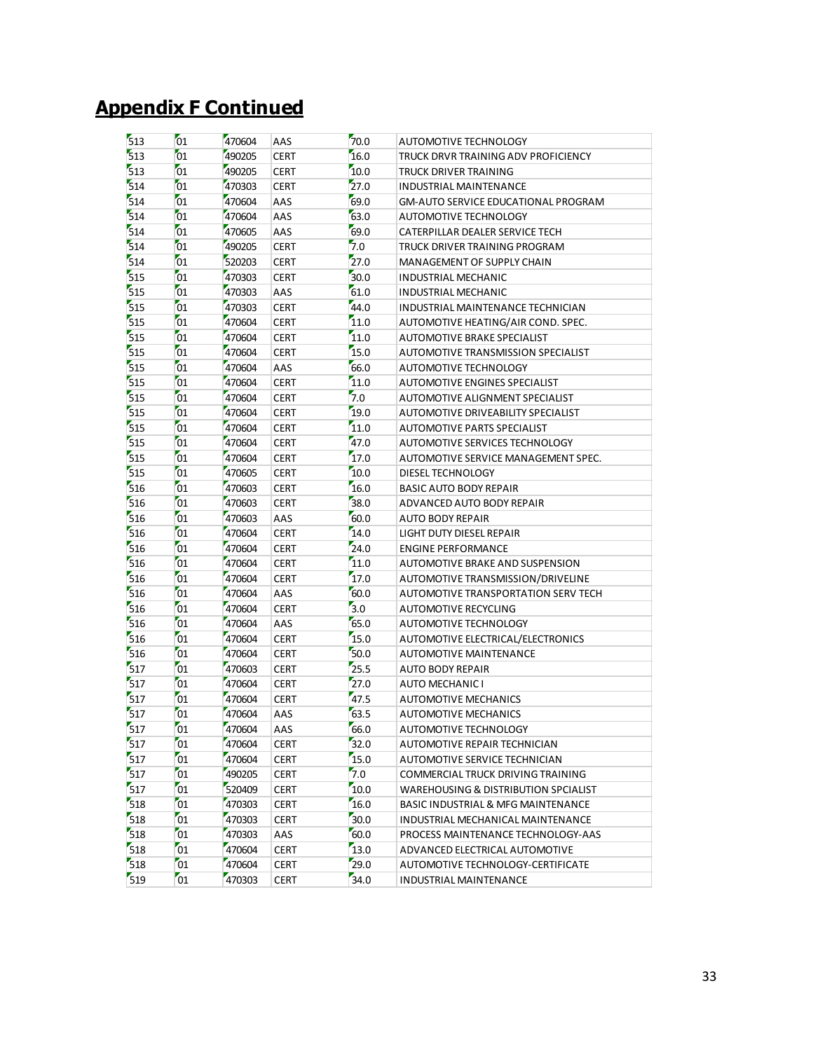## Appendix F Continued

| | | | | | |
|---|---|---|---|---|---|
| 513 | 01 | 470604 | AAS | 70.0 | AUTOMOTIVE TECHNOLOGY |
| 513 | 01 | 490205 | CERT | 16.0 | TRUCK DRVR TRAINING ADV PROFICIENCY |
| 513 | 01 | 490205 | CERT | 10.0 | TRUCK DRIVER TRAINING |
| 514 | 01 | 470303 | CERT | 27.0 | INDUSTRIAL MAINTENANCE |
| 514 | 01 | 470604 | AAS | 69.0 | GM-AUTO SERVICE EDUCATIONAL PROGRAM |
| 514 | 01 | 470604 | AAS | 63.0 | AUTOMOTIVE TECHNOLOGY |
| 514 | 01 | 470605 | AAS | 69.0 | CATERPILLAR DEALER SERVICE TECH |
| 514 | 01 | 490205 | CERT | 7.0 | TRUCK DRIVER TRAINING PROGRAM |
| 514 | 01 | 520203 | CERT | 27.0 | MANAGEMENT OF SUPPLY CHAIN |
| 515 | 01 | 470303 | CERT | 30.0 | INDUSTRIAL MECHANIC |
| 515 | 01 | 470303 | AAS | 61.0 | INDUSTRIAL MECHANIC |
| 515 | 01 | 470303 | CERT | 44.0 | INDUSTRIAL MAINTENANCE TECHNICIAN |
| 515 | 01 | 470604 | CERT | 11.0 | AUTOMOTIVE HEATING/AIR COND. SPEC. |
| 515 | 01 | 470604 | CERT | 11.0 | AUTOMOTIVE BRAKE SPECIALIST |
| 515 | 01 | 470604 | CERT | 15.0 | AUTOMOTIVE TRANSMISSION SPECIALIST |
| 515 | 01 | 470604 | AAS | 66.0 | AUTOMOTIVE TECHNOLOGY |
| 515 | 01 | 470604 | CERT | 11.0 | AUTOMOTIVE ENGINES SPECIALIST |
| 515 | 01 | 470604 | CERT | 7.0 | AUTOMOTIVE ALIGNMENT SPECIALIST |
| 515 | 01 | 470604 | CERT | 19.0 | AUTOMOTIVE DRIVEABILITY SPECIALIST |
| 515 | 01 | 470604 | CERT | 11.0 | AUTOMOTIVE PARTS SPECIALIST |
| 515 | 01 | 470604 | CERT | 47.0 | AUTOMOTIVE SERVICES TECHNOLOGY |
| 515 | 01 | 470604 | CERT | 17.0 | AUTOMOTIVE SERVICE MANAGEMENT SPEC. |
| 515 | 01 | 470605 | CERT | 10.0 | DIESEL TECHNOLOGY |
| 516 | 01 | 470603 | CERT | 16.0 | BASIC AUTO BODY REPAIR |
| 516 | 01 | 470603 | CERT | 38.0 | ADVANCED AUTO BODY REPAIR |
| 516 | 01 | 470603 | AAS | 60.0 | AUTO BODY REPAIR |
| 516 | 01 | 470604 | CERT | 14.0 | LIGHT DUTY DIESEL REPAIR |
| 516 | 01 | 470604 | CERT | 24.0 | ENGINE PERFORMANCE |
| 516 | 01 | 470604 | CERT | 11.0 | AUTOMOTIVE BRAKE AND SUSPENSION |
| 516 | 01 | 470604 | CERT | 17.0 | AUTOMOTIVE TRANSMISSION/DRIVELINE |
| 516 | 01 | 470604 | AAS | 60.0 | AUTOMOTIVE TRANSPORTATION SERV TECH |
| 516 | 01 | 470604 | CERT | 3.0 | AUTOMOTIVE RECYCLING |
| 516 | 01 | 470604 | AAS | 65.0 | AUTOMOTIVE TECHNOLOGY |
| 516 | 01 | 470604 | CERT | 15.0 | AUTOMOTIVE ELECTRICAL/ELECTRONICS |
| 516 | 01 | 470604 | CERT | 50.0 | AUTOMOTIVE MAINTENANCE |
| 517 | 01 | 470603 | CERT | 25.5 | AUTO BODY REPAIR |
| 517 | 01 | 470604 | CERT | 27.0 | AUTO MECHANIC I |
| 517 | 01 | 470604 | CERT | 47.5 | AUTOMOTIVE MECHANICS |
| 517 | 01 | 470604 | AAS | 63.5 | AUTOMOTIVE MECHANICS |
| 517 | 01 | 470604 | AAS | 66.0 | AUTOMOTIVE TECHNOLOGY |
| 517 | 01 | 470604 | CERT | 32.0 | AUTOMOTIVE REPAIR TECHNICIAN |
| 517 | 01 | 470604 | CERT | 15.0 | AUTOMOTIVE SERVICE TECHNICIAN |
| 517 | 01 | 490205 | CERT | 7.0 | COMMERCIAL TRUCK DRIVING TRAINING |
| 517 | 01 | 520409 | CERT | 10.0 | WAREHOUSING & DISTRIBUTION SPCIALIST |
| 518 | 01 | 470303 | CERT | 16.0 | BASIC INDUSTRIAL & MFG MAINTENANCE |
| 518 | 01 | 470303 | CERT | 30.0 | INDUSTRIAL MECHANICAL MAINTENANCE |
| 518 | 01 | 470303 | AAS | 60.0 | PROCESS MAINTENANCE TECHNOLOGY-AAS |
| 518 | 01 | 470604 | CERT | 13.0 | ADVANCED ELECTRICAL AUTOMOTIVE |
| 518 | 01 | 470604 | CERT | 29.0 | AUTOMOTIVE TECHNOLOGY-CERTIFICATE |
| 519 | 01 | 470303 | CERT | 34.0 | INDUSTRIAL MAINTENANCE |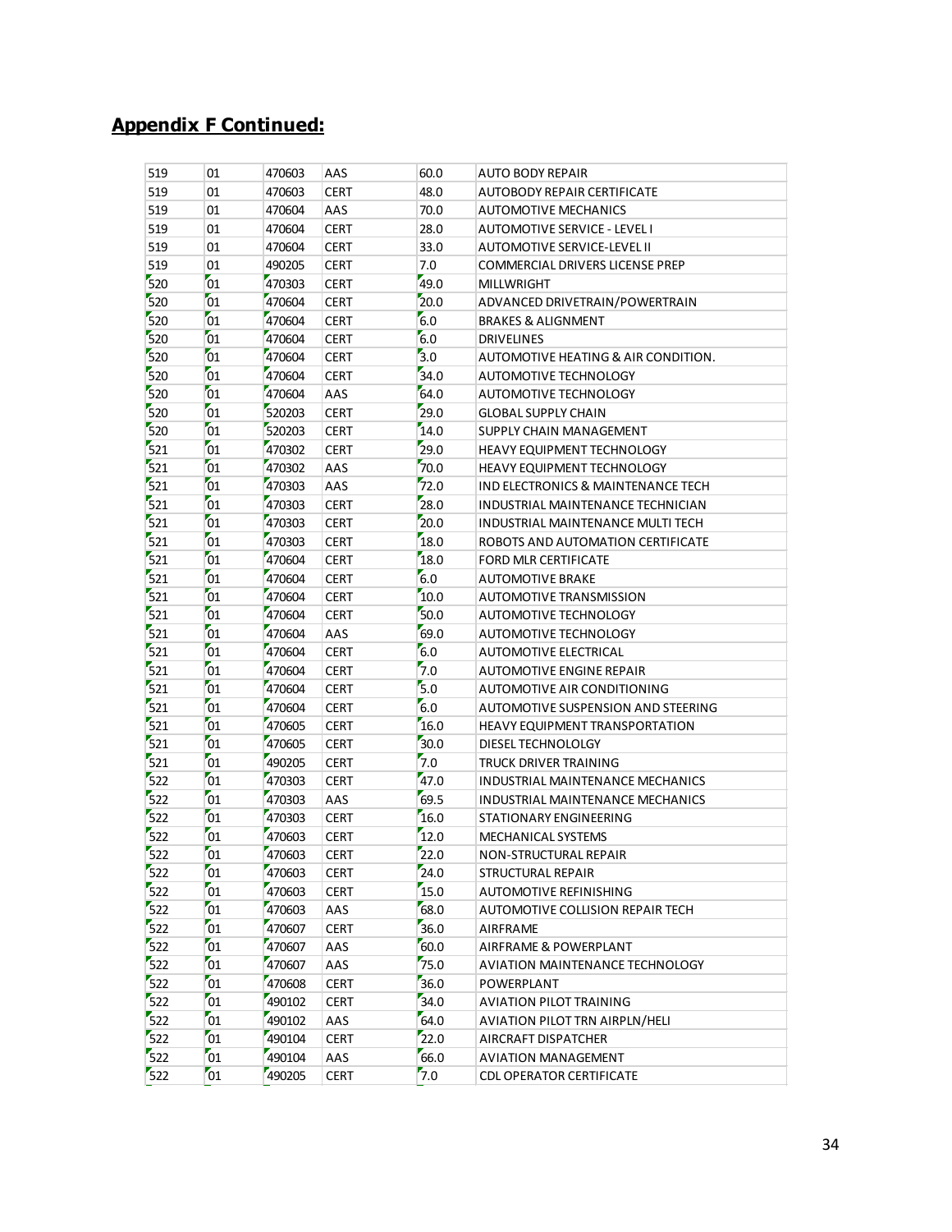## Appendix F Continued:

| | | | | | |
|---|---|---|---|---|---|
| 519 | 01 | 470603 | AAS | 60.0 | AUTO BODY REPAIR |
| 519 | 01 | 470603 | CERT | 48.0 | AUTOBODY REPAIR CERTIFICATE |
| 519 | 01 | 470604 | AAS | 70.0 | AUTOMOTIVE MECHANICS |
| 519 | 01 | 470604 | CERT | 28.0 | AUTOMOTIVE SERVICE - LEVEL I |
| 519 | 01 | 470604 | CERT | 33.0 | AUTOMOTIVE SERVICE-LEVEL II |
| 519 | 01 | 490205 | CERT | 7.0 | COMMERCIAL DRIVERS LICENSE PREP |
| 520 | 01 | 470303 | CERT | 49.0 | MILLWRIGHT |
| 520 | 01 | 470604 | CERT | 20.0 | ADVANCED DRIVETRAIN/POWERTRAIN |
| 520 | 01 | 470604 | CERT | 6.0 | BRAKES & ALIGNMENT |
| 520 | 01 | 470604 | CERT | 6.0 | DRIVELINES |
| 520 | 01 | 470604 | CERT | 3.0 | AUTOMOTIVE HEATING & AIR CONDITION. |
| 520 | 01 | 470604 | CERT | 34.0 | AUTOMOTIVE TECHNOLOGY |
| 520 | 01 | 470604 | AAS | 64.0 | AUTOMOTIVE TECHNOLOGY |
| 520 | 01 | 520203 | CERT | 29.0 | GLOBAL SUPPLY CHAIN |
| 520 | 01 | 520203 | CERT | 14.0 | SUPPLY CHAIN MANAGEMENT |
| 521 | 01 | 470302 | CERT | 29.0 | HEAVY EQUIPMENT TECHNOLOGY |
| 521 | 01 | 470302 | AAS | 70.0 | HEAVY EQUIPMENT TECHNOLOGY |
| 521 | 01 | 470303 | AAS | 72.0 | IND ELECTRONICS & MAINTENANCE TECH |
| 521 | 01 | 470303 | CERT | 28.0 | INDUSTRIAL MAINTENANCE TECHNICIAN |
| 521 | 01 | 470303 | CERT | 20.0 | INDUSTRIAL MAINTENANCE MULTI TECH |
| 521 | 01 | 470303 | CERT | 18.0 | ROBOTS AND AUTOMATION CERTIFICATE |
| 521 | 01 | 470604 | CERT | 18.0 | FORD MLR CERTIFICATE |
| 521 | 01 | 470604 | CERT | 6.0 | AUTOMOTIVE BRAKE |
| 521 | 01 | 470604 | CERT | 10.0 | AUTOMOTIVE TRANSMISSION |
| 521 | 01 | 470604 | CERT | 50.0 | AUTOMOTIVE TECHNOLOGY |
| 521 | 01 | 470604 | AAS | 69.0 | AUTOMOTIVE TECHNOLOGY |
| 521 | 01 | 470604 | CERT | 6.0 | AUTOMOTIVE ELECTRICAL |
| 521 | 01 | 470604 | CERT | 7.0 | AUTOMOTIVE ENGINE REPAIR |
| 521 | 01 | 470604 | CERT | 5.0 | AUTOMOTIVE AIR CONDITIONING |
| 521 | 01 | 470604 | CERT | 6.0 | AUTOMOTIVE SUSPENSION AND STEERING |
| 521 | 01 | 470605 | CERT | 16.0 | HEAVY EQUIPMENT TRANSPORTATION |
| 521 | 01 | 470605 | CERT | 30.0 | DIESEL TECHNOLOLGY |
| 521 | 01 | 490205 | CERT | 7.0 | TRUCK DRIVER TRAINING |
| 522 | 01 | 470303 | CERT | 47.0 | INDUSTRIAL MAINTENANCE MECHANICS |
| 522 | 01 | 470303 | AAS | 69.5 | INDUSTRIAL MAINTENANCE MECHANICS |
| 522 | 01 | 470303 | CERT | 16.0 | STATIONARY ENGINEERING |
| 522 | 01 | 470603 | CERT | 12.0 | MECHANICAL SYSTEMS |
| 522 | 01 | 470603 | CERT | 22.0 | NON-STRUCTURAL REPAIR |
| 522 | 01 | 470603 | CERT | 24.0 | STRUCTURAL REPAIR |
| 522 | 01 | 470603 | CERT | 15.0 | AUTOMOTIVE REFINISHING |
| 522 | 01 | 470603 | AAS | 68.0 | AUTOMOTIVE COLLISION REPAIR TECH |
| 522 | 01 | 470607 | CERT | 36.0 | AIRFRAME |
| 522 | 01 | 470607 | AAS | 60.0 | AIRFRAME & POWERPLANT |
| 522 | 01 | 470607 | AAS | 75.0 | AVIATION MAINTENANCE TECHNOLOGY |
| 522 | 01 | 470608 | CERT | 36.0 | POWERPLANT |
| 522 | 01 | 490102 | CERT | 34.0 | AVIATION PILOT TRAINING |
| 522 | 01 | 490102 | AAS | 64.0 | AVIATION PILOT TRN AIRPLN/HELI |
| 522 | 01 | 490104 | CERT | 22.0 | AIRCRAFT DISPATCHER |
| 522 | 01 | 490104 | AAS | 66.0 | AVIATION MANAGEMENT |
| 522 | 01 | 490205 | CERT | 7.0 | CDL OPERATOR CERTIFICATE |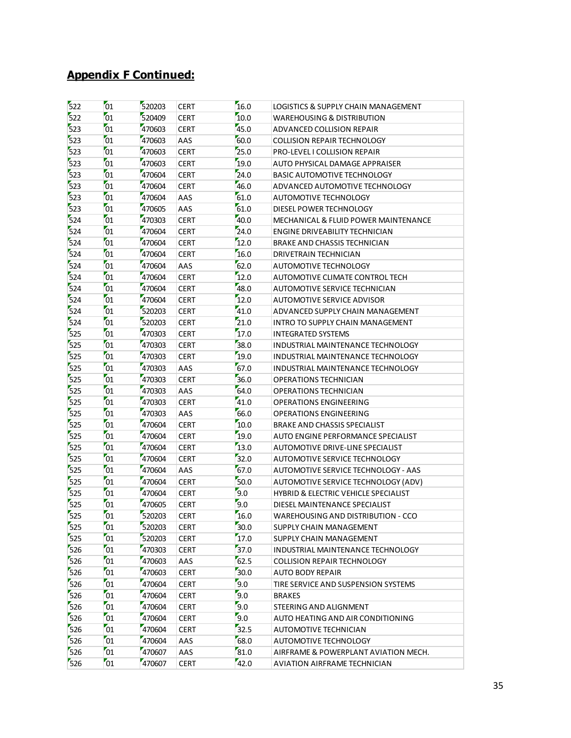## **Appendix F Continued:**

| | | | | | |
|---|---|---|---|---|---|
| 522 | 01 | 520203 | CERT | 16.0 | LOGISTICS & SUPPLY CHAIN MANAGEMENT |
| 522 | 01 | 520409 | CERT | 10.0 | WAREHOUSING & DISTRIBUTION |
| 523 | 01 | 470603 | CERT | 45.0 | ADVANCED COLLISION REPAIR |
| 523 | 01 | 470603 | AAS | 60.0 | COLLISION REPAIR TECHNOLOGY |
| 523 | 01 | 470603 | CERT | 25.0 | PRO-LEVEL I COLLISION REPAIR |
| 523 | 01 | 470603 | CERT | 19.0 | AUTO PHYSICAL DAMAGE APPRAISER |
| 523 | 01 | 470604 | CERT | 24.0 | BASIC AUTOMOTIVE TECHNOLOGY |
| 523 | 01 | 470604 | CERT | 46.0 | ADVANCED AUTOMOTIVE TECHNOLOGY |
| 523 | 01 | 470604 | AAS | 61.0 | AUTOMOTIVE TECHNOLOGY |
| 523 | 01 | 470605 | AAS | 61.0 | DIESEL POWER TECHNOLOGY |
| 524 | 01 | 470303 | CERT | 40.0 | MECHANICAL & FLUID POWER MAINTENANCE |
| 524 | 01 | 470604 | CERT | 24.0 | ENGINE DRIVEABILITY TECHNICIAN |
| 524 | 01 | 470604 | CERT | 12.0 | BRAKE AND CHASSIS TECHNICIAN |
| 524 | 01 | 470604 | CERT | 16.0 | DRIVETRAIN TECHNICIAN |
| 524 | 01 | 470604 | AAS | 62.0 | AUTOMOTIVE TECHNOLOGY |
| 524 | 01 | 470604 | CERT | 12.0 | AUTOMOTIVE CLIMATE CONTROL TECH |
| 524 | 01 | 470604 | CERT | 48.0 | AUTOMOTIVE SERVICE TECHNICIAN |
| 524 | 01 | 470604 | CERT | 12.0 | AUTOMOTIVE SERVICE ADVISOR |
| 524 | 01 | 520203 | CERT | 41.0 | ADVANCED SUPPLY CHAIN MANAGEMENT |
| 524 | 01 | 520203 | CERT | 21.0 | INTRO TO SUPPLY CHAIN MANAGEMENT |
| 525 | 01 | 470303 | CERT | 17.0 | INTEGRATED SYSTEMS |
| 525 | 01 | 470303 | CERT | 38.0 | INDUSTRIAL MAINTENANCE TECHNOLOGY |
| 525 | 01 | 470303 | CERT | 19.0 | INDUSTRIAL MAINTENANCE TECHNOLOGY |
| 525 | 01 | 470303 | AAS | 67.0 | INDUSTRIAL MAINTENANCE TECHNOLOGY |
| 525 | 01 | 470303 | CERT | 36.0 | OPERATIONS TECHNICIAN |
| 525 | 01 | 470303 | AAS | 64.0 | OPERATIONS TECHNICIAN |
| 525 | 01 | 470303 | CERT | 41.0 | OPERATIONS ENGINEERING |
| 525 | 01 | 470303 | AAS | 66.0 | OPERATIONS ENGINEERING |
| 525 | 01 | 470604 | CERT | 10.0 | BRAKE AND CHASSIS SPECIALIST |
| 525 | 01 | 470604 | CERT | 19.0 | AUTO ENGINE PERFORMANCE SPECIALIST |
| 525 | 01 | 470604 | CERT | 13.0 | AUTOMOTIVE DRIVE-LINE SPECIALIST |
| 525 | 01 | 470604 | CERT | 32.0 | AUTOMOTIVE SERVICE TECHNOLOGY |
| 525 | 01 | 470604 | AAS | 67.0 | AUTOMOTIVE SERVICE TECHNOLOGY - AAS |
| 525 | 01 | 470604 | CERT | 50.0 | AUTOMOTIVE SERVICE TECHNOLOGY (ADV) |
| 525 | 01 | 470604 | CERT | 9.0 | HYBRID & ELECTRIC VEHICLE SPECIALIST |
| 525 | 01 | 470605 | CERT | 9.0 | DIESEL MAINTENANCE SPECIALIST |
| 525 | 01 | 520203 | CERT | 16.0 | WAREHOUSING AND DISTRIBUTION - CCO |
| 525 | 01 | 520203 | CERT | 30.0 | SUPPLY CHAIN MANAGEMENT |
| 525 | 01 | 520203 | CERT | 17.0 | SUPPLY CHAIN MANAGEMENT |
| 526 | 01 | 470303 | CERT | 37.0 | INDUSTRIAL MAINTENANCE TECHNOLOGY |
| 526 | 01 | 470603 | AAS | 62.5 | COLLISION REPAIR TECHNOLOGY |
| 526 | 01 | 470603 | CERT | 30.0 | AUTO BODY REPAIR |
| 526 | 01 | 470604 | CERT | 9.0 | TIRE SERVICE AND SUSPENSION SYSTEMS |
| 526 | 01 | 470604 | CERT | 9.0 | BRAKES |
| 526 | 01 | 470604 | CERT | 9.0 | STEERING AND ALIGNMENT |
| 526 | 01 | 470604 | CERT | 9.0 | AUTO HEATING AND AIR CONDITIONING |
| 526 | 01 | 470604 | CERT | 32.5 | AUTOMOTIVE TECHNICIAN |
| 526 | 01 | 470604 | AAS | 68.0 | AUTOMOTIVE TECHNOLOGY |
| 526 | 01 | 470607 | AAS | 81.0 | AIRFRAME & POWERPLANT AVIATION MECH. |
| 526 | 01 | 470607 | CERT | 42.0 | AVIATION AIRFRAME TECHNICIAN |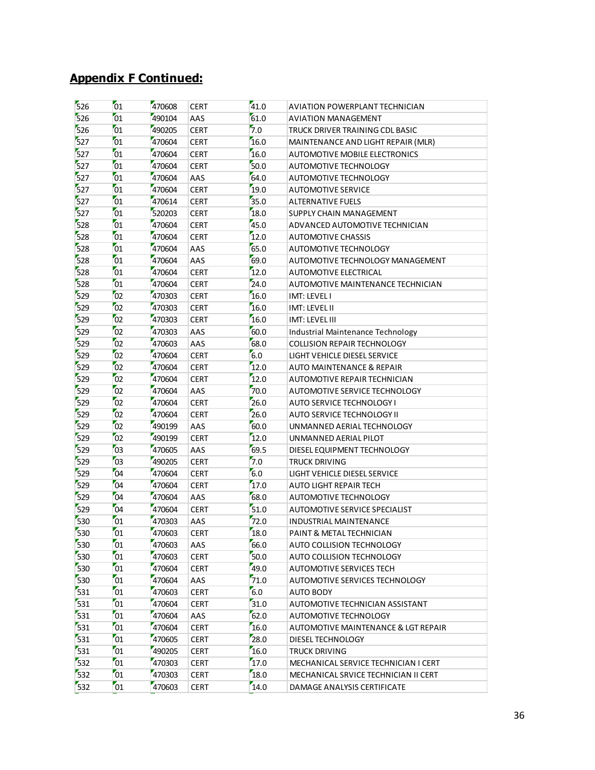## Appendix F Continued:

| | | | | | |
|---|---|---|---|---|---|
| 526 | 01 | 470608 | CERT | 41.0 | AVIATION POWERPLANT TECHNICIAN |
| 526 | 01 | 490104 | AAS | 61.0 | AVIATION MANAGEMENT |
| 526 | 01 | 490205 | CERT | 7.0 | TRUCK DRIVER TRAINING CDL BASIC |
| 527 | 01 | 470604 | CERT | 16.0 | MAINTENANCE AND LIGHT REPAIR (MLR) |
| 527 | 01 | 470604 | CERT | 16.0 | AUTOMOTIVE MOBILE ELECTRONICS |
| 527 | 01 | 470604 | CERT | 50.0 | AUTOMOTIVE TECHNOLOGY |
| 527 | 01 | 470604 | AAS | 64.0 | AUTOMOTIVE TECHNOLOGY |
| 527 | 01 | 470604 | CERT | 19.0 | AUTOMOTIVE SERVICE |
| 527 | 01 | 470614 | CERT | 35.0 | ALTERNATIVE FUELS |
| 527 | 01 | 520203 | CERT | 18.0 | SUPPLY CHAIN MANAGEMENT |
| 528 | 01 | 470604 | CERT | 45.0 | ADVANCED AUTOMOTIVE TECHNICIAN |
| 528 | 01 | 470604 | CERT | 12.0 | AUTOMOTIVE CHASSIS |
| 528 | 01 | 470604 | AAS | 65.0 | AUTOMOTIVE TECHNOLOGY |
| 528 | 01 | 470604 | AAS | 69.0 | AUTOMOTIVE TECHNOLOGY MANAGEMENT |
| 528 | 01 | 470604 | CERT | 12.0 | AUTOMOTIVE ELECTRICAL |
| 528 | 01 | 470604 | CERT | 24.0 | AUTOMOTIVE MAINTENANCE TECHNICIAN |
| 529 | 02 | 470303 | CERT | 16.0 | IMT: LEVEL I |
| 529 | 02 | 470303 | CERT | 16.0 | IMT: LEVEL II |
| 529 | 02 | 470303 | CERT | 16.0 | IMT: LEVEL III |
| 529 | 02 | 470303 | AAS | 60.0 | Industrial Maintenance Technology |
| 529 | 02 | 470603 | AAS | 68.0 | COLLISION REPAIR TECHNOLOGY |
| 529 | 02 | 470604 | CERT | 6.0 | LIGHT VEHICLE DIESEL SERVICE |
| 529 | 02 | 470604 | CERT | 12.0 | AUTO MAINTENANCE & REPAIR |
| 529 | 02 | 470604 | CERT | 12.0 | AUTOMOTIVE REPAIR TECHNICIAN |
| 529 | 02 | 470604 | AAS | 70.0 | AUTOMOTIVE SERVICE TECHNOLOGY |
| 529 | 02 | 470604 | CERT | 26.0 | AUTO SERVICE TECHNOLOGY I |
| 529 | 02 | 470604 | CERT | 26.0 | AUTO SERVICE TECHNOLOGY II |
| 529 | 02 | 490199 | AAS | 60.0 | UNMANNED AERIAL TECHNOLOGY |
| 529 | 02 | 490199 | CERT | 12.0 | UNMANNED AERIAL PILOT |
| 529 | 03 | 470605 | AAS | 69.5 | DIESEL EQUIPMENT TECHNOLOGY |
| 529 | 03 | 490205 | CERT | 7.0 | TRUCK DRIVING |
| 529 | 04 | 470604 | CERT | 6.0 | LIGHT VEHICLE DIESEL SERVICE |
| 529 | 04 | 470604 | CERT | 17.0 | AUTO LIGHT REPAIR TECH |
| 529 | 04 | 470604 | AAS | 68.0 | AUTOMOTIVE TECHNOLOGY |
| 529 | 04 | 470604 | CERT | 51.0 | AUTOMOTIVE SERVICE SPECIALIST |
| 530 | 01 | 470303 | AAS | 72.0 | INDUSTRIAL MAINTENANCE |
| 530 | 01 | 470603 | CERT | 18.0 | PAINT & METAL TECHNICIAN |
| 530 | 01 | 470603 | AAS | 66.0 | AUTO COLLISION TECHNOLOGY |
| 530 | 01 | 470603 | CERT | 50.0 | AUTO COLLISION TECHNOLOGY |
| 530 | 01 | 470604 | CERT | 49.0 | AUTOMOTIVE SERVICES TECH |
| 530 | 01 | 470604 | AAS | 71.0 | AUTOMOTIVE SERVICES TECHNOLOGY |
| 531 | 01 | 470603 | CERT | 6.0 | AUTO BODY |
| 531 | 01 | 470604 | CERT | 31.0 | AUTOMOTIVE TECHNICIAN ASSISTANT |
| 531 | 01 | 470604 | AAS | 62.0 | AUTOMOTIVE TECHNOLOGY |
| 531 | 01 | 470604 | CERT | 16.0 | AUTOMOTIVE MAINTENANCE & LGT REPAIR |
| 531 | 01 | 470605 | CERT | 28.0 | DIESEL TECHNOLOGY |
| 531 | 01 | 490205 | CERT | 16.0 | TRUCK DRIVING |
| 532 | 01 | 470303 | CERT | 17.0 | MECHANICAL SERVICE TECHNICIAN I CERT |
| 532 | 01 | 470303 | CERT | 18.0 | MECHANICAL SRVICE TECHNICIAN II CERT |
| 532 | 01 | 470603 | CERT | 14.0 | DAMAGE ANALYSIS CERTIFICATE |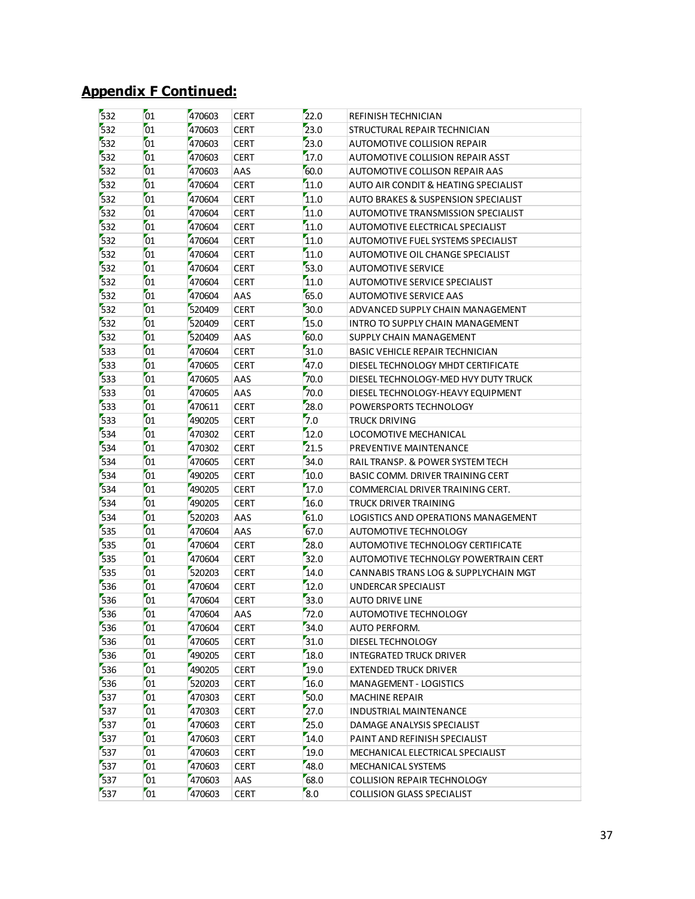## Appendix F Continued:

| | | | | | |
|---|---|---|---|---|---|
| 532 | 01 | 470603 | CERT | 22.0 | REFINISH TECHNICIAN |
| 532 | 01 | 470603 | CERT | 23.0 | STRUCTURAL REPAIR TECHNICIAN |
| 532 | 01 | 470603 | CERT | 23.0 | AUTOMOTIVE COLLISION REPAIR |
| 532 | 01 | 470603 | CERT | 17.0 | AUTOMOTIVE COLLISION REPAIR ASST |
| 532 | 01 | 470603 | AAS | 60.0 | AUTOMOTIVE COLLISON REPAIR AAS |
| 532 | 01 | 470604 | CERT | 11.0 | AUTO AIR CONDIT & HEATING SPECIALIST |
| 532 | 01 | 470604 | CERT | 11.0 | AUTO BRAKES & SUSPENSION SPECIALIST |
| 532 | 01 | 470604 | CERT | 11.0 | AUTOMOTIVE TRANSMISSION SPECIALIST |
| 532 | 01 | 470604 | CERT | 11.0 | AUTOMOTIVE ELECTRICAL SPECIALIST |
| 532 | 01 | 470604 | CERT | 11.0 | AUTOMOTIVE FUEL SYSTEMS SPECIALIST |
| 532 | 01 | 470604 | CERT | 11.0 | AUTOMOTIVE OIL CHANGE SPECIALIST |
| 532 | 01 | 470604 | CERT | 53.0 | AUTOMOTIVE SERVICE |
| 532 | 01 | 470604 | CERT | 11.0 | AUTOMOTIVE SERVICE SPECIALIST |
| 532 | 01 | 470604 | AAS | 65.0 | AUTOMOTIVE SERVICE AAS |
| 532 | 01 | 520409 | CERT | 30.0 | ADVANCED SUPPLY CHAIN MANAGEMENT |
| 532 | 01 | 520409 | CERT | 15.0 | INTRO TO SUPPLY CHAIN MANAGEMENT |
| 532 | 01 | 520409 | AAS | 60.0 | SUPPLY CHAIN MANAGEMENT |
| 533 | 01 | 470604 | CERT | 31.0 | BASIC VEHICLE REPAIR TECHNICIAN |
| 533 | 01 | 470605 | CERT | 47.0 | DIESEL TECHNOLOGY MHDT CERTIFICATE |
| 533 | 01 | 470605 | AAS | 70.0 | DIESEL TECHNOLOGY-MED HVY DUTY TRUCK |
| 533 | 01 | 470605 | AAS | 70.0 | DIESEL TECHNOLOGY-HEAVY EQUIPMENT |
| 533 | 01 | 470611 | CERT | 28.0 | POWERSPORTS TECHNOLOGY |
| 533 | 01 | 490205 | CERT | 7.0 | TRUCK DRIVING |
| 534 | 01 | 470302 | CERT | 12.0 | LOCOMOTIVE MECHANICAL |
| 534 | 01 | 470302 | CERT | 21.5 | PREVENTIVE MAINTENANCE |
| 534 | 01 | 470605 | CERT | 34.0 | RAIL TRANSP. & POWER SYSTEM TECH |
| 534 | 01 | 490205 | CERT | 10.0 | BASIC COMM. DRIVER TRAINING CERT |
| 534 | 01 | 490205 | CERT | 17.0 | COMMERCIAL DRIVER TRAINING CERT. |
| 534 | 01 | 490205 | CERT | 16.0 | TRUCK DRIVER TRAINING |
| 534 | 01 | 520203 | AAS | 61.0 | LOGISTICS AND OPERATIONS MANAGEMENT |
| 535 | 01 | 470604 | AAS | 67.0 | AUTOMOTIVE TECHNOLOGY |
| 535 | 01 | 470604 | CERT | 28.0 | AUTOMOTIVE TECHNOLOGY CERTIFICATE |
| 535 | 01 | 470604 | CERT | 32.0 | AUTOMOTIVE TECHNOLGY POWERTRAIN CERT |
| 535 | 01 | 520203 | CERT | 14.0 | CANNABIS TRANS LOG & SUPPLYCHAIN MGT |
| 536 | 01 | 470604 | CERT | 12.0 | UNDERCAR SPECIALIST |
| 536 | 01 | 470604 | CERT | 33.0 | AUTO DRIVE LINE |
| 536 | 01 | 470604 | AAS | 72.0 | AUTOMOTIVE TECHNOLOGY |
| 536 | 01 | 470604 | CERT | 34.0 | AUTO PERFORM. |
| 536 | 01 | 470605 | CERT | 31.0 | DIESEL TECHNOLOGY |
| 536 | 01 | 490205 | CERT | 18.0 | INTEGRATED TRUCK DRIVER |
| 536 | 01 | 490205 | CERT | 19.0 | EXTENDED TRUCK DRIVER |
| 536 | 01 | 520203 | CERT | 16.0 | MANAGEMENT - LOGISTICS |
| 537 | 01 | 470303 | CERT | 50.0 | MACHINE REPAIR |
| 537 | 01 | 470303 | CERT | 27.0 | INDUSTRIAL MAINTENANCE |
| 537 | 01 | 470603 | CERT | 25.0 | DAMAGE ANALYSIS SPECIALIST |
| 537 | 01 | 470603 | CERT | 14.0 | PAINT AND REFINISH SPECIALIST |
| 537 | 01 | 470603 | CERT | 19.0 | MECHANICAL ELECTRICAL SPECIALIST |
| 537 | 01 | 470603 | CERT | 48.0 | MECHANICAL SYSTEMS |
| 537 | 01 | 470603 | AAS | 68.0 | COLLISION REPAIR TECHNOLOGY |
| 537 | 01 | 470603 | CERT | 8.0 | COLLISION GLASS SPECIALIST |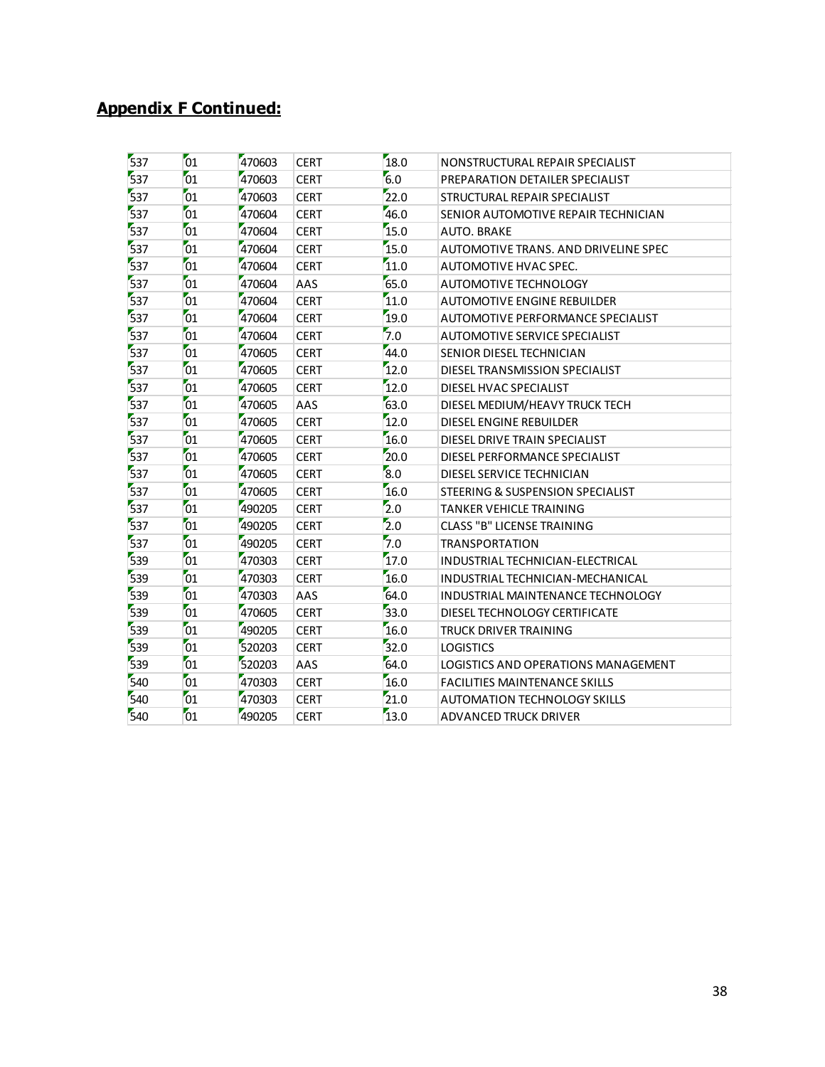## **Appendix F Continued:**

| | | | | | |
|---|---|---|---|---|---|
| 537 | 01 | 470603 | CERT | 18.0 | NONSTRUCTURAL REPAIR SPECIALIST |
| 537 | 01 | 470603 | CERT | 6.0 | PREPARATION DETAILER SPECIALIST |
| 537 | 01 | 470603 | CERT | 22.0 | STRUCTURAL REPAIR SPECIALIST |
| 537 | 01 | 470604 | CERT | 46.0 | SENIOR AUTOMOTIVE REPAIR TECHNICIAN |
| 537 | 01 | 470604 | CERT | 15.0 | AUTO. BRAKE |
| 537 | 01 | 470604 | CERT | 15.0 | AUTOMOTIVE TRANS. AND DRIVELINE SPEC |
| 537 | 01 | 470604 | CERT | 11.0 | AUTOMOTIVE HVAC SPEC. |
| 537 | 01 | 470604 | AAS | 65.0 | AUTOMOTIVE TECHNOLOGY |
| 537 | 01 | 470604 | CERT | 11.0 | AUTOMOTIVE ENGINE REBUILDER |
| 537 | 01 | 470604 | CERT | 19.0 | AUTOMOTIVE PERFORMANCE SPECIALIST |
| 537 | 01 | 470604 | CERT | 7.0 | AUTOMOTIVE SERVICE SPECIALIST |
| 537 | 01 | 470605 | CERT | 44.0 | SENIOR DIESEL TECHNICIAN |
| 537 | 01 | 470605 | CERT | 12.0 | DIESEL TRANSMISSION SPECIALIST |
| 537 | 01 | 470605 | CERT | 12.0 | DIESEL HVAC SPECIALIST |
| 537 | 01 | 470605 | AAS | 63.0 | DIESEL MEDIUM/HEAVY TRUCK TECH |
| 537 | 01 | 470605 | CERT | 12.0 | DIESEL ENGINE REBUILDER |
| 537 | 01 | 470605 | CERT | 16.0 | DIESEL DRIVE TRAIN SPECIALIST |
| 537 | 01 | 470605 | CERT | 20.0 | DIESEL PERFORMANCE SPECIALIST |
| 537 | 01 | 470605 | CERT | 8.0 | DIESEL SERVICE TECHNICIAN |
| 537 | 01 | 470605 | CERT | 16.0 | STEERING & SUSPENSION SPECIALIST |
| 537 | 01 | 490205 | CERT | 2.0 | TANKER VEHICLE TRAINING |
| 537 | 01 | 490205 | CERT | 2.0 | CLASS "B" LICENSE TRAINING |
| 537 | 01 | 490205 | CERT | 7.0 | TRANSPORTATION |
| 539 | 01 | 470303 | CERT | 17.0 | INDUSTRIAL TECHNICIAN-ELECTRICAL |
| 539 | 01 | 470303 | CERT | 16.0 | INDUSTRIAL TECHNICIAN-MECHANICAL |
| 539 | 01 | 470303 | AAS | 64.0 | INDUSTRIAL MAINTENANCE TECHNOLOGY |
| 539 | 01 | 470605 | CERT | 33.0 | DIESEL TECHNOLOGY CERTIFICATE |
| 539 | 01 | 490205 | CERT | 16.0 | TRUCK DRIVER TRAINING |
| 539 | 01 | 520203 | CERT | 32.0 | LOGISTICS |
| 539 | 01 | 520203 | AAS | 64.0 | LOGISTICS AND OPERATIONS MANAGEMENT |
| 540 | 01 | 470303 | CERT | 16.0 | FACILITIES MAINTENANCE SKILLS |
| 540 | 01 | 470303 | CERT | 21.0 | AUTOMATION TECHNOLOGY SKILLS |
| 540 | 01 | 490205 | CERT | 13.0 | ADVANCED TRUCK DRIVER |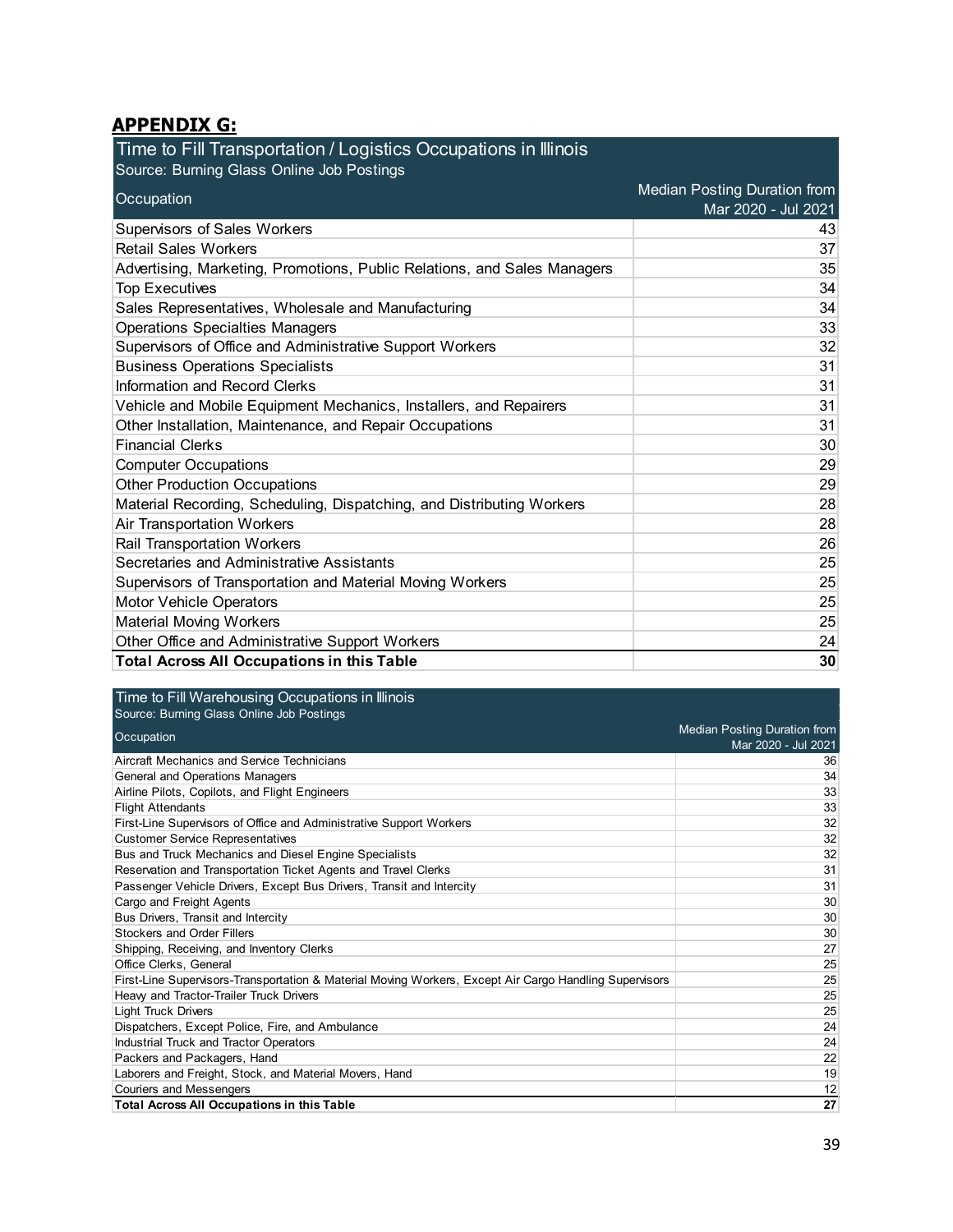## APPENDIX G:

| Time to Fill Transportation / Logistics Occupations in Illinois<br>Source: Burning Glass Online Job Postings | |
|---|---|
| **Occupation** | **Median Posting Duration from Mar 2020 - Jul 2021** |
| Supervisors of Sales Workers | 43 |
| Retail Sales Workers | 37 |
| Advertising, Marketing, Promotions, Public Relations, and Sales Managers | 35 |
| Top Executives | 34 |
| Sales Representatives, Wholesale and Manufacturing | 34 |
| Operations Specialties Managers | 33 |
| Supervisors of Office and Administrative Support Workers | 32 |
| Business Operations Specialists | 31 |
| Information and Record Clerks | 31 |
| Vehicle and Mobile Equipment Mechanics, Installers, and Repairers | 31 |
| Other Installation, Maintenance, and Repair Occupations | 31 |
| Financial Clerks | 30 |
| Computer Occupations | 29 |
| Other Production Occupations | 29 |
| Material Recording, Scheduling, Dispatching, and Distributing Workers | 28 |
| Air Transportation Workers | 28 |
| Rail Transportation Workers | 26 |
| Secretaries and Administrative Assistants | 25 |
| Supervisors of Transportation and Material Moving Workers | 25 |
| Motor Vehicle Operators | 25 |
| Material Moving Workers | 25 |
| Other Office and Administrative Support Workers | 24 |
| **Total Across All Occupations in this Table** | **30** |

| Time to Fill Warehousing Occupations in Illinois<br>Source: Burning Glass Online Job Postings | |
|---|---|
| **Occupation** | **Median Posting Duration from Mar 2020 - Jul 2021** |
| Aircraft Mechanics and Service Technicians | 36 |
| General and Operations Managers | 34 |
| Airline Pilots, Copilots, and Flight Engineers | 33 |
| Flight Attendants | 33 |
| First-Line Supervisors of Office and Administrative Support Workers | 32 |
| Customer Service Representatives | 32 |
| Bus and Truck Mechanics and Diesel Engine Specialists | 32 |
| Reservation and Transportation Ticket Agents and Travel Clerks | 31 |
| Passenger Vehicle Drivers, Except Bus Drivers, Transit and Intercity | 31 |
| Cargo and Freight Agents | 30 |
| Bus Drivers, Transit and Intercity | 30 |
| Stockers and Order Fillers | 30 |
| Shipping, Receiving, and Inventory Clerks | 27 |
| Office Clerks, General | 25 |
| First-Line Supervisors-Transportation & Material Moving Workers, Except Air Cargo Handling Supervisors | 25 |
| Heavy and Tractor-Trailer Truck Drivers | 25 |
| Light Truck Drivers | 25 |
| Dispatchers, Except Police, Fire, and Ambulance | 24 |
| Industrial Truck and Tractor Operators | 24 |
| Packers and Packagers, Hand | 22 |
| Laborers and Freight, Stock, and Material Movers, Hand | 19 |
| Couriers and Messengers | 12 |
| **Total Across All Occupations in this Table** | **27** |